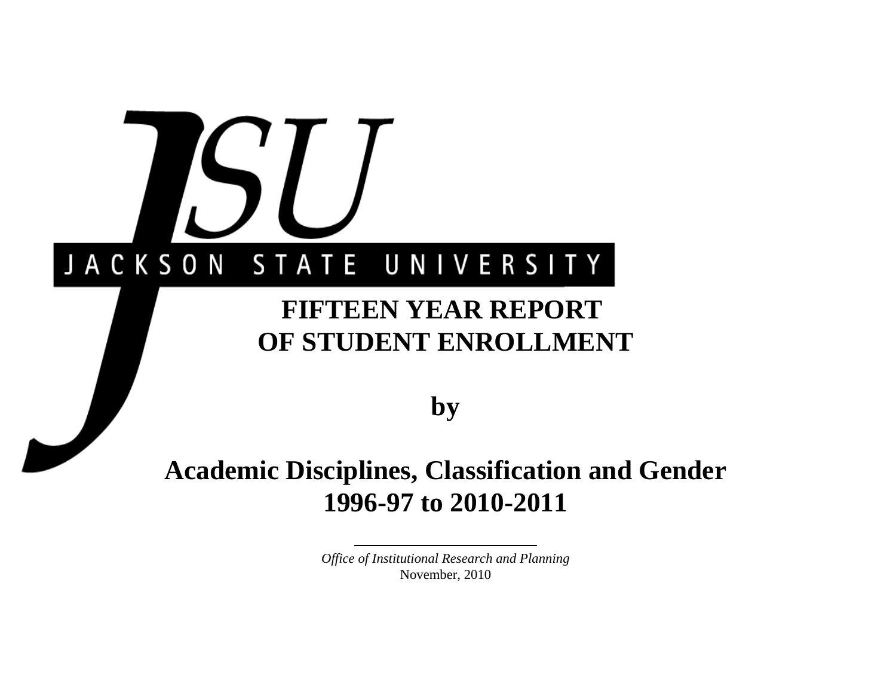JSU

JACKSON STATE UNIVERSITY

# FIFTEEN YEAR REPORT OF STUDENT ENROLLMENT

## by

## Academic Disciplines, Classification and Gender 1996-97 to 2010-2011

*Office of Institutional Research and Planning*

November, 2010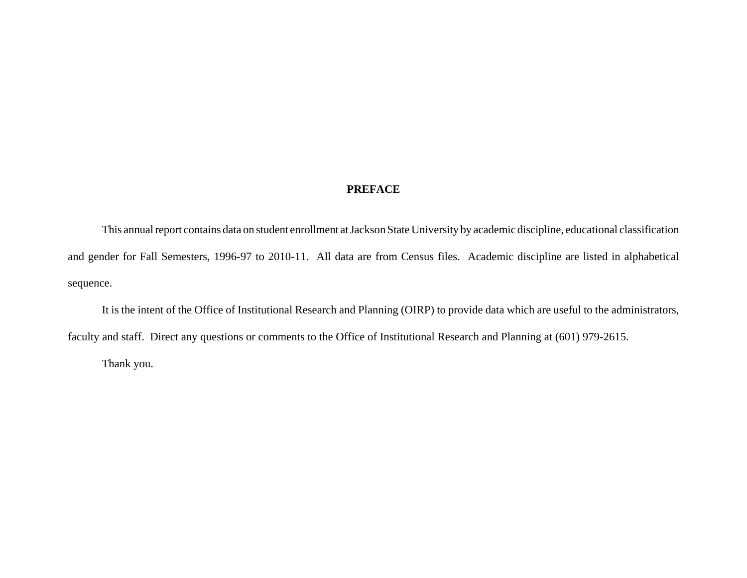# PREFACE

This annual report contains data on student enrollment at Jackson State University by academic discipline, educational classification and gender for Fall Semesters, 1996-97 to 2010-11. All data are from Census files. Academic discipline are listed in alphabetical sequence.

It is the intent of the Office of Institutional Research and Planning (OIRP) to provide data which are useful to the administrators, faculty and staff. Direct any questions or comments to the Office of Institutional Research and Planning at (601) 979-2615.

Thank you.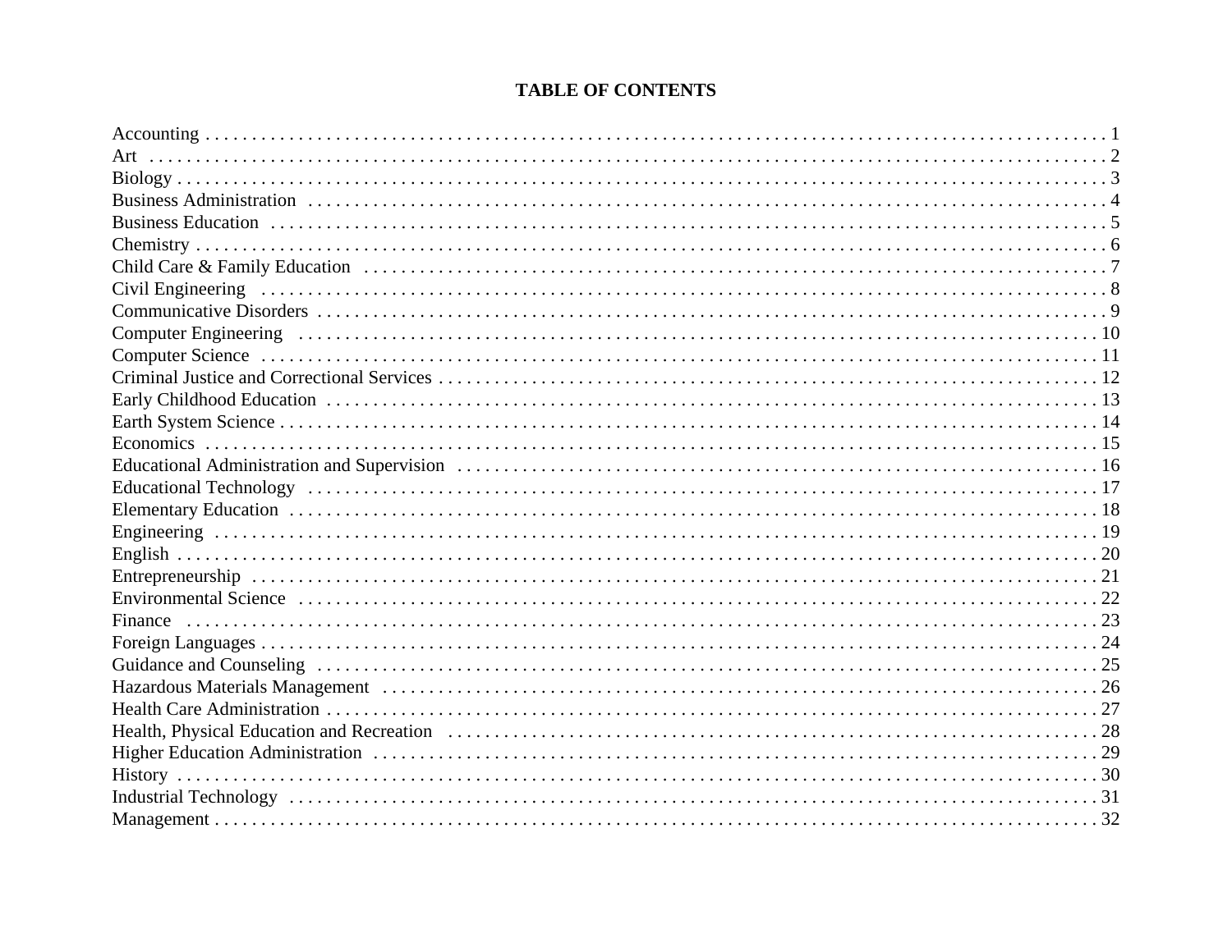# TABLE OF CONTENTS

| Section | Page |
| --- | --- |
| Accounting | 1 |
| Art | 2 |
| Biology | 3 |
| Business Administration | 4 |
| Business Education | 5 |
| Chemistry | 6 |
| Child Care & Family Education | 7 |
| Civil Engineering | 8 |
| Communicative Disorders | 9 |
| Computer Engineering | 10 |
| Computer Science | 11 |
| Criminal Justice and Correctional Services | 12 |
| Early Childhood Education | 13 |
| Earth System Science | 14 |
| Economics | 15 |
| Educational Administration and Supervision | 16 |
| Educational Technology | 17 |
| Elementary Education | 18 |
| Engineering | 19 |
| English | 20 |
| Entrepreneurship | 21 |
| Environmental Science | 22 |
| Finance | 23 |
| Foreign Languages | 24 |
| Guidance and Counseling | 25 |
| Hazardous Materials Management | 26 |
| Health Care Administration | 27 |
| Health, Physical Education and Recreation | 28 |
| Higher Education Administration | 29 |
| History | 30 |
| Industrial Technology | 31 |
| Management | 32 |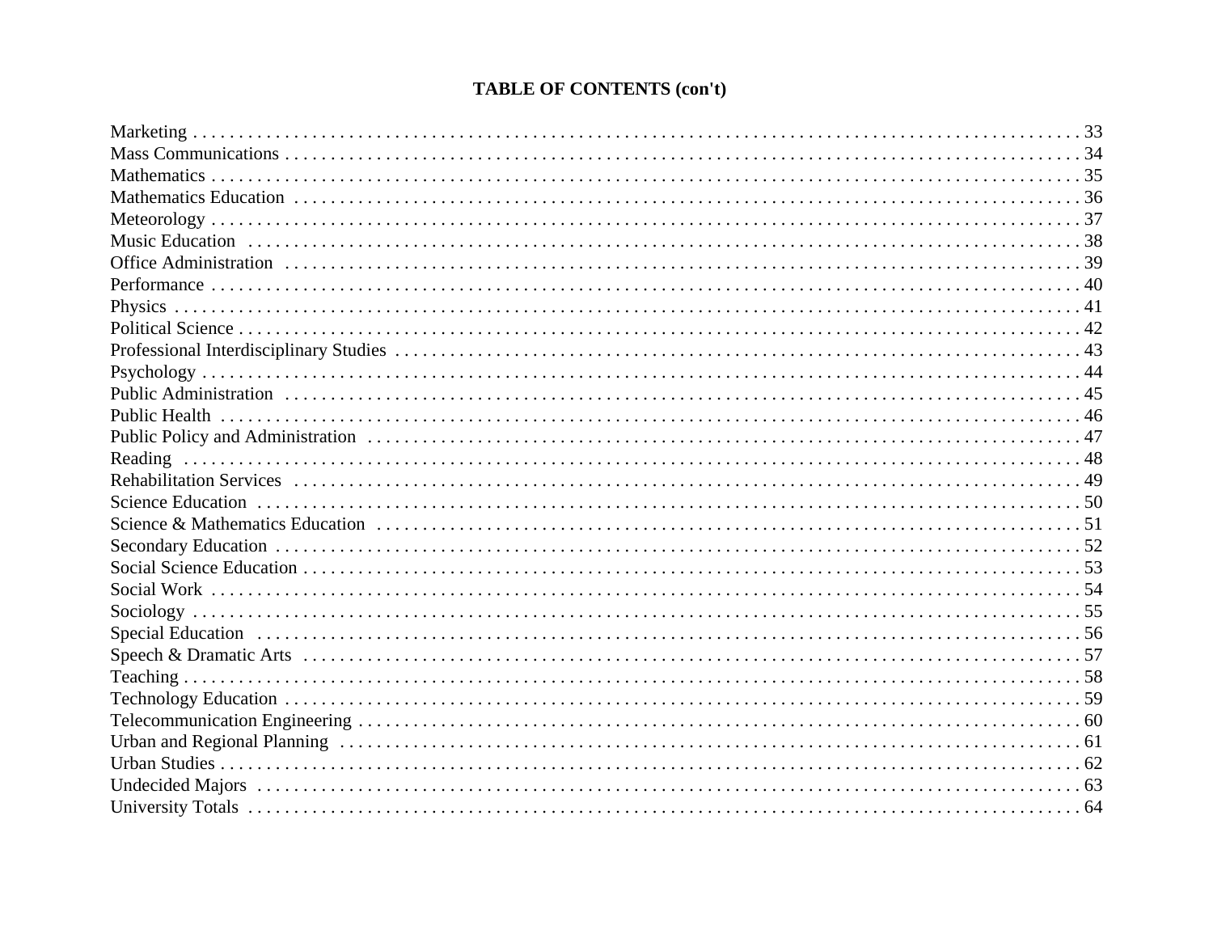# TABLE OF CONTENTS (con't)

| | |
|---|---|
| Marketing | 33 |
| Mass Communications | 34 |
| Mathematics | 35 |
| Mathematics Education | 36 |
| Meteorology | 37 |
| Music Education | 38 |
| Office Administration | 39 |
| Performance | 40 |
| Physics | 41 |
| Political Science | 42 |
| Professional Interdisciplinary Studies | 43 |
| Psychology | 44 |
| Public Administration | 45 |
| Public Health | 46 |
| Public Policy and Administration | 47 |
| Reading | 48 |
| Rehabilitation Services | 49 |
| Science Education | 50 |
| Science & Mathematics Education | 51 |
| Secondary Education | 52 |
| Social Science Education | 53 |
| Social Work | 54 |
| Sociology | 55 |
| Special Education | 56 |
| Speech & Dramatic Arts | 57 |
| Teaching | 58 |
| Technology Education | 59 |
| Telecommunication Engineering | 60 |
| Urban and Regional Planning | 61 |
| Urban Studies | 62 |
| Undecided Majors | 63 |
| University Totals | 64 |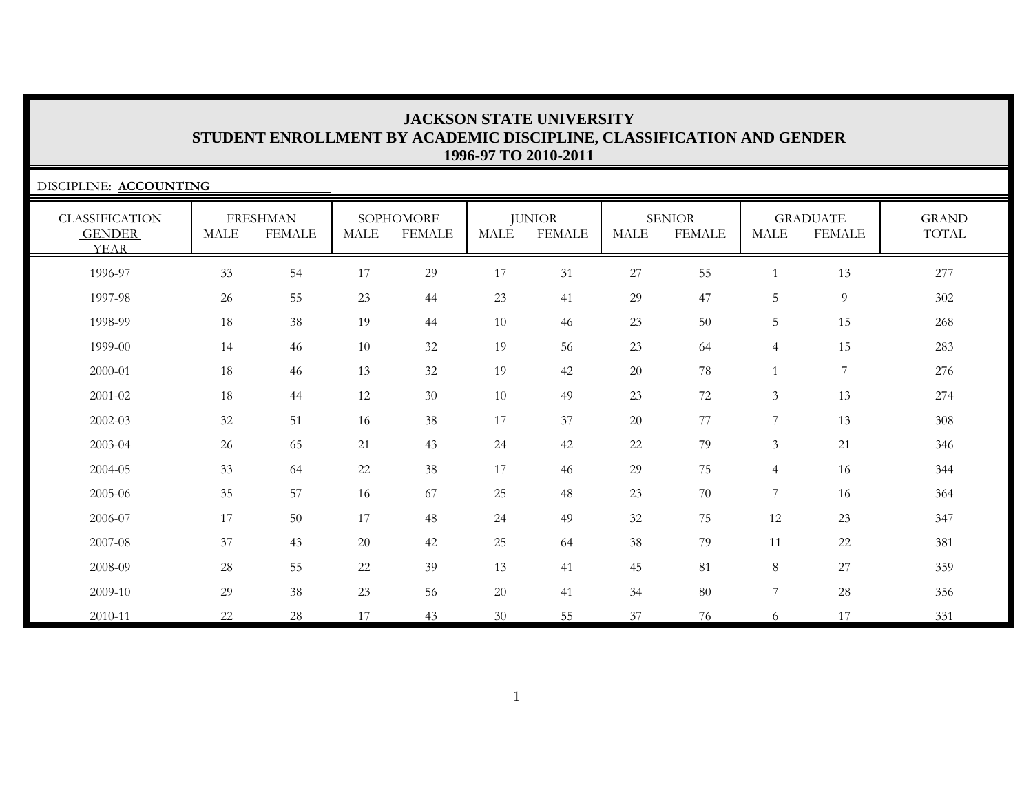# JACKSON STATE UNIVERSITY
## STUDENT ENROLLMENT BY ACADEMIC DISCIPLINE, CLASSIFICATION AND GENDER
### 1996-97 TO 2010-2011

DISCIPLINE: **ACCOUNTING**

| CLASSIFICATION GENDER YEAR | FRESHMAN | | SOPHOMORE | | JUNIOR | | SENIOR | | GRADUATE | | GRAND TOTAL |
|---|---|---|---|---|---|---|---|---|---|---|---|
| | MALE | FEMALE | MALE | FEMALE | MALE | FEMALE | MALE | FEMALE | MALE | FEMALE | |
| 1996-97 | 33 | 54 | 17 | 29 | 17 | 31 | 27 | 55 | 1 | 13 | 277 |
| 1997-98 | 26 | 55 | 23 | 44 | 23 | 41 | 29 | 47 | 5 | 9 | 302 |
| 1998-99 | 18 | 38 | 19 | 44 | 10 | 46 | 23 | 50 | 5 | 15 | 268 |
| 1999-00 | 14 | 46 | 10 | 32 | 19 | 56 | 23 | 64 | 4 | 15 | 283 |
| 2000-01 | 18 | 46 | 13 | 32 | 19 | 42 | 20 | 78 | 1 | 7 | 276 |
| 2001-02 | 18 | 44 | 12 | 30 | 10 | 49 | 23 | 72 | 3 | 13 | 274 |
| 2002-03 | 32 | 51 | 16 | 38 | 17 | 37 | 20 | 77 | 7 | 13 | 308 |
| 2003-04 | 26 | 65 | 21 | 43 | 24 | 42 | 22 | 79 | 3 | 21 | 346 |
| 2004-05 | 33 | 64 | 22 | 38 | 17 | 46 | 29 | 75 | 4 | 16 | 344 |
| 2005-06 | 35 | 57 | 16 | 67 | 25 | 48 | 23 | 70 | 7 | 16 | 364 |
| 2006-07 | 17 | 50 | 17 | 48 | 24 | 49 | 32 | 75 | 12 | 23 | 347 |
| 2007-08 | 37 | 43 | 20 | 42 | 25 | 64 | 38 | 79 | 11 | 22 | 381 |
| 2008-09 | 28 | 55 | 22 | 39 | 13 | 41 | 45 | 81 | 8 | 27 | 359 |
| 2009-10 | 29 | 38 | 23 | 56 | 20 | 41 | 34 | 80 | 7 | 28 | 356 |
| 2010-11 | 22 | 28 | 17 | 43 | 30 | 55 | 37 | 76 | 6 | 17 | 331 |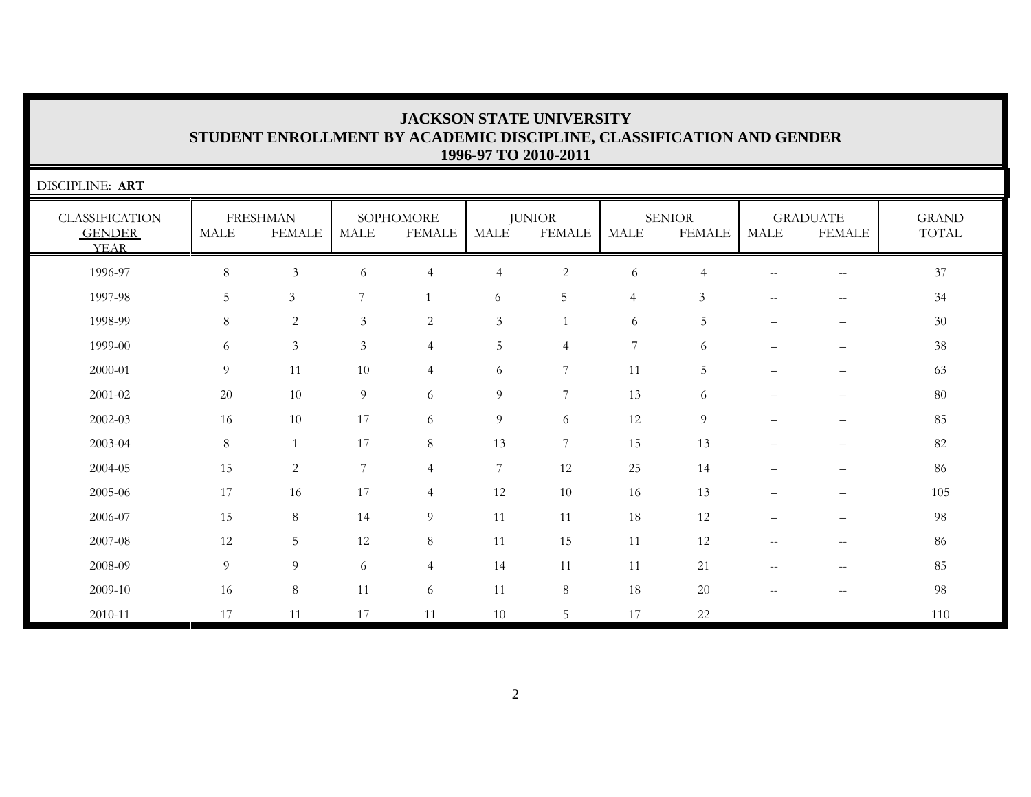# JACKSON STATE UNIVERSITY
## STUDENT ENROLLMENT BY ACADEMIC DISCIPLINE, CLASSIFICATION AND GENDER
### 1996-97 TO 2010-2011

DISCIPLINE: **ART**

| CLASSIFICATION GENDER YEAR | FRESHMAN | | SOPHOMORE | | JUNIOR | | SENIOR | | GRADUATE | | GRAND TOTAL |
|---|---|---|---|---|---|---|---|---|---|---|---|
| | MALE | FEMALE | MALE | FEMALE | MALE | FEMALE | MALE | FEMALE | MALE | FEMALE | |
| 1996-97 | 8 | 3 | 6 | 4 | 4 | 2 | 6 | 4 | -- | -- | 37 |
| 1997-98 | 5 | 3 | 7 | 1 | 6 | 5 | 4 | 3 | -- | -- | 34 |
| 1998-99 | 8 | 2 | 3 | 2 | 3 | 1 | 6 | 5 | – | – | 30 |
| 1999-00 | 6 | 3 | 3 | 4 | 5 | 4 | 7 | 6 | – | – | 38 |
| 2000-01 | 9 | 11 | 10 | 4 | 6 | 7 | 11 | 5 | – | – | 63 |
| 2001-02 | 20 | 10 | 9 | 6 | 9 | 7 | 13 | 6 | – | – | 80 |
| 2002-03 | 16 | 10 | 17 | 6 | 9 | 6 | 12 | 9 | – | – | 85 |
| 2003-04 | 8 | 1 | 17 | 8 | 13 | 7 | 15 | 13 | – | – | 82 |
| 2004-05 | 15 | 2 | 7 | 4 | 7 | 12 | 25 | 14 | – | – | 86 |
| 2005-06 | 17 | 16 | 17 | 4 | 12 | 10 | 16 | 13 | – | – | 105 |
| 2006-07 | 15 | 8 | 14 | 9 | 11 | 11 | 18 | 12 | – | – | 98 |
| 2007-08 | 12 | 5 | 12 | 8 | 11 | 15 | 11 | 12 | -- | -- | 86 |
| 2008-09 | 9 | 9 | 6 | 4 | 14 | 11 | 11 | 21 | -- | -- | 85 |
| 2009-10 | 16 | 8 | 11 | 6 | 11 | 8 | 18 | 20 | -- | -- | 98 |
| 2010-11 | 17 | 11 | 17 | 11 | 10 | 5 | 17 | 22 | | | 110 |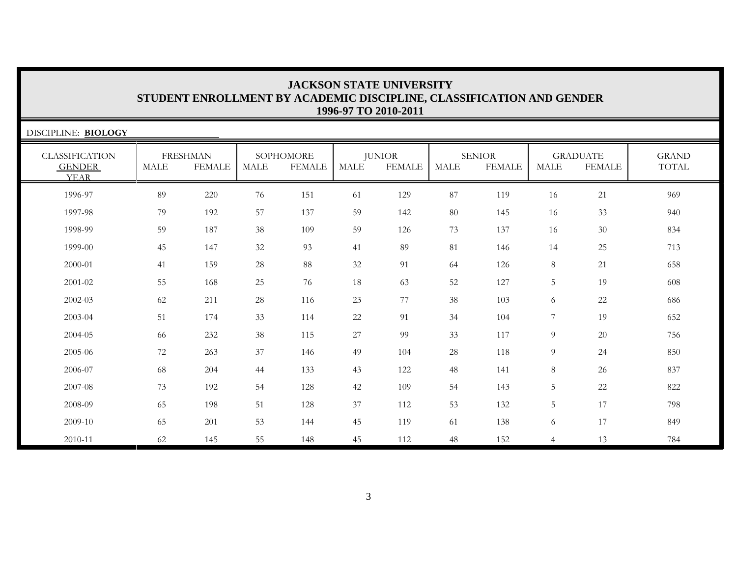# JACKSON STATE UNIVERSITY
## STUDENT ENROLLMENT BY ACADEMIC DISCIPLINE, CLASSIFICATION AND GENDER
### 1996-97 TO 2010-2011

DISCIPLINE: **BIOLOGY**

| CLASSIFICATION | FRESHMAN | | SOPHOMORE | | JUNIOR | | SENIOR | | GRADUATE | | GRAND |
|---|---|---|---|---|---|---|---|---|---|---|---|
| GENDER / YEAR | MALE | FEMALE | MALE | FEMALE | MALE | FEMALE | MALE | FEMALE | MALE | FEMALE | TOTAL |
| 1996-97 | 89 | 220 | 76 | 151 | 61 | 129 | 87 | 119 | 16 | 21 | 969 |
| 1997-98 | 79 | 192 | 57 | 137 | 59 | 142 | 80 | 145 | 16 | 33 | 940 |
| 1998-99 | 59 | 187 | 38 | 109 | 59 | 126 | 73 | 137 | 16 | 30 | 834 |
| 1999-00 | 45 | 147 | 32 | 93 | 41 | 89 | 81 | 146 | 14 | 25 | 713 |
| 2000-01 | 41 | 159 | 28 | 88 | 32 | 91 | 64 | 126 | 8 | 21 | 658 |
| 2001-02 | 55 | 168 | 25 | 76 | 18 | 63 | 52 | 127 | 5 | 19 | 608 |
| 2002-03 | 62 | 211 | 28 | 116 | 23 | 77 | 38 | 103 | 6 | 22 | 686 |
| 2003-04 | 51 | 174 | 33 | 114 | 22 | 91 | 34 | 104 | 7 | 19 | 652 |
| 2004-05 | 66 | 232 | 38 | 115 | 27 | 99 | 33 | 117 | 9 | 20 | 756 |
| 2005-06 | 72 | 263 | 37 | 146 | 49 | 104 | 28 | 118 | 9 | 24 | 850 |
| 2006-07 | 68 | 204 | 44 | 133 | 43 | 122 | 48 | 141 | 8 | 26 | 837 |
| 2007-08 | 73 | 192 | 54 | 128 | 42 | 109 | 54 | 143 | 5 | 22 | 822 |
| 2008-09 | 65 | 198 | 51 | 128 | 37 | 112 | 53 | 132 | 5 | 17 | 798 |
| 2009-10 | 65 | 201 | 53 | 144 | 45 | 119 | 61 | 138 | 6 | 17 | 849 |
| 2010-11 | 62 | 145 | 55 | 148 | 45 | 112 | 48 | 152 | 4 | 13 | 784 |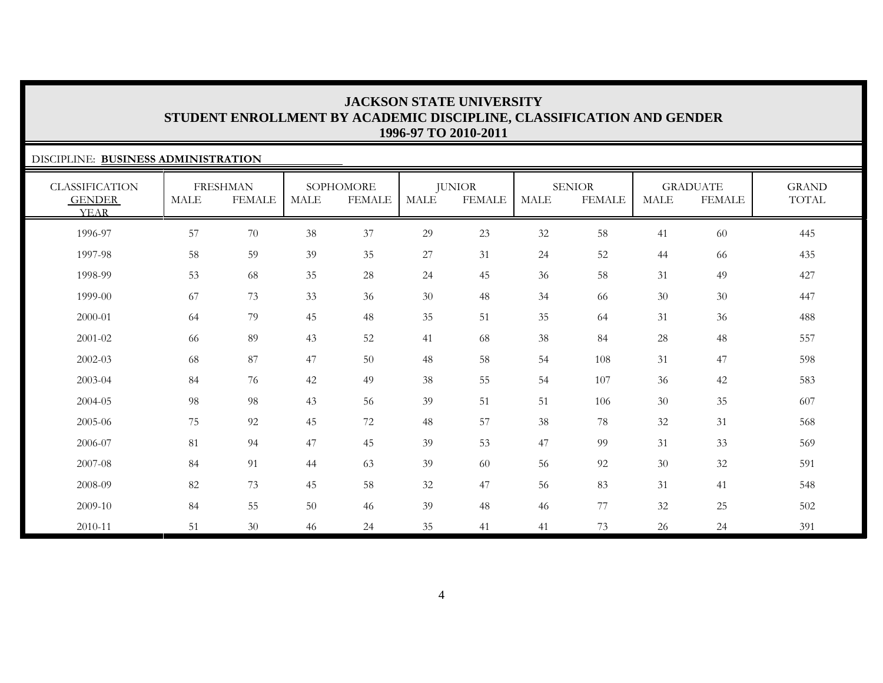# JACKSON STATE UNIVERSITY
## STUDENT ENROLLMENT BY ACADEMIC DISCIPLINE, CLASSIFICATION AND GENDER
### 1996-97 TO 2010-2011

DISCIPLINE: **BUSINESS ADMINISTRATION**

| CLASSIFICATION | FRESHMAN | | SOPHOMORE | | JUNIOR | | SENIOR | | GRADUATE | | GRAND |
|---|---|---|---|---|---|---|---|---|---|---|---|
| GENDER / YEAR | MALE | FEMALE | MALE | FEMALE | MALE | FEMALE | MALE | FEMALE | MALE | FEMALE | TOTAL |
| 1996-97 | 57 | 70 | 38 | 37 | 29 | 23 | 32 | 58 | 41 | 60 | 445 |
| 1997-98 | 58 | 59 | 39 | 35 | 27 | 31 | 24 | 52 | 44 | 66 | 435 |
| 1998-99 | 53 | 68 | 35 | 28 | 24 | 45 | 36 | 58 | 31 | 49 | 427 |
| 1999-00 | 67 | 73 | 33 | 36 | 30 | 48 | 34 | 66 | 30 | 30 | 447 |
| 2000-01 | 64 | 79 | 45 | 48 | 35 | 51 | 35 | 64 | 31 | 36 | 488 |
| 2001-02 | 66 | 89 | 43 | 52 | 41 | 68 | 38 | 84 | 28 | 48 | 557 |
| 2002-03 | 68 | 87 | 47 | 50 | 48 | 58 | 54 | 108 | 31 | 47 | 598 |
| 2003-04 | 84 | 76 | 42 | 49 | 38 | 55 | 54 | 107 | 36 | 42 | 583 |
| 2004-05 | 98 | 98 | 43 | 56 | 39 | 51 | 51 | 106 | 30 | 35 | 607 |
| 2005-06 | 75 | 92 | 45 | 72 | 48 | 57 | 38 | 78 | 32 | 31 | 568 |
| 2006-07 | 81 | 94 | 47 | 45 | 39 | 53 | 47 | 99 | 31 | 33 | 569 |
| 2007-08 | 84 | 91 | 44 | 63 | 39 | 60 | 56 | 92 | 30 | 32 | 591 |
| 2008-09 | 82 | 73 | 45 | 58 | 32 | 47 | 56 | 83 | 31 | 41 | 548 |
| 2009-10 | 84 | 55 | 50 | 46 | 39 | 48 | 46 | 77 | 32 | 25 | 502 |
| 2010-11 | 51 | 30 | 46 | 24 | 35 | 41 | 41 | 73 | 26 | 24 | 391 |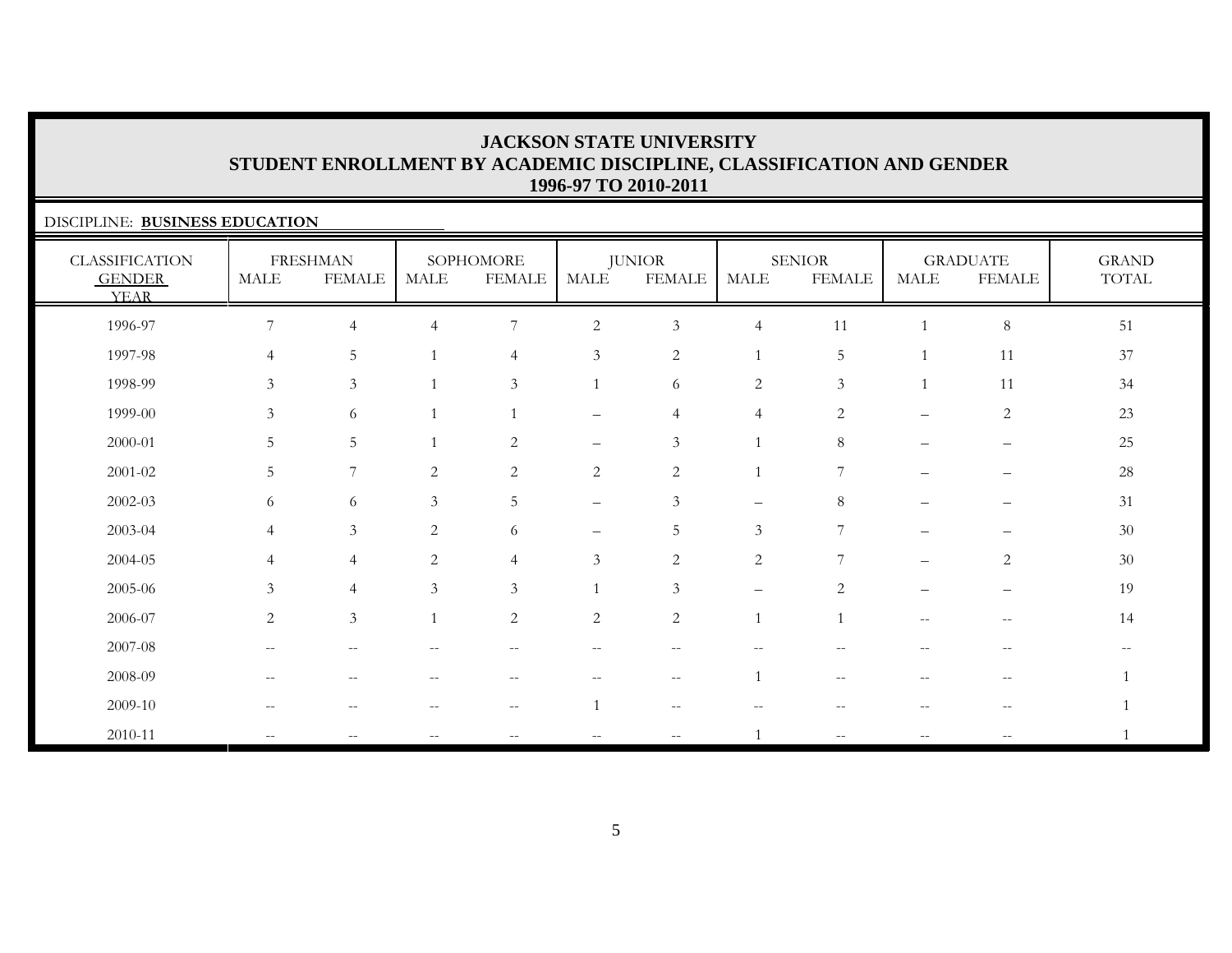# JACKSON STATE UNIVERSITY
## STUDENT ENROLLMENT BY ACADEMIC DISCIPLINE, CLASSIFICATION AND GENDER
## 1996-97 TO 2010-2011

DISCIPLINE: **BUSINESS EDUCATION**

| CLASSIFICATION | FRESHMAN | | SOPHOMORE | | JUNIOR | | SENIOR | | GRADUATE | | GRAND |
|---|---|---|---|---|---|---|---|---|---|---|---|
| GENDER<br>YEAR | MALE | FEMALE | MALE | FEMALE | MALE | FEMALE | MALE | FEMALE | MALE | FEMALE | TOTAL |
| 1996-97 | 7 | 4 | 4 | 7 | 2 | 3 | 4 | 11 | 1 | 8 | 51 |
| 1997-98 | 4 | 5 | 1 | 4 | 3 | 2 | 1 | 5 | 1 | 11 | 37 |
| 1998-99 | 3 | 3 | 1 | 3 | 1 | 6 | 2 | 3 | 1 | 11 | 34 |
| 1999-00 | 3 | 6 | 1 | 1 | – | 4 | 4 | 2 | – | 2 | 23 |
| 2000-01 | 5 | 5 | 1 | 2 | – | 3 | 1 | 8 | – | – | 25 |
| 2001-02 | 5 | 7 | 2 | 2 | 2 | 2 | 1 | 7 | – | – | 28 |
| 2002-03 | 6 | 6 | 3 | 5 | – | 3 | – | 8 | – | – | 31 |
| 2003-04 | 4 | 3 | 2 | 6 | – | 5 | 3 | 7 | – | – | 30 |
| 2004-05 | 4 | 4 | 2 | 4 | 3 | 2 | 2 | 7 | – | 2 | 30 |
| 2005-06 | 3 | 4 | 3 | 3 | 1 | 3 | – | 2 | – | – | 19 |
| 2006-07 | 2 | 3 | 1 | 2 | 2 | 2 | 1 | 1 | -- | -- | 14 |
| 2007-08 | -- | -- | -- | -- | -- | -- | -- | -- | -- | -- | -- |
| 2008-09 | -- | -- | -- | -- | -- | -- | 1 | -- | -- | -- | 1 |
| 2009-10 | -- | -- | -- | -- | 1 | -- | -- | -- | -- | -- | 1 |
| 2010-11 | -- | -- | -- | -- | -- | -- | 1 | -- | -- | -- | 1 |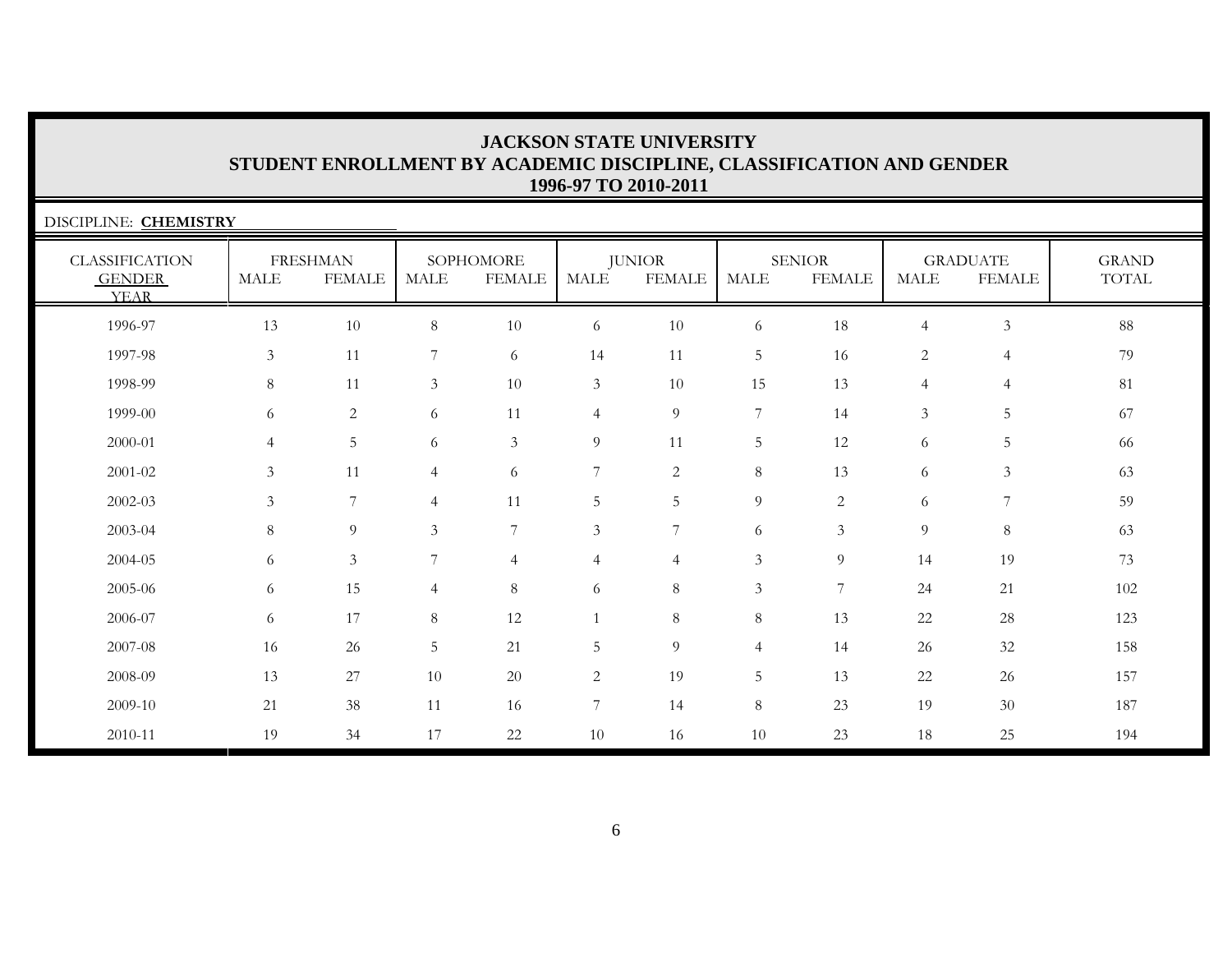# JACKSON STATE UNIVERSITY

## STUDENT ENROLLMENT BY ACADEMIC DISCIPLINE, CLASSIFICATION AND GENDER

### 1996-97 TO 2010-2011

DISCIPLINE: **CHEMISTRY**

| CLASSIFICATION | FRESHMAN | | SOPHOMORE | | JUNIOR | | SENIOR | | GRADUATE | | GRAND |
|---|---|---|---|---|---|---|---|---|---|---|---|
| GENDER / YEAR | MALE | FEMALE | MALE | FEMALE | MALE | FEMALE | MALE | FEMALE | MALE | FEMALE | TOTAL |
| 1996-97 | 13 | 10 | 8 | 10 | 6 | 10 | 6 | 18 | 4 | 3 | 88 |
| 1997-98 | 3 | 11 | 7 | 6 | 14 | 11 | 5 | 16 | 2 | 4 | 79 |
| 1998-99 | 8 | 11 | 3 | 10 | 3 | 10 | 15 | 13 | 4 | 4 | 81 |
| 1999-00 | 6 | 2 | 6 | 11 | 4 | 9 | 7 | 14 | 3 | 5 | 67 |
| 2000-01 | 4 | 5 | 6 | 3 | 9 | 11 | 5 | 12 | 6 | 5 | 66 |
| 2001-02 | 3 | 11 | 4 | 6 | 7 | 2 | 8 | 13 | 6 | 3 | 63 |
| 2002-03 | 3 | 7 | 4 | 11 | 5 | 5 | 9 | 2 | 6 | 7 | 59 |
| 2003-04 | 8 | 9 | 3 | 7 | 3 | 7 | 6 | 3 | 9 | 8 | 63 |
| 2004-05 | 6 | 3 | 7 | 4 | 4 | 4 | 3 | 9 | 14 | 19 | 73 |
| 2005-06 | 6 | 15 | 4 | 8 | 6 | 8 | 3 | 7 | 24 | 21 | 102 |
| 2006-07 | 6 | 17 | 8 | 12 | 1 | 8 | 8 | 13 | 22 | 28 | 123 |
| 2007-08 | 16 | 26 | 5 | 21 | 5 | 9 | 4 | 14 | 26 | 32 | 158 |
| 2008-09 | 13 | 27 | 10 | 20 | 2 | 19 | 5 | 13 | 22 | 26 | 157 |
| 2009-10 | 21 | 38 | 11 | 16 | 7 | 14 | 8 | 23 | 19 | 30 | 187 |
| 2010-11 | 19 | 34 | 17 | 22 | 10 | 16 | 10 | 23 | 18 | 25 | 194 |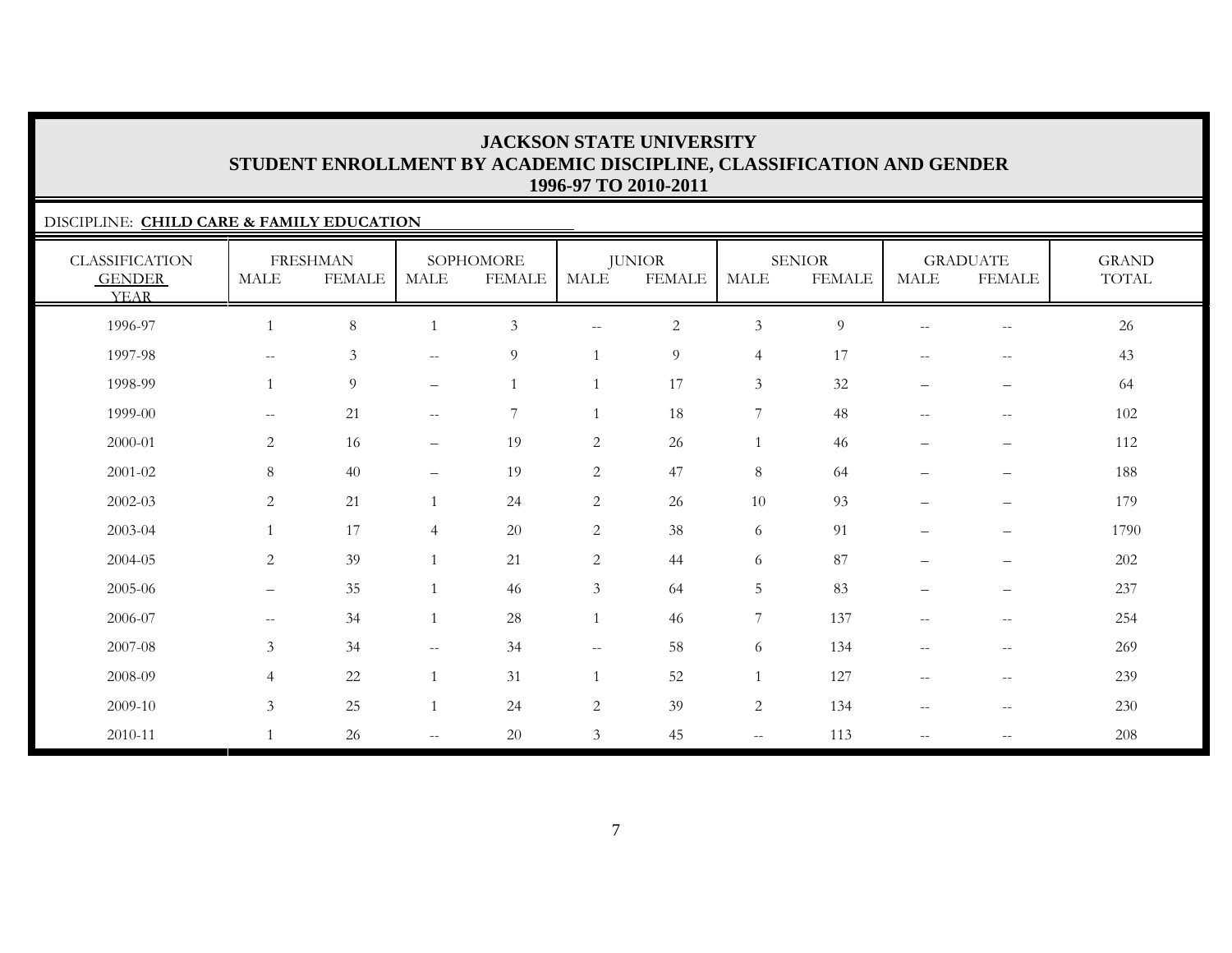# JACKSON STATE UNIVERSITY
## STUDENT ENROLLMENT BY ACADEMIC DISCIPLINE, CLASSIFICATION AND GENDER
### 1996-97 TO 2010-2011

DISCIPLINE: **CHILD CARE & FAMILY EDUCATION**

| CLASSIFICATION GENDER YEAR | FRESHMAN | | SOPHOMORE | | JUNIOR | | SENIOR | | GRADUATE | | GRAND TOTAL |
|---|---|---|---|---|---|---|---|---|---|---|---|
| | MALE | FEMALE | MALE | FEMALE | MALE | FEMALE | MALE | FEMALE | MALE | FEMALE | |
| 1996-97 | 1 | 8 | 1 | 3 | -- | 2 | 3 | 9 | -- | -- | 26 |
| 1997-98 | -- | 3 | -- | 9 | 1 | 9 | 4 | 17 | -- | -- | 43 |
| 1998-99 | 1 | 9 | – | 1 | 1 | 17 | 3 | 32 | – | – | 64 |
| 1999-00 | -- | 21 | -- | 7 | 1 | 18 | 7 | 48 | -- | -- | 102 |
| 2000-01 | 2 | 16 | – | 19 | 2 | 26 | 1 | 46 | – | – | 112 |
| 2001-02 | 8 | 40 | – | 19 | 2 | 47 | 8 | 64 | – | – | 188 |
| 2002-03 | 2 | 21 | 1 | 24 | 2 | 26 | 10 | 93 | – | – | 179 |
| 2003-04 | 1 | 17 | 4 | 20 | 2 | 38 | 6 | 91 | – | – | 1790 |
| 2004-05 | 2 | 39 | 1 | 21 | 2 | 44 | 6 | 87 | – | – | 202 |
| 2005-06 | – | 35 | 1 | 46 | 3 | 64 | 5 | 83 | – | – | 237 |
| 2006-07 | -- | 34 | 1 | 28 | 1 | 46 | 7 | 137 | -- | -- | 254 |
| 2007-08 | 3 | 34 | -- | 34 | -- | 58 | 6 | 134 | -- | -- | 269 |
| 2008-09 | 4 | 22 | 1 | 31 | 1 | 52 | 1 | 127 | -- | -- | 239 |
| 2009-10 | 3 | 25 | 1 | 24 | 2 | 39 | 2 | 134 | -- | -- | 230 |
| 2010-11 | 1 | 26 | -- | 20 | 3 | 45 | -- | 113 | -- | -- | 208 |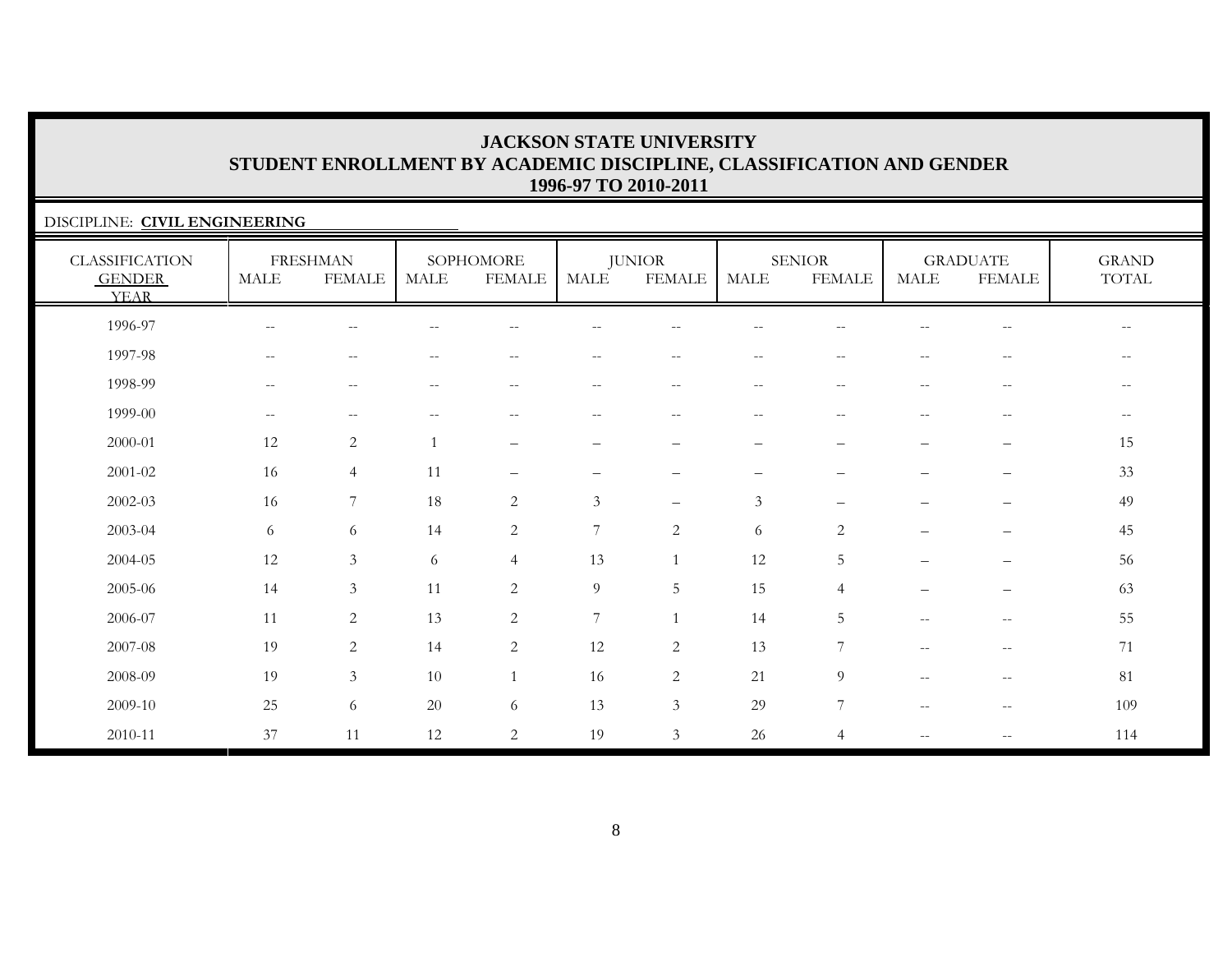# JACKSON STATE UNIVERSITY
## STUDENT ENROLLMENT BY ACADEMIC DISCIPLINE, CLASSIFICATION AND GENDER
### 1996-97 TO 2010-2011

DISCIPLINE: **CIVIL ENGINEERING**

| CLASSIFICATION | FRESHMAN | | SOPHOMORE | | JUNIOR | | SENIOR | | GRADUATE | | GRAND |
|---|---|---|---|---|---|---|---|---|---|---|---|
| GENDER / YEAR | MALE | FEMALE | MALE | FEMALE | MALE | FEMALE | MALE | FEMALE | MALE | FEMALE | TOTAL |
| 1996-97 | -- | -- | -- | -- | -- | -- | -- | -- | -- | -- | -- |
| 1997-98 | -- | -- | -- | -- | -- | -- | -- | -- | -- | -- | -- |
| 1998-99 | -- | -- | -- | -- | -- | -- | -- | -- | -- | -- | -- |
| 1999-00 | -- | -- | -- | -- | -- | -- | -- | -- | -- | -- | -- |
| 2000-01 | 12 | 2 | 1 | – | – | – | – | – | – | – | 15 |
| 2001-02 | 16 | 4 | 11 | – | – | – | – | – | – | – | 33 |
| 2002-03 | 16 | 7 | 18 | 2 | 3 | – | 3 | – | – | – | 49 |
| 2003-04 | 6 | 6 | 14 | 2 | 7 | 2 | 6 | 2 | – | – | 45 |
| 2004-05 | 12 | 3 | 6 | 4 | 13 | 1 | 12 | 5 | – | – | 56 |
| 2005-06 | 14 | 3 | 11 | 2 | 9 | 5 | 15 | 4 | – | – | 63 |
| 2006-07 | 11 | 2 | 13 | 2 | 7 | 1 | 14 | 5 | -- | -- | 55 |
| 2007-08 | 19 | 2 | 14 | 2 | 12 | 2 | 13 | 7 | -- | -- | 71 |
| 2008-09 | 19 | 3 | 10 | 1 | 16 | 2 | 21 | 9 | -- | -- | 81 |
| 2009-10 | 25 | 6 | 20 | 6 | 13 | 3 | 29 | 7 | -- | -- | 109 |
| 2010-11 | 37 | 11 | 12 | 2 | 19 | 3 | 26 | 4 | -- | -- | 114 |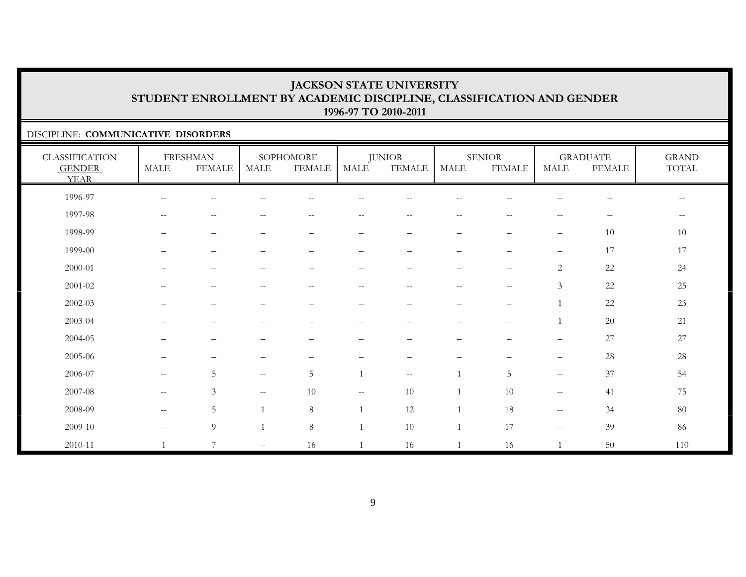# JACKSON STATE UNIVERSITY
## STUDENT ENROLLMENT BY ACADEMIC DISCIPLINE, CLASSIFICATION AND GENDER
### 1996-97 TO 2010-2011

DISCIPLINE: **COMMUNICATIVE DISORDERS**

| CLASSIFICATION GENDER YEAR | FRESHMAN | | SOPHOMORE | | JUNIOR | | SENIOR | | GRADUATE | | GRAND TOTAL |
|---|---|---|---|---|---|---|---|---|---|---|---|
| | MALE | FEMALE | MALE | FEMALE | MALE | FEMALE | MALE | FEMALE | MALE | FEMALE | |
| 1996-97 | -- | -- | -- | -- | -- | -- | -- | -- | -- | -- | -- |
| 1997-98 | -- | -- | -- | -- | -- | -- | -- | -- | -- | -- | -- |
| 1998-99 | – | – | – | – | – | – | – | – | – | 10 | 10 |
| 1999-00 | – | – | – | – | – | – | – | – | – | 17 | 17 |
| 2000-01 | – | – | – | – | – | – | – | – | 2 | 22 | 24 |
| 2001-02 | -- | -- | -- | -- | -- | -- | -- | -- | 3 | 22 | 25 |
| 2002-03 | – | – | – | – | – | – | – | – | 1 | 22 | 23 |
| 2003-04 | – | – | – | – | – | – | – | – | 1 | 20 | 21 |
| 2004-05 | – | – | – | – | – | – | – | – | – | 27 | 27 |
| 2005-06 | – | – | – | – | – | – | – | – | – | 28 | 28 |
| 2006-07 | -- | 5 | -- | 5 | 1 | -- | 1 | 5 | -- | 37 | 54 |
| 2007-08 | -- | 3 | -- | 10 | -- | 10 | 1 | 10 | -- | 41 | 75 |
| 2008-09 | -- | 5 | 1 | 8 | 1 | 12 | 1 | 18 | -- | 34 | 80 |
| 2009-10 | -- | 9 | 1 | 8 | 1 | 10 | 1 | 17 | -- | 39 | 86 |
| 2010-11 | 1 | 7 | -- | 16 | 1 | 16 | 1 | 16 | 1 | 50 | 110 |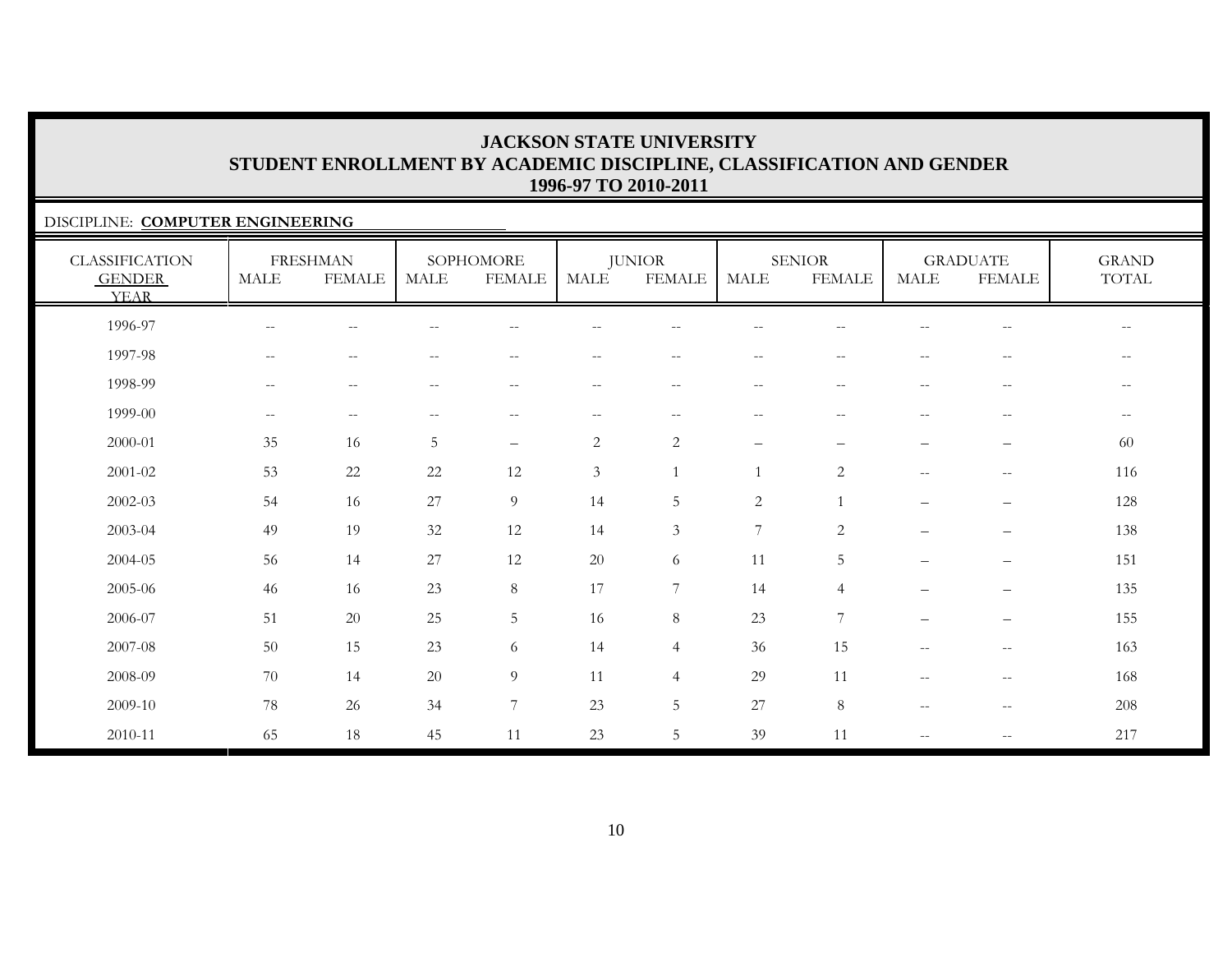# JACKSON STATE UNIVERSITY
## STUDENT ENROLLMENT BY ACADEMIC DISCIPLINE, CLASSIFICATION AND GENDER
### 1996-97 TO 2010-2011

DISCIPLINE: **COMPUTER ENGINEERING**

| CLASSIFICATION GENDER YEAR | FRESHMAN | | SOPHOMORE | | JUNIOR | | SENIOR | | GRADUATE | | GRAND TOTAL |
|---|---|---|---|---|---|---|---|---|---|---|---|
| | MALE | FEMALE | MALE | FEMALE | MALE | FEMALE | MALE | FEMALE | MALE | FEMALE | |
| 1996-97 | -- | -- | -- | -- | -- | -- | -- | -- | -- | -- | -- |
| 1997-98 | -- | -- | -- | -- | -- | -- | -- | -- | -- | -- | -- |
| 1998-99 | -- | -- | -- | -- | -- | -- | -- | -- | -- | -- | -- |
| 1999-00 | -- | -- | -- | -- | -- | -- | -- | -- | -- | -- | -- |
| 2000-01 | 35 | 16 | 5 | – | 2 | 2 | – | – | – | – | 60 |
| 2001-02 | 53 | 22 | 22 | 12 | 3 | 1 | 1 | 2 | -- | -- | 116 |
| 2002-03 | 54 | 16 | 27 | 9 | 14 | 5 | 2 | 1 | – | – | 128 |
| 2003-04 | 49 | 19 | 32 | 12 | 14 | 3 | 7 | 2 | – | – | 138 |
| 2004-05 | 56 | 14 | 27 | 12 | 20 | 6 | 11 | 5 | – | – | 151 |
| 2005-06 | 46 | 16 | 23 | 8 | 17 | 7 | 14 | 4 | – | – | 135 |
| 2006-07 | 51 | 20 | 25 | 5 | 16 | 8 | 23 | 7 | – | – | 155 |
| 2007-08 | 50 | 15 | 23 | 6 | 14 | 4 | 36 | 15 | -- | -- | 163 |
| 2008-09 | 70 | 14 | 20 | 9 | 11 | 4 | 29 | 11 | -- | -- | 168 |
| 2009-10 | 78 | 26 | 34 | 7 | 23 | 5 | 27 | 8 | -- | -- | 208 |
| 2010-11 | 65 | 18 | 45 | 11 | 23 | 5 | 39 | 11 | -- | -- | 217 |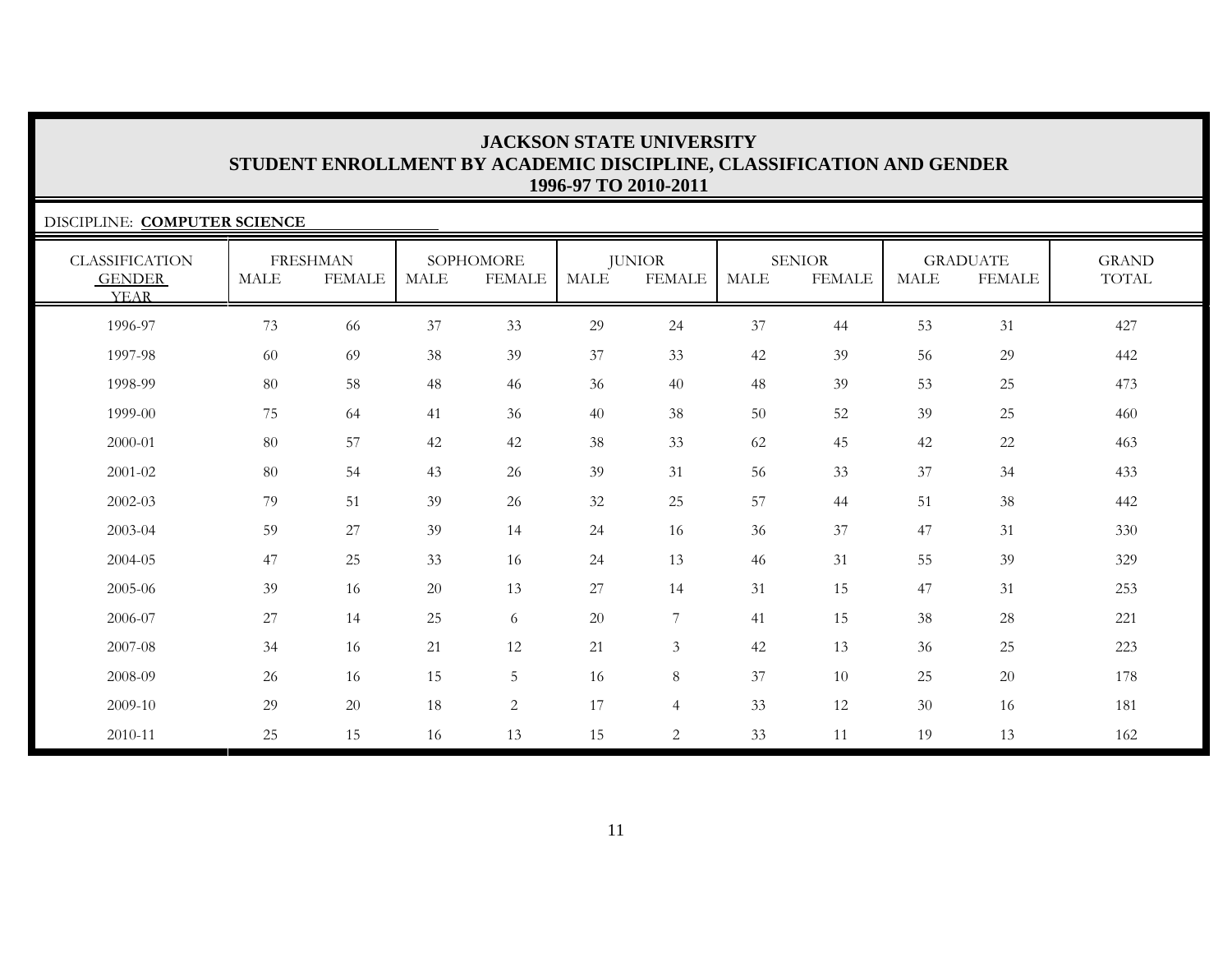# JACKSON STATE UNIVERSITY
## STUDENT ENROLLMENT BY ACADEMIC DISCIPLINE, CLASSIFICATION AND GENDER
### 1996-97 TO 2010-2011

DISCIPLINE: **COMPUTER SCIENCE**

| CLASSIFICATION | FRESHMAN | | SOPHOMORE | | JUNIOR | | SENIOR | | GRADUATE | | GRAND |
|---|---|---|---|---|---|---|---|---|---|---|---|
| GENDER / YEAR | MALE | FEMALE | MALE | FEMALE | MALE | FEMALE | MALE | FEMALE | MALE | FEMALE | TOTAL |
| 1996-97 | 73 | 66 | 37 | 33 | 29 | 24 | 37 | 44 | 53 | 31 | 427 |
| 1997-98 | 60 | 69 | 38 | 39 | 37 | 33 | 42 | 39 | 56 | 29 | 442 |
| 1998-99 | 80 | 58 | 48 | 46 | 36 | 40 | 48 | 39 | 53 | 25 | 473 |
| 1999-00 | 75 | 64 | 41 | 36 | 40 | 38 | 50 | 52 | 39 | 25 | 460 |
| 2000-01 | 80 | 57 | 42 | 42 | 38 | 33 | 62 | 45 | 42 | 22 | 463 |
| 2001-02 | 80 | 54 | 43 | 26 | 39 | 31 | 56 | 33 | 37 | 34 | 433 |
| 2002-03 | 79 | 51 | 39 | 26 | 32 | 25 | 57 | 44 | 51 | 38 | 442 |
| 2003-04 | 59 | 27 | 39 | 14 | 24 | 16 | 36 | 37 | 47 | 31 | 330 |
| 2004-05 | 47 | 25 | 33 | 16 | 24 | 13 | 46 | 31 | 55 | 39 | 329 |
| 2005-06 | 39 | 16 | 20 | 13 | 27 | 14 | 31 | 15 | 47 | 31 | 253 |
| 2006-07 | 27 | 14 | 25 | 6 | 20 | 7 | 41 | 15 | 38 | 28 | 221 |
| 2007-08 | 34 | 16 | 21 | 12 | 21 | 3 | 42 | 13 | 36 | 25 | 223 |
| 2008-09 | 26 | 16 | 15 | 5 | 16 | 8 | 37 | 10 | 25 | 20 | 178 |
| 2009-10 | 29 | 20 | 18 | 2 | 17 | 4 | 33 | 12 | 30 | 16 | 181 |
| 2010-11 | 25 | 15 | 16 | 13 | 15 | 2 | 33 | 11 | 19 | 13 | 162 |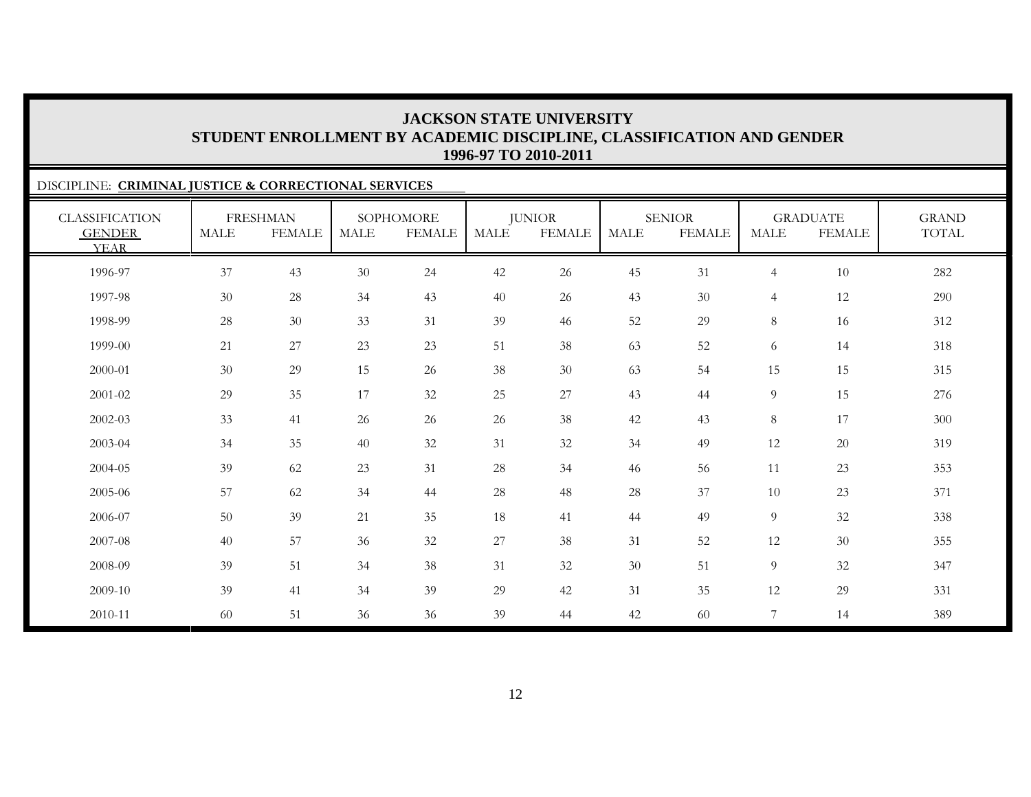# JACKSON STATE UNIVERSITY
## STUDENT ENROLLMENT BY ACADEMIC DISCIPLINE, CLASSIFICATION AND GENDER
### 1996-97 TO 2010-2011

DISCIPLINE: **CRIMINAL JUSTICE & CORRECTIONAL SERVICES**

| CLASSIFICATION GENDER YEAR | FRESHMAN | | SOPHOMORE | | JUNIOR | | SENIOR | | GRADUATE | | GRAND TOTAL |
|---|---|---|---|---|---|---|---|---|---|---|---|
| | MALE | FEMALE | MALE | FEMALE | MALE | FEMALE | MALE | FEMALE | MALE | FEMALE | |
| 1996-97 | 37 | 43 | 30 | 24 | 42 | 26 | 45 | 31 | 4 | 10 | 282 |
| 1997-98 | 30 | 28 | 34 | 43 | 40 | 26 | 43 | 30 | 4 | 12 | 290 |
| 1998-99 | 28 | 30 | 33 | 31 | 39 | 46 | 52 | 29 | 8 | 16 | 312 |
| 1999-00 | 21 | 27 | 23 | 23 | 51 | 38 | 63 | 52 | 6 | 14 | 318 |
| 2000-01 | 30 | 29 | 15 | 26 | 38 | 30 | 63 | 54 | 15 | 15 | 315 |
| 2001-02 | 29 | 35 | 17 | 32 | 25 | 27 | 43 | 44 | 9 | 15 | 276 |
| 2002-03 | 33 | 41 | 26 | 26 | 26 | 38 | 42 | 43 | 8 | 17 | 300 |
| 2003-04 | 34 | 35 | 40 | 32 | 31 | 32 | 34 | 49 | 12 | 20 | 319 |
| 2004-05 | 39 | 62 | 23 | 31 | 28 | 34 | 46 | 56 | 11 | 23 | 353 |
| 2005-06 | 57 | 62 | 34 | 44 | 28 | 48 | 28 | 37 | 10 | 23 | 371 |
| 2006-07 | 50 | 39 | 21 | 35 | 18 | 41 | 44 | 49 | 9 | 32 | 338 |
| 2007-08 | 40 | 57 | 36 | 32 | 27 | 38 | 31 | 52 | 12 | 30 | 355 |
| 2008-09 | 39 | 51 | 34 | 38 | 31 | 32 | 30 | 51 | 9 | 32 | 347 |
| 2009-10 | 39 | 41 | 34 | 39 | 29 | 42 | 31 | 35 | 12 | 29 | 331 |
| 2010-11 | 60 | 51 | 36 | 36 | 39 | 44 | 42 | 60 | 7 | 14 | 389 |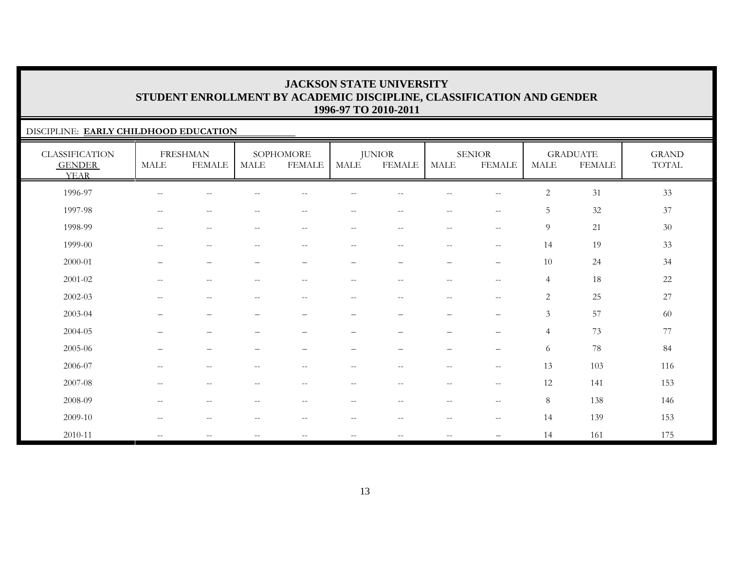# JACKSON STATE UNIVERSITY
## STUDENT ENROLLMENT BY ACADEMIC DISCIPLINE, CLASSIFICATION AND GENDER
### 1996-97 TO 2010-2011

DISCIPLINE: **EARLY CHILDHOOD EDUCATION**

| CLASSIFICATION | FRESHMAN | | SOPHOMORE | | JUNIOR | | SENIOR | | GRADUATE | | GRAND |
|---|---|---|---|---|---|---|---|---|---|---|---|
| GENDER / YEAR | MALE | FEMALE | MALE | FEMALE | MALE | FEMALE | MALE | FEMALE | MALE | FEMALE | TOTAL |
| 1996-97 | -- | -- | -- | -- | -- | -- | -- | -- | 2 | 31 | 33 |
| 1997-98 | -- | -- | -- | -- | -- | -- | -- | -- | 5 | 32 | 37 |
| 1998-99 | -- | -- | -- | -- | -- | -- | -- | -- | 9 | 21 | 30 |
| 1999-00 | -- | -- | -- | -- | -- | -- | -- | -- | 14 | 19 | 33 |
| 2000-01 | – | – | – | – | – | – | – | – | 10 | 24 | 34 |
| 2001-02 | -- | -- | -- | -- | -- | -- | -- | -- | 4 | 18 | 22 |
| 2002-03 | -- | -- | -- | -- | -- | -- | -- | -- | 2 | 25 | 27 |
| 2003-04 | – | – | – | – | – | – | – | – | 3 | 57 | 60 |
| 2004-05 | – | – | – | – | – | – | – | – | 4 | 73 | 77 |
| 2005-06 | – | – | – | – | – | – | – | – | 6 | 78 | 84 |
| 2006-07 | -- | -- | -- | -- | -- | -- | -- | -- | 13 | 103 | 116 |
| 2007-08 | -- | -- | -- | -- | -- | -- | -- | -- | 12 | 141 | 153 |
| 2008-09 | -- | -- | -- | -- | -- | -- | -- | -- | 8 | 138 | 146 |
| 2009-10 | -- | -- | -- | -- | -- | -- | -- | -- | 14 | 139 | 153 |
| 2010-11 | -- | -- | -- | -- | -- | -- | -- | – | 14 | 161 | 175 |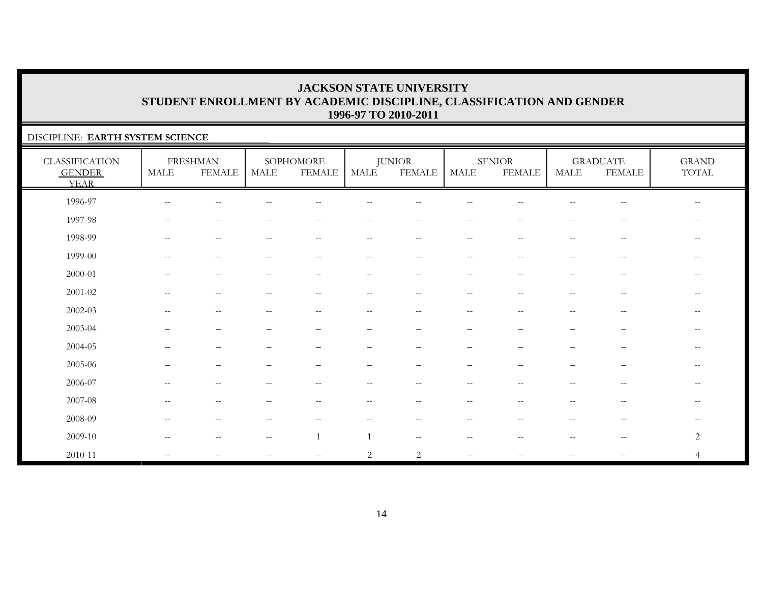# JACKSON STATE UNIVERSITY
## STUDENT ENROLLMENT BY ACADEMIC DISCIPLINE, CLASSIFICATION AND GENDER
### 1996-97 TO 2010-2011

DISCIPLINE: **EARTH SYSTEM SCIENCE**

| CLASSIFICATION GENDER YEAR | FRESHMAN | | SOPHOMORE | | JUNIOR | | SENIOR | | GRADUATE | | GRAND TOTAL |
|---|---|---|---|---|---|---|---|---|---|---|---|
| | MALE | FEMALE | MALE | FEMALE | MALE | FEMALE | MALE | FEMALE | MALE | FEMALE | |
| 1996-97 | -- | -- | -- | -- | -- | -- | -- | -- | -- | -- | -- |
| 1997-98 | -- | -- | -- | -- | -- | -- | -- | -- | -- | -- | -- |
| 1998-99 | -- | -- | -- | -- | -- | -- | -- | -- | -- | -- | -- |
| 1999-00 | -- | -- | -- | -- | -- | -- | -- | -- | -- | -- | -- |
| 2000-01 | – | – | – | – | – | – | – | – | – | – | -- |
| 2001-02 | -- | -- | -- | -- | -- | -- | -- | -- | -- | -- | -- |
| 2002-03 | -- | -- | -- | -- | -- | -- | -- | -- | -- | -- | -- |
| 2003-04 | – | – | – | – | – | – | – | – | – | – | -- |
| 2004-05 | – | – | – | – | – | – | – | – | – | – | -- |
| 2005-06 | – | – | – | – | – | – | – | – | – | – | -- |
| 2006-07 | -- | -- | -- | -- | -- | -- | -- | -- | -- | -- | -- |
| 2007-08 | -- | -- | -- | -- | -- | -- | -- | -- | -- | -- | -- |
| 2008-09 | -- | -- | -- | -- | -- | -- | -- | -- | -- | -- | -- |
| 2009-10 | -- | -- | -- | 1 | 1 | -- | -- | -- | -- | -- | 2 |
| 2010-11 | -- | -- | -- | -- | 2 | 2 | -- | – | -- | – | 4 |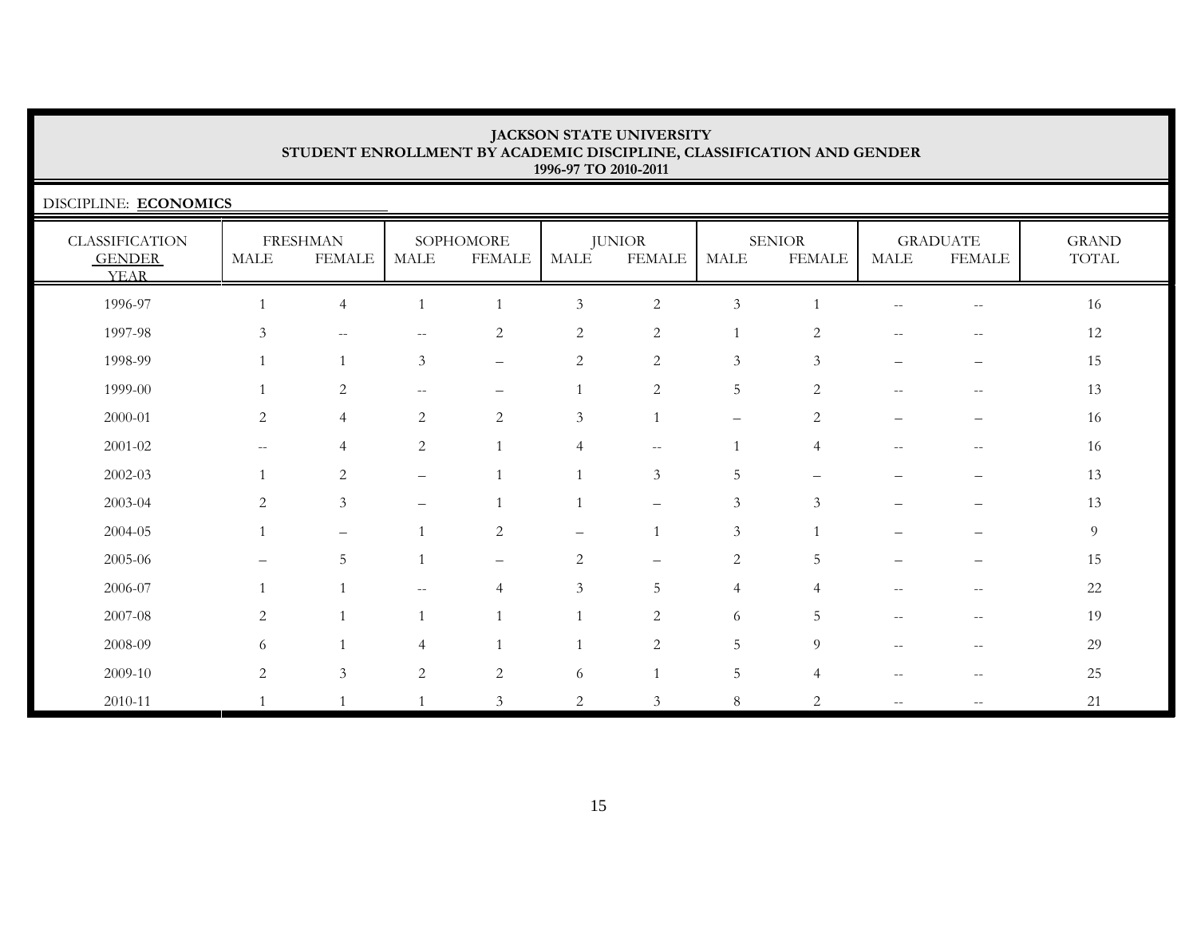**JACKSON STATE UNIVERSITY**
**STUDENT ENROLLMENT BY ACADEMIC DISCIPLINE, CLASSIFICATION AND GENDER**
**1996-97 TO 2010-2011**

DISCIPLINE: **ECONOMICS**

| CLASSIFICATION | FRESHMAN | | SOPHOMORE | | JUNIOR | | SENIOR | | GRADUATE | | GRAND |
|---|---|---|---|---|---|---|---|---|---|---|---|
| GENDER / YEAR | MALE | FEMALE | MALE | FEMALE | MALE | FEMALE | MALE | FEMALE | MALE | FEMALE | TOTAL |
| 1996-97 | 1 | 4 | 1 | 1 | 3 | 2 | 3 | 1 | -- | -- | 16 |
| 1997-98 | 3 | -- | -- | 2 | 2 | 2 | 1 | 2 | -- | -- | 12 |
| 1998-99 | 1 | 1 | 3 | – | 2 | 2 | 3 | 3 | – | – | 15 |
| 1999-00 | 1 | 2 | -- | – | 1 | 2 | 5 | 2 | -- | -- | 13 |
| 2000-01 | 2 | 4 | 2 | 2 | 3 | 1 | – | 2 | – | – | 16 |
| 2001-02 | -- | 4 | 2 | 1 | 4 | -- | 1 | 4 | -- | -- | 16 |
| 2002-03 | 1 | 2 | – | 1 | 1 | 3 | 5 | – | – | – | 13 |
| 2003-04 | 2 | 3 | – | 1 | 1 | – | 3 | 3 | – | – | 13 |
| 2004-05 | 1 | – | 1 | 2 | – | 1 | 3 | 1 | – | – | 9 |
| 2005-06 | – | 5 | 1 | – | 2 | – | 2 | 5 | – | – | 15 |
| 2006-07 | 1 | 1 | -- | 4 | 3 | 5 | 4 | 4 | -- | -- | 22 |
| 2007-08 | 2 | 1 | 1 | 1 | 1 | 2 | 6 | 5 | -- | -- | 19 |
| 2008-09 | 6 | 1 | 4 | 1 | 1 | 2 | 5 | 9 | -- | -- | 29 |
| 2009-10 | 2 | 3 | 2 | 2 | 6 | 1 | 5 | 4 | -- | -- | 25 |
| 2010-11 | 1 | 1 | 1 | 3 | 2 | 3 | 8 | 2 | -- | -- | 21 |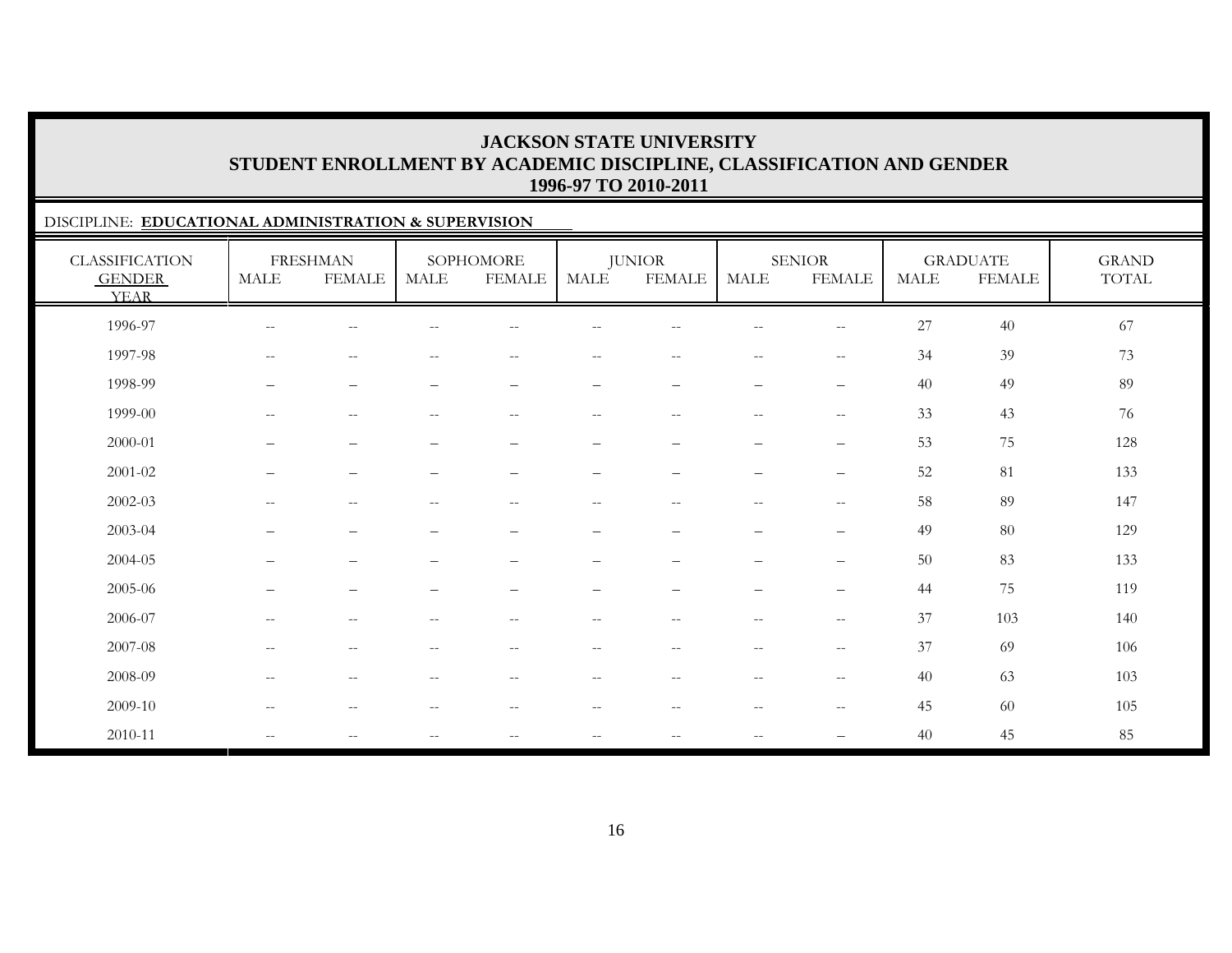# JACKSON STATE UNIVERSITY
## STUDENT ENROLLMENT BY ACADEMIC DISCIPLINE, CLASSIFICATION AND GENDER
### 1996-97 TO 2010-2011

DISCIPLINE: **EDUCATIONAL ADMINISTRATION & SUPERVISION**

| CLASSIFICATION | FRESHMAN | | SOPHOMORE | | JUNIOR | | SENIOR | | GRADUATE | | GRAND |
|---|---|---|---|---|---|---|---|---|---|---|---|
| GENDER / YEAR | MALE | FEMALE | MALE | FEMALE | MALE | FEMALE | MALE | FEMALE | MALE | FEMALE | TOTAL |
| 1996-97 | -- | -- | -- | -- | -- | -- | -- | -- | 27 | 40 | 67 |
| 1997-98 | -- | -- | -- | -- | -- | -- | -- | -- | 34 | 39 | 73 |
| 1998-99 | – | – | – | – | – | – | – | – | 40 | 49 | 89 |
| 1999-00 | -- | -- | -- | -- | -- | -- | -- | -- | 33 | 43 | 76 |
| 2000-01 | – | – | – | – | – | – | – | – | 53 | 75 | 128 |
| 2001-02 | – | – | – | – | – | – | – | – | 52 | 81 | 133 |
| 2002-03 | -- | -- | -- | -- | -- | -- | -- | -- | 58 | 89 | 147 |
| 2003-04 | – | – | – | – | – | – | – | – | 49 | 80 | 129 |
| 2004-05 | – | – | – | – | – | – | – | – | 50 | 83 | 133 |
| 2005-06 | – | – | – | – | – | – | – | – | 44 | 75 | 119 |
| 2006-07 | -- | -- | -- | -- | -- | -- | -- | -- | 37 | 103 | 140 |
| 2007-08 | -- | -- | -- | -- | -- | -- | -- | -- | 37 | 69 | 106 |
| 2008-09 | -- | -- | -- | -- | -- | -- | -- | -- | 40 | 63 | 103 |
| 2009-10 | -- | -- | -- | -- | -- | -- | -- | -- | 45 | 60 | 105 |
| 2010-11 | -- | -- | -- | -- | -- | -- | -- | – | 40 | 45 | 85 |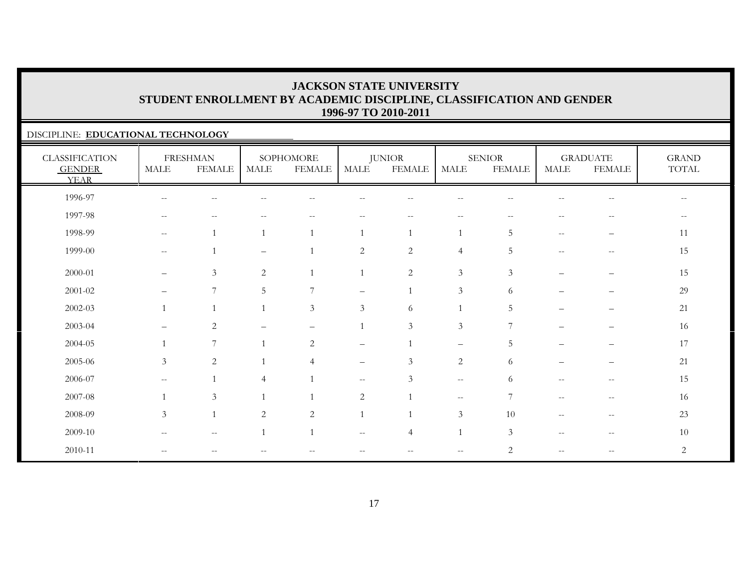# JACKSON STATE UNIVERSITY
## STUDENT ENROLLMENT BY ACADEMIC DISCIPLINE, CLASSIFICATION AND GENDER
## 1996-97 TO 2010-2011

DISCIPLINE: **EDUCATIONAL TECHNOLOGY**

| CLASSIFICATION | FRESHMAN | | SOPHOMORE | | JUNIOR | | SENIOR | | GRADUATE | | GRAND |
|---|---|---|---|---|---|---|---|---|---|---|---|
| GENDER / YEAR | MALE | FEMALE | MALE | FEMALE | MALE | FEMALE | MALE | FEMALE | MALE | FEMALE | TOTAL |
| 1996-97 | -- | -- | -- | -- | -- | -- | -- | -- | -- | -- | -- |
| 1997-98 | -- | -- | -- | -- | -- | -- | -- | -- | -- | -- | -- |
| 1998-99 | -- | 1 | 1 | 1 | 1 | 1 | 1 | 5 | -- | – | 11 |
| 1999-00 | -- | 1 | – | 1 | 2 | 2 | 4 | 5 | -- | -- | 15 |
| 2000-01 | – | 3 | 2 | 1 | 1 | 2 | 3 | 3 | – | – | 15 |
| 2001-02 | – | 7 | 5 | 7 | – | 1 | 3 | 6 | – | – | 29 |
| 2002-03 | 1 | 1 | 1 | 3 | 3 | 6 | 1 | 5 | – | – | 21 |
| 2003-04 | – | 2 | – | – | 1 | 3 | 3 | 7 | – | – | 16 |
| 2004-05 | 1 | 7 | 1 | 2 | – | 1 | – | 5 | – | – | 17 |
| 2005-06 | 3 | 2 | 1 | 4 | – | 3 | 2 | 6 | – | – | 21 |
| 2006-07 | -- | 1 | 4 | 1 | -- | 3 | -- | 6 | -- | -- | 15 |
| 2007-08 | 1 | 3 | 1 | 1 | 2 | 1 | -- | 7 | -- | -- | 16 |
| 2008-09 | 3 | 1 | 2 | 2 | 1 | 1 | 3 | 10 | -- | -- | 23 |
| 2009-10 | -- | -- | 1 | 1 | -- | 4 | 1 | 3 | -- | -- | 10 |
| 2010-11 | -- | -- | -- | -- | -- | -- | -- | 2 | -- | -- | 2 |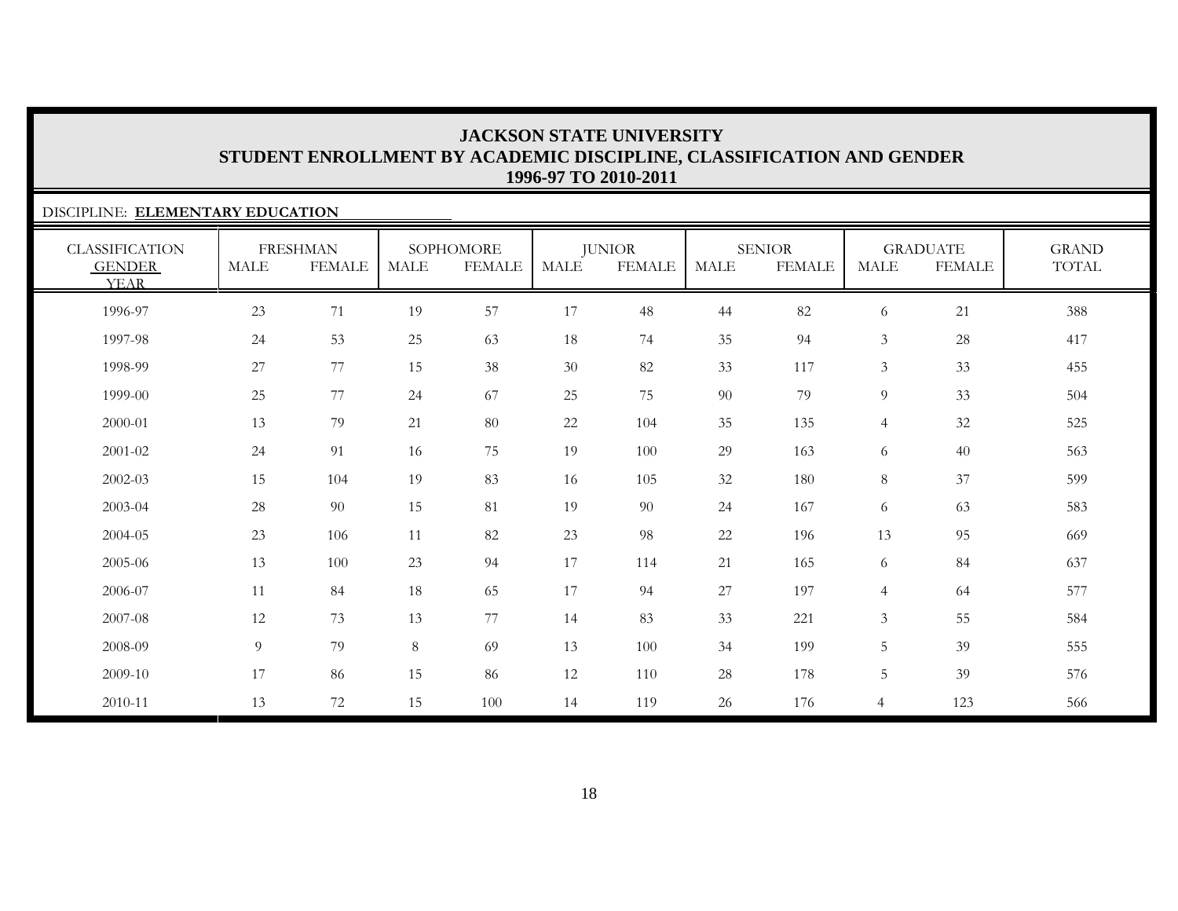# JACKSON STATE UNIVERSITY
## STUDENT ENROLLMENT BY ACADEMIC DISCIPLINE, CLASSIFICATION AND GENDER
### 1996-97 TO 2010-2011

DISCIPLINE: **ELEMENTARY EDUCATION**

| CLASSIFICATION | FRESHMAN | | SOPHOMORE | | JUNIOR | | SENIOR | | GRADUATE | | GRAND |
|---|---|---|---|---|---|---|---|---|---|---|---|
| GENDER YEAR | MALE | FEMALE | MALE | FEMALE | MALE | FEMALE | MALE | FEMALE | MALE | FEMALE | TOTAL |
| 1996-97 | 23 | 71 | 19 | 57 | 17 | 48 | 44 | 82 | 6 | 21 | 388 |
| 1997-98 | 24 | 53 | 25 | 63 | 18 | 74 | 35 | 94 | 3 | 28 | 417 |
| 1998-99 | 27 | 77 | 15 | 38 | 30 | 82 | 33 | 117 | 3 | 33 | 455 |
| 1999-00 | 25 | 77 | 24 | 67 | 25 | 75 | 90 | 79 | 9 | 33 | 504 |
| 2000-01 | 13 | 79 | 21 | 80 | 22 | 104 | 35 | 135 | 4 | 32 | 525 |
| 2001-02 | 24 | 91 | 16 | 75 | 19 | 100 | 29 | 163 | 6 | 40 | 563 |
| 2002-03 | 15 | 104 | 19 | 83 | 16 | 105 | 32 | 180 | 8 | 37 | 599 |
| 2003-04 | 28 | 90 | 15 | 81 | 19 | 90 | 24 | 167 | 6 | 63 | 583 |
| 2004-05 | 23 | 106 | 11 | 82 | 23 | 98 | 22 | 196 | 13 | 95 | 669 |
| 2005-06 | 13 | 100 | 23 | 94 | 17 | 114 | 21 | 165 | 6 | 84 | 637 |
| 2006-07 | 11 | 84 | 18 | 65 | 17 | 94 | 27 | 197 | 4 | 64 | 577 |
| 2007-08 | 12 | 73 | 13 | 77 | 14 | 83 | 33 | 221 | 3 | 55 | 584 |
| 2008-09 | 9 | 79 | 8 | 69 | 13 | 100 | 34 | 199 | 5 | 39 | 555 |
| 2009-10 | 17 | 86 | 15 | 86 | 12 | 110 | 28 | 178 | 5 | 39 | 576 |
| 2010-11 | 13 | 72 | 15 | 100 | 14 | 119 | 26 | 176 | 4 | 123 | 566 |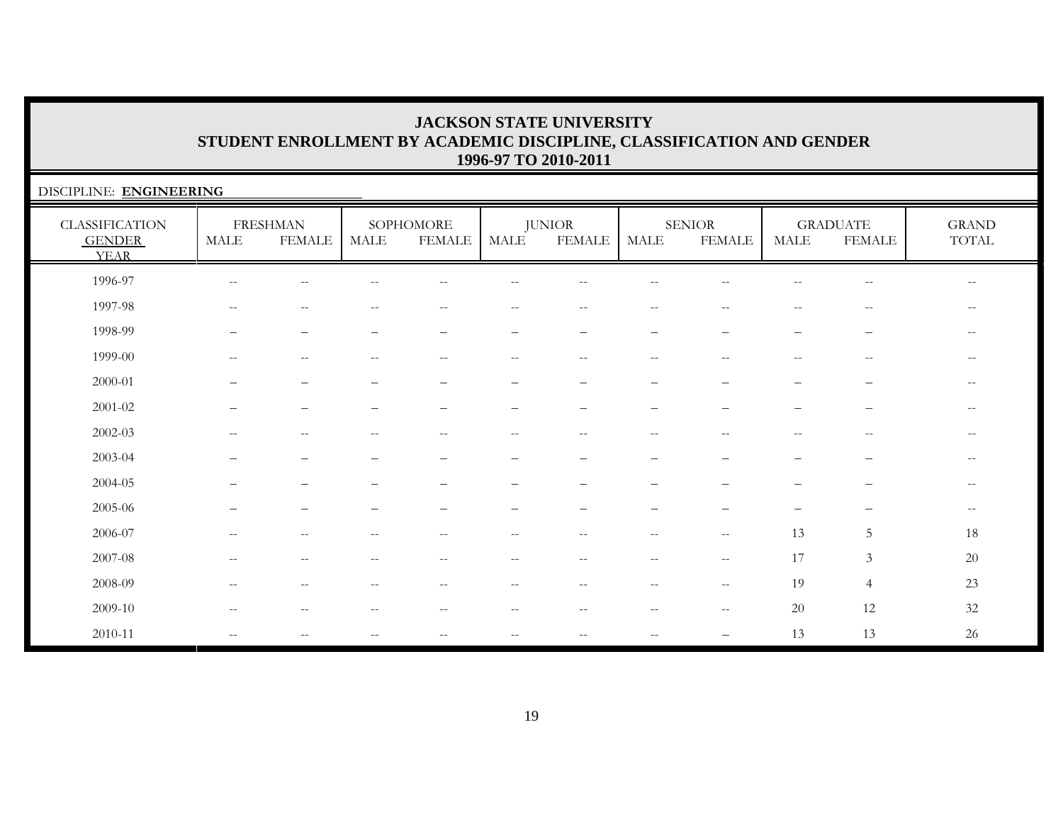# JACKSON STATE UNIVERSITY
## STUDENT ENROLLMENT BY ACADEMIC DISCIPLINE, CLASSIFICATION AND GENDER
### 1996-97 TO 2010-2011

DISCIPLINE: **ENGINEERING**

| CLASSIFICATION | FRESHMAN | | SOPHOMORE | | JUNIOR | | SENIOR | | GRADUATE | | GRAND |
|---|---|---|---|---|---|---|---|---|---|---|---|
| GENDER YEAR | MALE | FEMALE | MALE | FEMALE | MALE | FEMALE | MALE | FEMALE | MALE | FEMALE | TOTAL |
| 1996-97 | -- | -- | -- | -- | -- | -- | -- | -- | -- | -- | -- |
| 1997-98 | -- | -- | -- | -- | -- | -- | -- | -- | -- | -- | -- |
| 1998-99 | – | – | – | – | – | – | – | – | – | – | -- |
| 1999-00 | -- | -- | -- | -- | -- | -- | -- | -- | -- | -- | -- |
| 2000-01 | – | – | – | – | – | – | – | – | – | – | -- |
| 2001-02 | – | – | – | – | – | – | – | – | – | – | -- |
| 2002-03 | -- | -- | -- | -- | -- | -- | -- | -- | -- | -- | -- |
| 2003-04 | – | – | – | – | – | – | – | – | – | – | -- |
| 2004-05 | – | – | – | – | – | – | – | – | – | – | -- |
| 2005-06 | – | – | – | – | – | – | – | – | – | – | -- |
| 2006-07 | -- | -- | -- | -- | -- | -- | -- | -- | 13 | 5 | 18 |
| 2007-08 | -- | -- | -- | -- | -- | -- | -- | -- | 17 | 3 | 20 |
| 2008-09 | -- | -- | -- | -- | -- | -- | -- | -- | 19 | 4 | 23 |
| 2009-10 | -- | -- | -- | -- | -- | -- | -- | -- | 20 | 12 | 32 |
| 2010-11 | -- | -- | -- | -- | -- | -- | -- | – | 13 | 13 | 26 |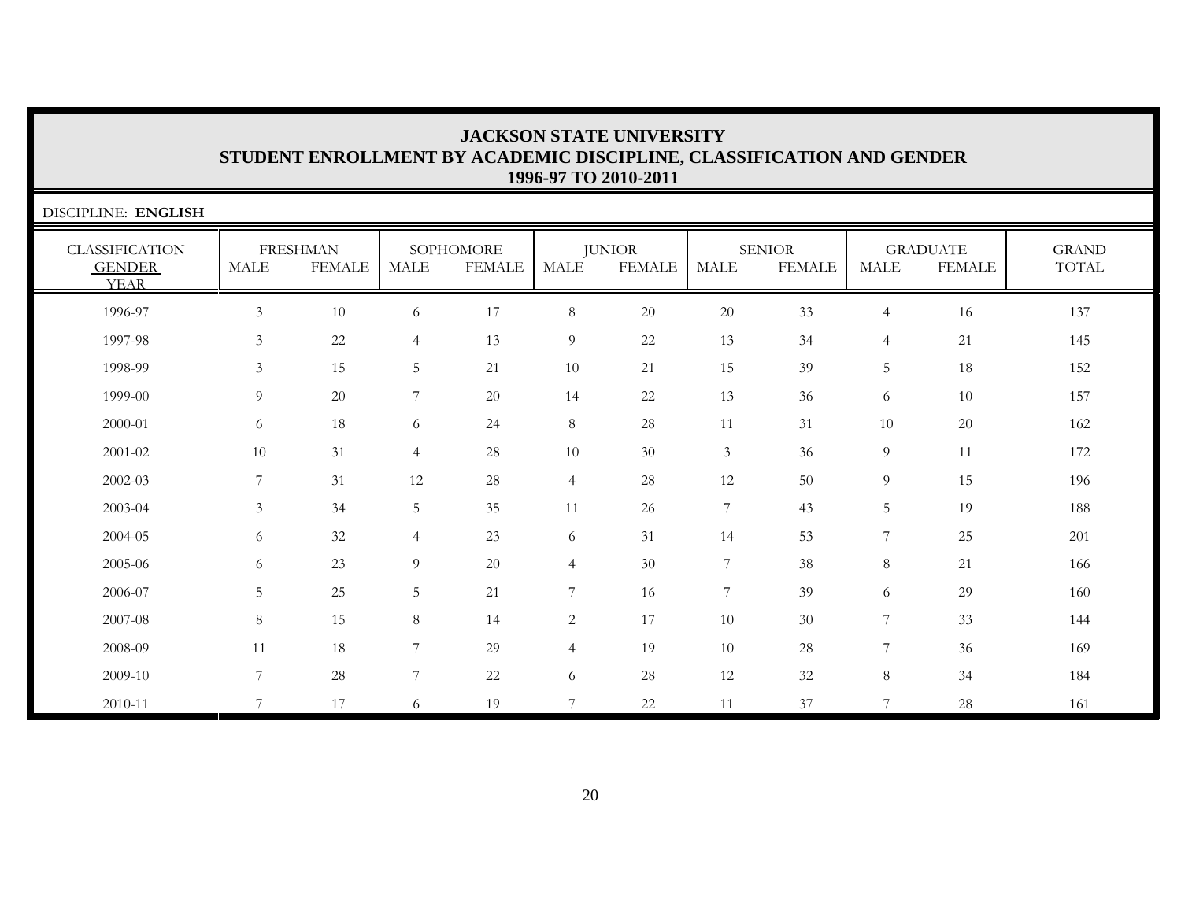# JACKSON STATE UNIVERSITY
## STUDENT ENROLLMENT BY ACADEMIC DISCIPLINE, CLASSIFICATION AND GENDER
### 1996-97 TO 2010-2011

DISCIPLINE: **ENGLISH**

| CLASSIFICATION | FRESHMAN | | SOPHOMORE | | JUNIOR | | SENIOR | | GRADUATE | | GRAND |
|---|---|---|---|---|---|---|---|---|---|---|---|
| GENDER / YEAR | MALE | FEMALE | MALE | FEMALE | MALE | FEMALE | MALE | FEMALE | MALE | FEMALE | TOTAL |
| 1996-97 | 3 | 10 | 6 | 17 | 8 | 20 | 20 | 33 | 4 | 16 | 137 |
| 1997-98 | 3 | 22 | 4 | 13 | 9 | 22 | 13 | 34 | 4 | 21 | 145 |
| 1998-99 | 3 | 15 | 5 | 21 | 10 | 21 | 15 | 39 | 5 | 18 | 152 |
| 1999-00 | 9 | 20 | 7 | 20 | 14 | 22 | 13 | 36 | 6 | 10 | 157 |
| 2000-01 | 6 | 18 | 6 | 24 | 8 | 28 | 11 | 31 | 10 | 20 | 162 |
| 2001-02 | 10 | 31 | 4 | 28 | 10 | 30 | 3 | 36 | 9 | 11 | 172 |
| 2002-03 | 7 | 31 | 12 | 28 | 4 | 28 | 12 | 50 | 9 | 15 | 196 |
| 2003-04 | 3 | 34 | 5 | 35 | 11 | 26 | 7 | 43 | 5 | 19 | 188 |
| 2004-05 | 6 | 32 | 4 | 23 | 6 | 31 | 14 | 53 | 7 | 25 | 201 |
| 2005-06 | 6 | 23 | 9 | 20 | 4 | 30 | 7 | 38 | 8 | 21 | 166 |
| 2006-07 | 5 | 25 | 5 | 21 | 7 | 16 | 7 | 39 | 6 | 29 | 160 |
| 2007-08 | 8 | 15 | 8 | 14 | 2 | 17 | 10 | 30 | 7 | 33 | 144 |
| 2008-09 | 11 | 18 | 7 | 29 | 4 | 19 | 10 | 28 | 7 | 36 | 169 |
| 2009-10 | 7 | 28 | 7 | 22 | 6 | 28 | 12 | 32 | 8 | 34 | 184 |
| 2010-11 | 7 | 17 | 6 | 19 | 7 | 22 | 11 | 37 | 7 | 28 | 161 |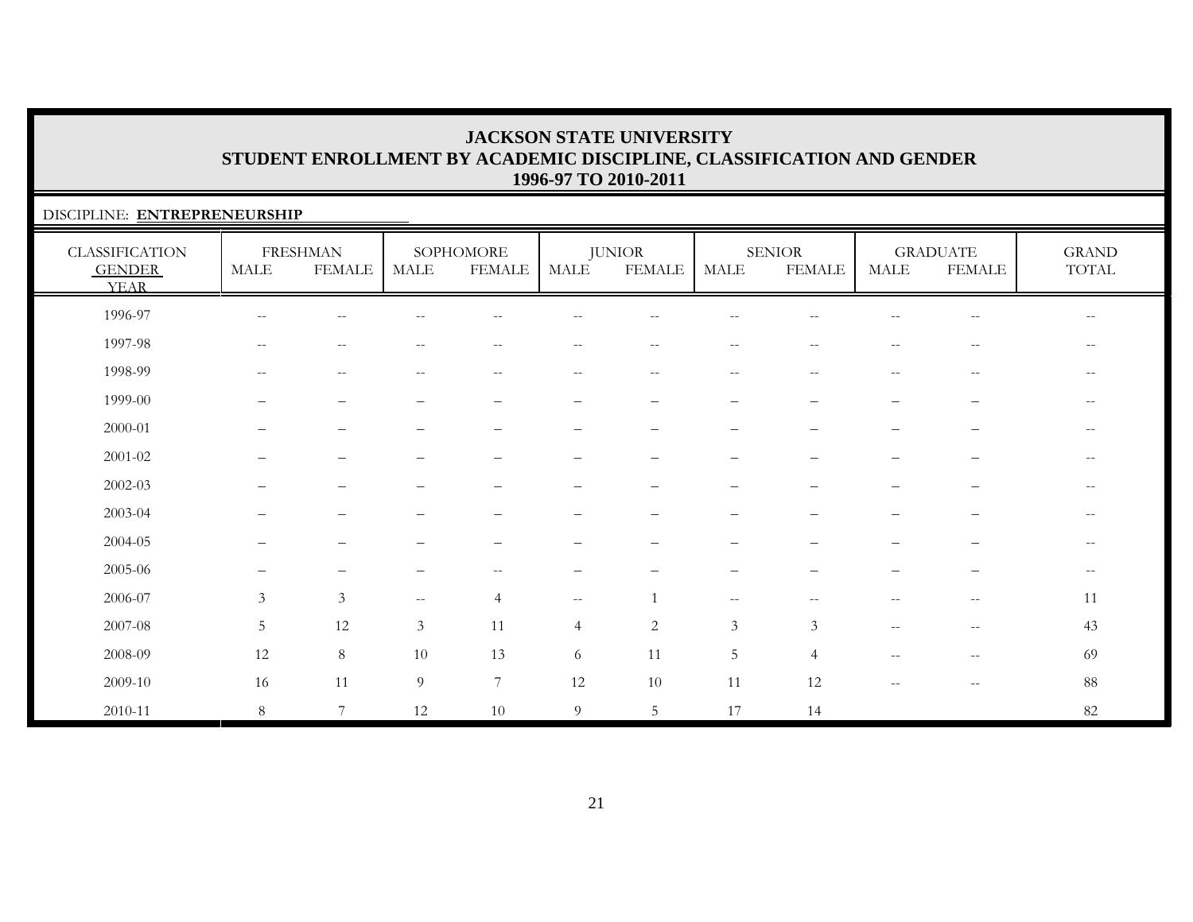# JACKSON STATE UNIVERSITY
## STUDENT ENROLLMENT BY ACADEMIC DISCIPLINE, CLASSIFICATION AND GENDER
### 1996-97 TO 2010-2011

DISCIPLINE: **ENTREPRENEURSHIP**

| CLASSIFICATION | FRESHMAN | | SOPHOMORE | | JUNIOR | | SENIOR | | GRADUATE | | GRAND |
|---|---|---|---|---|---|---|---|---|---|---|---|
| GENDER / YEAR | MALE | FEMALE | MALE | FEMALE | MALE | FEMALE | MALE | FEMALE | MALE | FEMALE | TOTAL |
| 1996-97 | -- | -- | -- | -- | -- | -- | -- | -- | -- | -- | -- |
| 1997-98 | -- | -- | -- | -- | -- | -- | -- | -- | -- | -- | -- |
| 1998-99 | -- | -- | -- | -- | -- | -- | -- | -- | -- | -- | -- |
| 1999-00 | – | – | – | – | – | – | – | – | – | – | -- |
| 2000-01 | – | – | – | – | – | – | – | – | – | – | -- |
| 2001-02 | – | – | – | – | – | – | – | – | – | – | -- |
| 2002-03 | – | – | – | – | – | – | – | – | – | – | -- |
| 2003-04 | – | – | – | – | – | – | – | – | – | – | -- |
| 2004-05 | – | – | – | – | – | – | – | – | – | – | -- |
| 2005-06 | – | – | – | -- | – | – | – | – | – | – | -- |
| 2006-07 | 3 | 3 | -- | 4 | -- | 1 | -- | -- | -- | -- | 11 |
| 2007-08 | 5 | 12 | 3 | 11 | 4 | 2 | 3 | 3 | -- | -- | 43 |
| 2008-09 | 12 | 8 | 10 | 13 | 6 | 11 | 5 | 4 | -- | -- | 69 |
| 2009-10 | 16 | 11 | 9 | 7 | 12 | 10 | 11 | 12 | -- | -- | 88 |
| 2010-11 | 8 | 7 | 12 | 10 | 9 | 5 | 17 | 14 | | | 82 |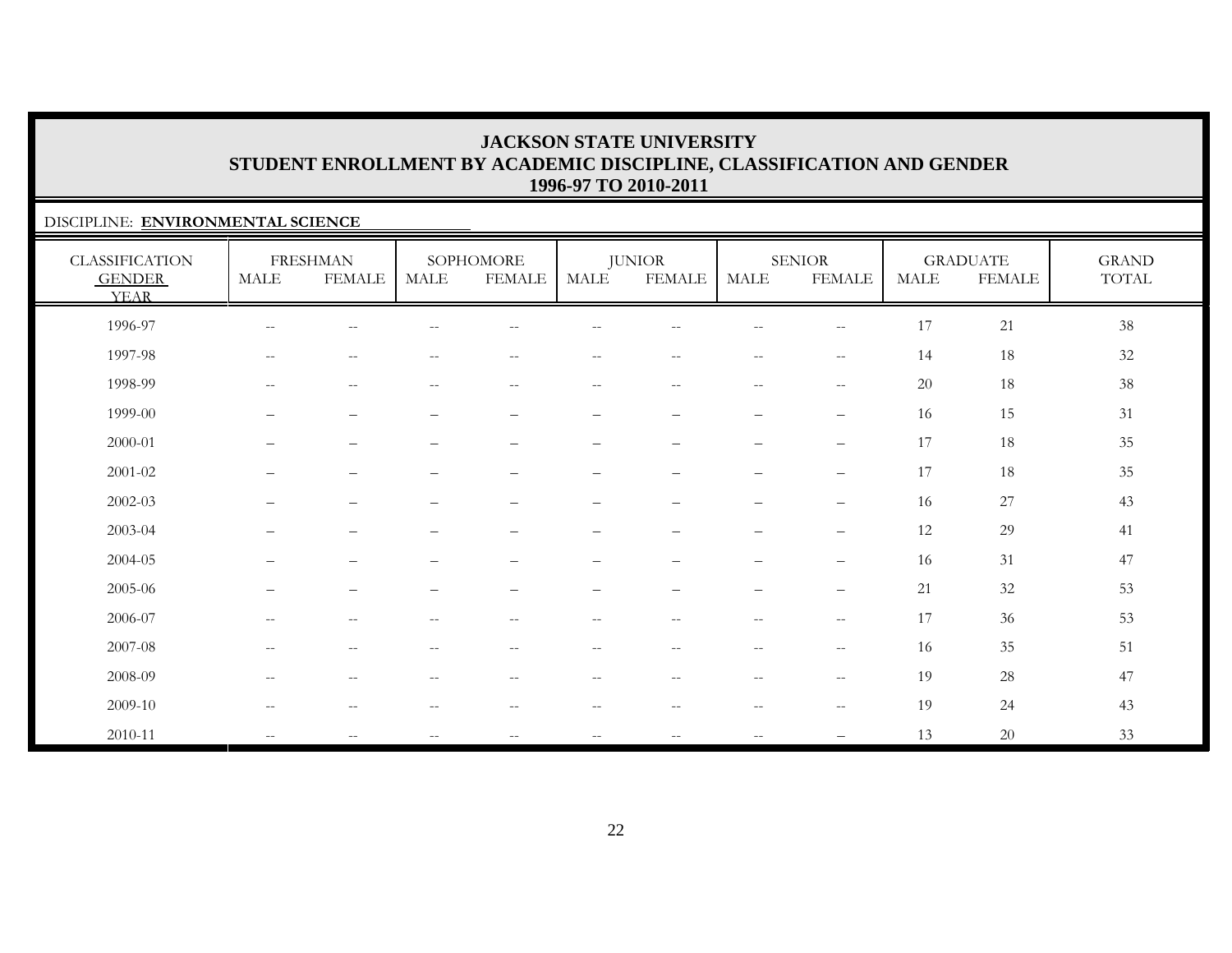# JACKSON STATE UNIVERSITY
## STUDENT ENROLLMENT BY ACADEMIC DISCIPLINE, CLASSIFICATION AND GENDER
### 1996-97 TO 2010-2011

DISCIPLINE: **ENVIRONMENTAL SCIENCE**

| CLASSIFICATION GENDER YEAR | FRESHMAN | | SOPHOMORE | | JUNIOR | | SENIOR | | GRADUATE | | GRAND TOTAL |
|---|---|---|---|---|---|---|---|---|---|---|---|
| | MALE | FEMALE | MALE | FEMALE | MALE | FEMALE | MALE | FEMALE | MALE | FEMALE | |
| 1996-97 | -- | -- | -- | -- | -- | -- | -- | -- | 17 | 21 | 38 |
| 1997-98 | -- | -- | -- | -- | -- | -- | -- | -- | 14 | 18 | 32 |
| 1998-99 | -- | -- | -- | -- | -- | -- | -- | -- | 20 | 18 | 38 |
| 1999-00 | – | – | – | – | – | – | – | – | 16 | 15 | 31 |
| 2000-01 | – | – | – | – | – | – | – | – | 17 | 18 | 35 |
| 2001-02 | – | – | – | – | – | – | – | – | 17 | 18 | 35 |
| 2002-03 | – | – | – | – | – | – | – | – | 16 | 27 | 43 |
| 2003-04 | – | – | – | – | – | – | – | – | 12 | 29 | 41 |
| 2004-05 | – | – | – | – | – | – | – | – | 16 | 31 | 47 |
| 2005-06 | – | – | – | – | – | – | – | – | 21 | 32 | 53 |
| 2006-07 | -- | -- | -- | -- | -- | -- | -- | -- | 17 | 36 | 53 |
| 2007-08 | -- | -- | -- | -- | -- | -- | -- | -- | 16 | 35 | 51 |
| 2008-09 | -- | -- | -- | -- | -- | -- | -- | -- | 19 | 28 | 47 |
| 2009-10 | -- | -- | -- | -- | -- | -- | -- | -- | 19 | 24 | 43 |
| 2010-11 | -- | -- | -- | -- | -- | -- | -- | – | 13 | 20 | 33 |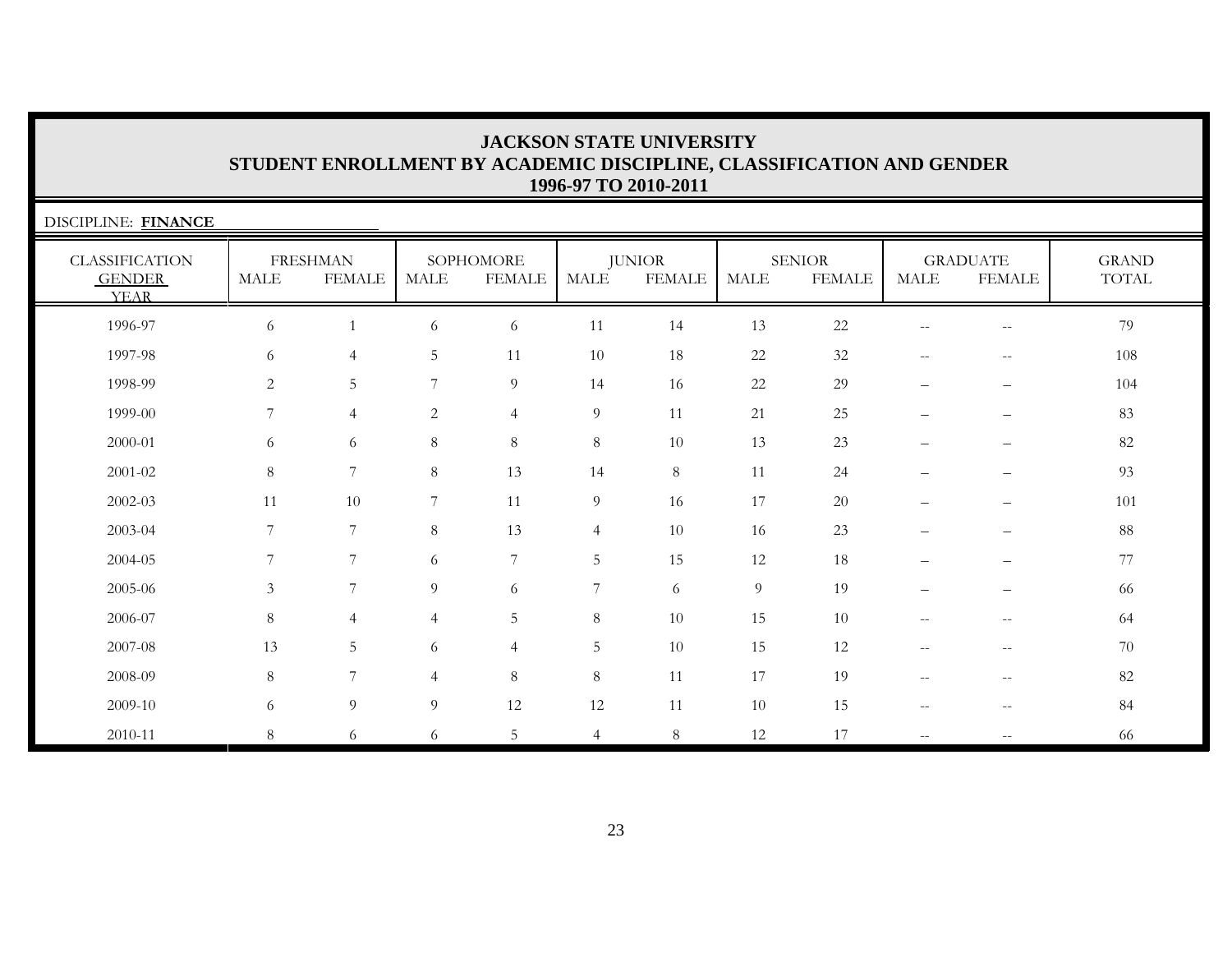# JACKSON STATE UNIVERSITY
## STUDENT ENROLLMENT BY ACADEMIC DISCIPLINE, CLASSIFICATION AND GENDER
## 1996-97 TO 2010-2011

DISCIPLINE: **FINANCE**

| CLASSIFICATION GENDER YEAR | FRESHMAN | | SOPHOMORE | | JUNIOR | | SENIOR | | GRADUATE | | GRAND TOTAL |
|---|---|---|---|---|---|---|---|---|---|---|---|
| | MALE | FEMALE | MALE | FEMALE | MALE | FEMALE | MALE | FEMALE | MALE | FEMALE | |
| 1996-97 | 6 | 1 | 6 | 6 | 11 | 14 | 13 | 22 | -- | -- | 79 |
| 1997-98 | 6 | 4 | 5 | 11 | 10 | 18 | 22 | 32 | -- | -- | 108 |
| 1998-99 | 2 | 5 | 7 | 9 | 14 | 16 | 22 | 29 | – | – | 104 |
| 1999-00 | 7 | 4 | 2 | 4 | 9 | 11 | 21 | 25 | – | – | 83 |
| 2000-01 | 6 | 6 | 8 | 8 | 8 | 10 | 13 | 23 | – | – | 82 |
| 2001-02 | 8 | 7 | 8 | 13 | 14 | 8 | 11 | 24 | – | – | 93 |
| 2002-03 | 11 | 10 | 7 | 11 | 9 | 16 | 17 | 20 | – | – | 101 |
| 2003-04 | 7 | 7 | 8 | 13 | 4 | 10 | 16 | 23 | – | – | 88 |
| 2004-05 | 7 | 7 | 6 | 7 | 5 | 15 | 12 | 18 | – | – | 77 |
| 2005-06 | 3 | 7 | 9 | 6 | 7 | 6 | 9 | 19 | – | – | 66 |
| 2006-07 | 8 | 4 | 4 | 5 | 8 | 10 | 15 | 10 | -- | -- | 64 |
| 2007-08 | 13 | 5 | 6 | 4 | 5 | 10 | 15 | 12 | -- | -- | 70 |
| 2008-09 | 8 | 7 | 4 | 8 | 8 | 11 | 17 | 19 | -- | -- | 82 |
| 2009-10 | 6 | 9 | 9 | 12 | 12 | 11 | 10 | 15 | -- | -- | 84 |
| 2010-11 | 8 | 6 | 6 | 5 | 4 | 8 | 12 | 17 | -- | -- | 66 |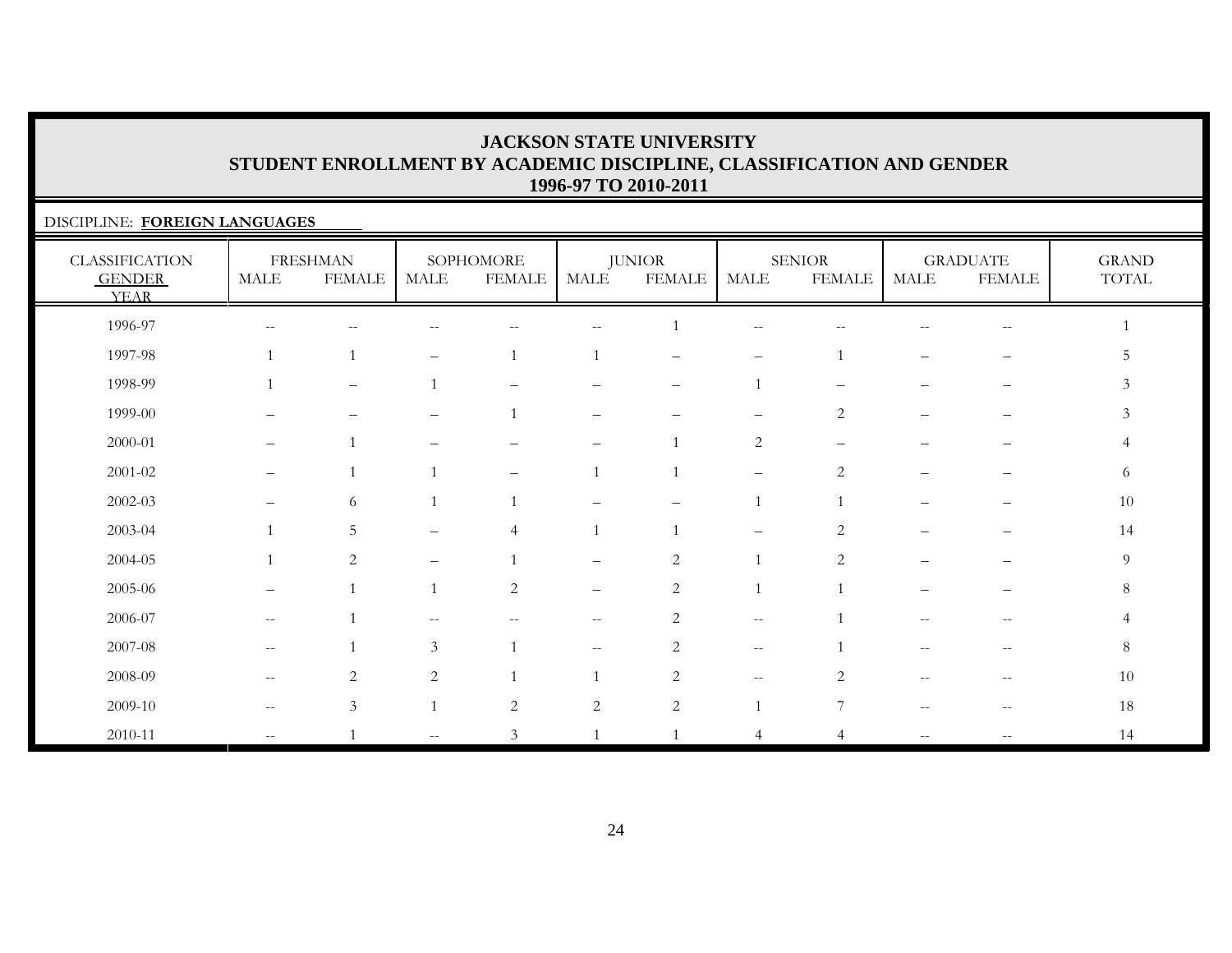# JACKSON STATE UNIVERSITY
## STUDENT ENROLLMENT BY ACADEMIC DISCIPLINE, CLASSIFICATION AND GENDER
### 1996-97 TO 2010-2011

DISCIPLINE: **FOREIGN LANGUAGES**

| CLASSIFICATION | FRESHMAN | | SOPHOMORE | | JUNIOR | | SENIOR | | GRADUATE | | GRAND |
|---|---|---|---|---|---|---|---|---|---|---|---|
| GENDER<br>YEAR | MALE | FEMALE | MALE | FEMALE | MALE | FEMALE | MALE | FEMALE | MALE | FEMALE | TOTAL |
| 1996-97 | -- | -- | -- | -- | -- | 1 | -- | -- | -- | -- | 1 |
| 1997-98 | 1 | 1 | – | 1 | 1 | – | – | 1 | – | – | 5 |
| 1998-99 | 1 | – | 1 | – | – | – | 1 | – | – | – | 3 |
| 1999-00 | – | – | – | 1 | – | – | – | 2 | – | – | 3 |
| 2000-01 | – | 1 | – | – | – | 1 | 2 | – | – | – | 4 |
| 2001-02 | – | 1 | 1 | – | 1 | 1 | – | 2 | – | – | 6 |
| 2002-03 | – | 6 | 1 | 1 | – | – | 1 | 1 | – | – | 10 |
| 2003-04 | 1 | 5 | – | 4 | 1 | 1 | – | 2 | – | – | 14 |
| 2004-05 | 1 | 2 | – | 1 | – | 2 | 1 | 2 | – | – | 9 |
| 2005-06 | – | 1 | 1 | 2 | – | 2 | 1 | 1 | – | – | 8 |
| 2006-07 | -- | 1 | -- | -- | -- | 2 | -- | 1 | -- | -- | 4 |
| 2007-08 | -- | 1 | 3 | 1 | -- | 2 | -- | 1 | -- | -- | 8 |
| 2008-09 | -- | 2 | 2 | 1 | 1 | 2 | -- | 2 | -- | -- | 10 |
| 2009-10 | -- | 3 | 1 | 2 | 2 | 2 | 1 | 7 | -- | -- | 18 |
| 2010-11 | -- | 1 | -- | 3 | 1 | 1 | 4 | 4 | -- | -- | 14 |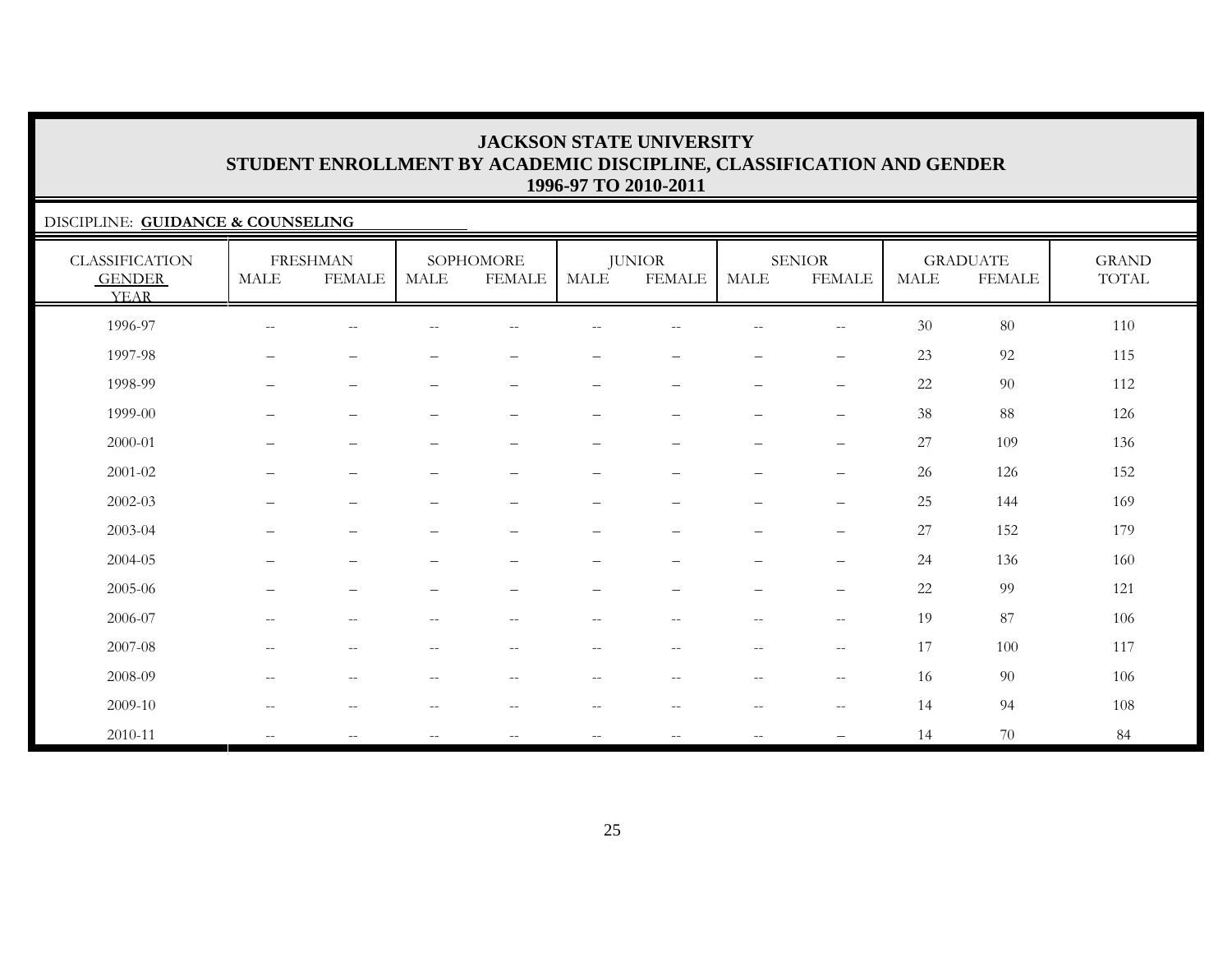# JACKSON STATE UNIVERSITY
## STUDENT ENROLLMENT BY ACADEMIC DISCIPLINE, CLASSIFICATION AND GENDER
## 1996-97 TO 2010-2011

DISCIPLINE: **GUIDANCE & COUNSELING**

| CLASSIFICATION | FRESHMAN | | SOPHOMORE | | JUNIOR | | SENIOR | | GRADUATE | | GRAND |
|---|---|---|---|---|---|---|---|---|---|---|---|
| GENDER / YEAR | MALE | FEMALE | MALE | FEMALE | MALE | FEMALE | MALE | FEMALE | MALE | FEMALE | TOTAL |
| 1996-97 | -- | -- | -- | -- | -- | -- | -- | -- | 30 | 80 | 110 |
| 1997-98 | – | – | – | – | – | – | – | – | 23 | 92 | 115 |
| 1998-99 | – | – | – | – | – | – | – | – | 22 | 90 | 112 |
| 1999-00 | – | – | – | – | – | – | – | – | 38 | 88 | 126 |
| 2000-01 | – | – | – | – | – | – | – | – | 27 | 109 | 136 |
| 2001-02 | – | – | – | – | – | – | – | – | 26 | 126 | 152 |
| 2002-03 | – | – | – | – | – | – | – | – | 25 | 144 | 169 |
| 2003-04 | – | – | – | – | – | – | – | – | 27 | 152 | 179 |
| 2004-05 | – | – | – | – | – | – | – | – | 24 | 136 | 160 |
| 2005-06 | – | – | – | – | – | – | – | – | 22 | 99 | 121 |
| 2006-07 | -- | -- | -- | -- | -- | -- | -- | -- | 19 | 87 | 106 |
| 2007-08 | -- | -- | -- | -- | -- | -- | -- | -- | 17 | 100 | 117 |
| 2008-09 | -- | -- | -- | -- | -- | -- | -- | -- | 16 | 90 | 106 |
| 2009-10 | -- | -- | -- | -- | -- | -- | -- | -- | 14 | 94 | 108 |
| 2010-11 | -- | -- | -- | -- | -- | -- | -- | – | 14 | 70 | 84 |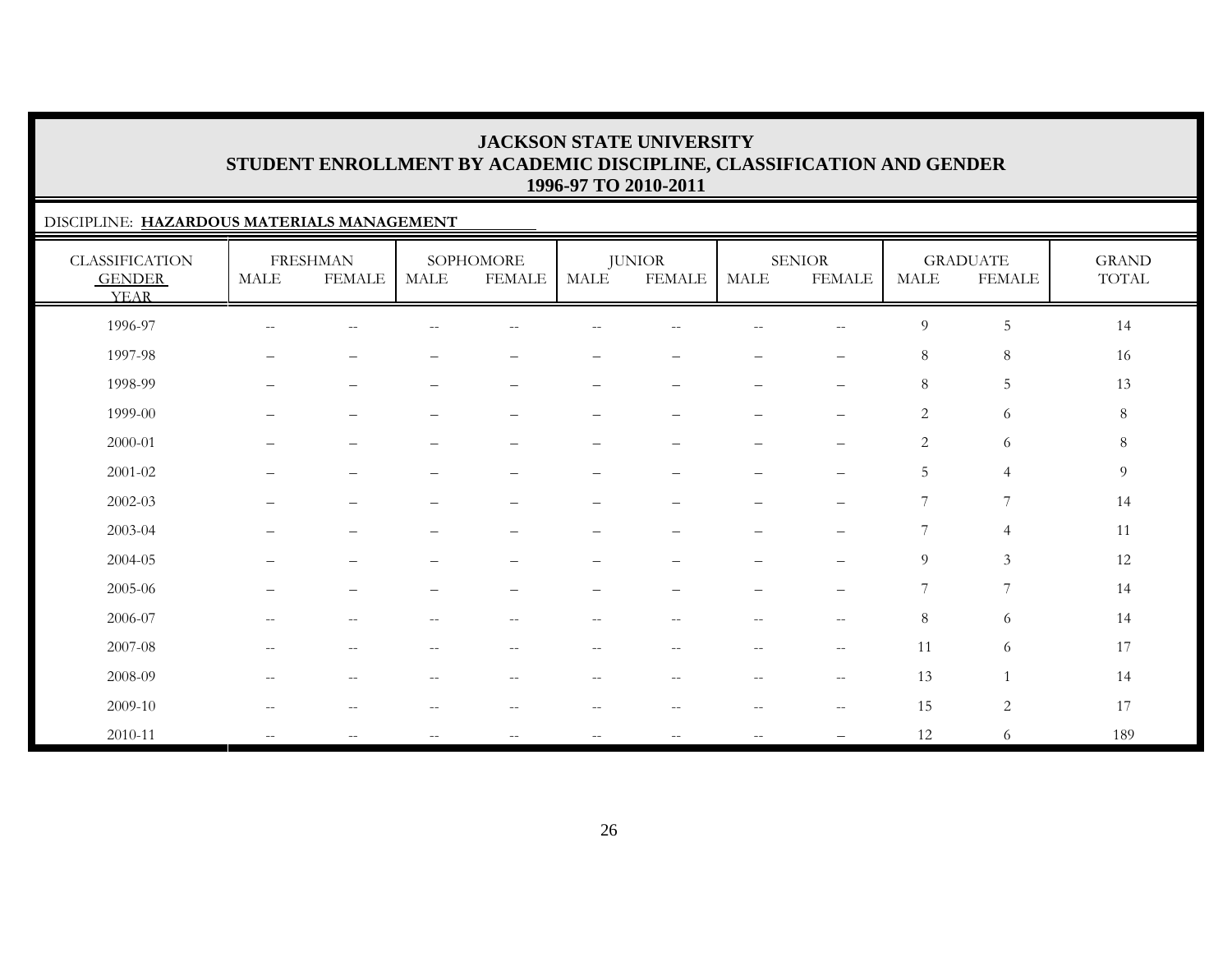# JACKSON STATE UNIVERSITY
## STUDENT ENROLLMENT BY ACADEMIC DISCIPLINE, CLASSIFICATION AND GENDER
### 1996-97 TO 2010-2011

DISCIPLINE: **HAZARDOUS MATERIALS MANAGEMENT**

| CLASSIFICATION GENDER YEAR | FRESHMAN | | SOPHOMORE | | JUNIOR | | SENIOR | | GRADUATE | | GRAND TOTAL |
|---|---|---|---|---|---|---|---|---|---|---|---|
| | MALE | FEMALE | MALE | FEMALE | MALE | FEMALE | MALE | FEMALE | MALE | FEMALE | |
| 1996-97 | -- | -- | -- | -- | -- | -- | -- | -- | 9 | 5 | 14 |
| 1997-98 | – | – | – | – | – | – | – | – | 8 | 8 | 16 |
| 1998-99 | – | – | – | – | – | – | – | – | 8 | 5 | 13 |
| 1999-00 | – | – | – | – | – | – | – | – | 2 | 6 | 8 |
| 2000-01 | – | – | – | – | – | – | – | – | 2 | 6 | 8 |
| 2001-02 | – | – | – | – | – | – | – | – | 5 | 4 | 9 |
| 2002-03 | – | – | – | – | – | – | – | – | 7 | 7 | 14 |
| 2003-04 | – | – | – | – | – | – | – | – | 7 | 4 | 11 |
| 2004-05 | – | – | – | – | – | – | – | – | 9 | 3 | 12 |
| 2005-06 | – | – | – | – | – | – | – | – | 7 | 7 | 14 |
| 2006-07 | -- | -- | -- | -- | -- | -- | -- | -- | 8 | 6 | 14 |
| 2007-08 | -- | -- | -- | -- | -- | -- | -- | -- | 11 | 6 | 17 |
| 2008-09 | -- | -- | -- | -- | -- | -- | -- | -- | 13 | 1 | 14 |
| 2009-10 | -- | -- | -- | -- | -- | -- | -- | -- | 15 | 2 | 17 |
| 2010-11 | -- | -- | -- | -- | -- | -- | -- | – | 12 | 6 | 189 |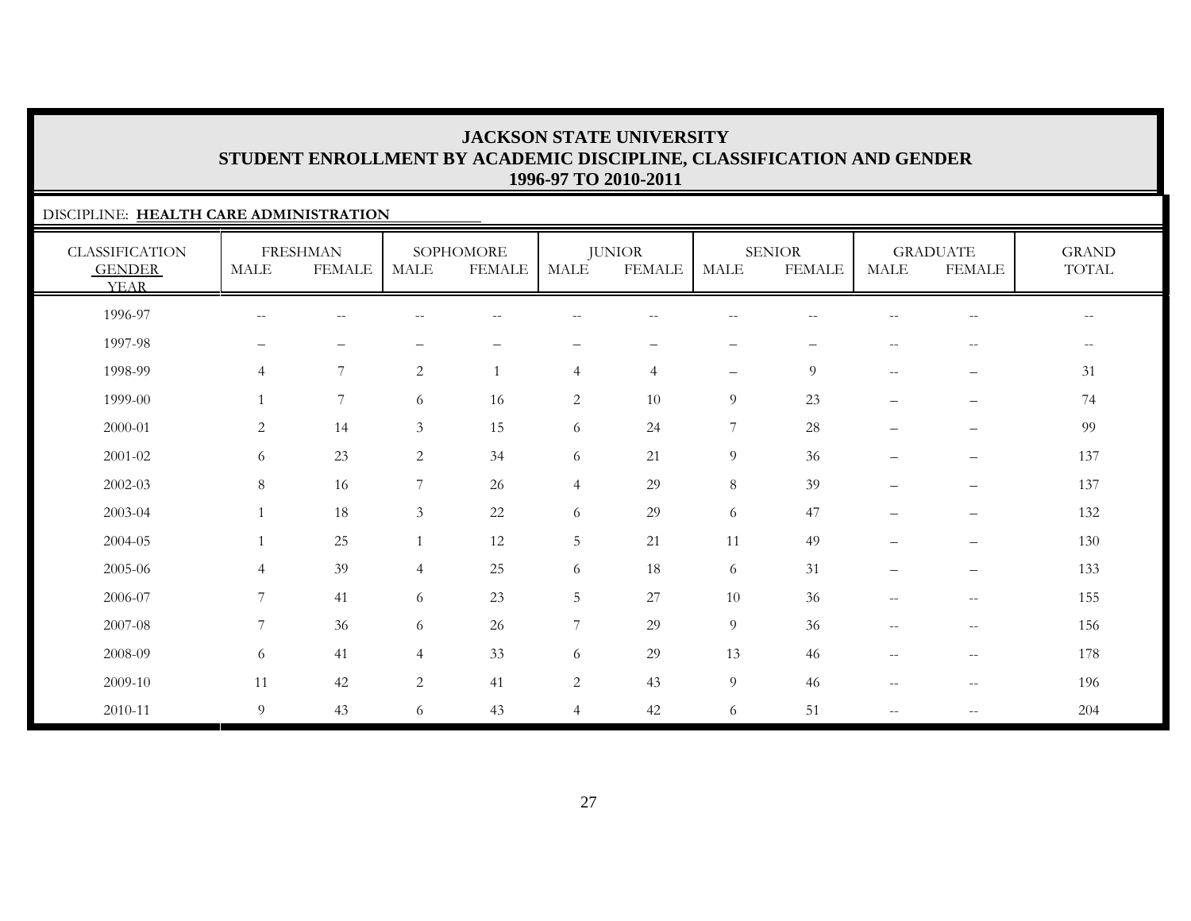# JACKSON STATE UNIVERSITY
## STUDENT ENROLLMENT BY ACADEMIC DISCIPLINE, CLASSIFICATION AND GENDER
### 1996-97 TO 2010-2011

DISCIPLINE: **HEALTH CARE ADMINISTRATION**

| CLASSIFICATION GENDER YEAR | FRESHMAN | | SOPHOMORE | | JUNIOR | | SENIOR | | GRADUATE | | GRAND TOTAL |
|---|---|---|---|---|---|---|---|---|---|---|---|
| | MALE | FEMALE | MALE | FEMALE | MALE | FEMALE | MALE | FEMALE | MALE | FEMALE | |
| 1996-97 | -- | -- | -- | -- | -- | -- | -- | -- | -- | -- | -- |
| 1997-98 | – | – | – | – | – | – | – | – | -- | -- | -- |
| 1998-99 | 4 | 7 | 2 | 1 | 4 | 4 | – | 9 | -- | – | 31 |
| 1999-00 | 1 | 7 | 6 | 16 | 2 | 10 | 9 | 23 | – | – | 74 |
| 2000-01 | 2 | 14 | 3 | 15 | 6 | 24 | 7 | 28 | – | – | 99 |
| 2001-02 | 6 | 23 | 2 | 34 | 6 | 21 | 9 | 36 | – | – | 137 |
| 2002-03 | 8 | 16 | 7 | 26 | 4 | 29 | 8 | 39 | – | – | 137 |
| 2003-04 | 1 | 18 | 3 | 22 | 6 | 29 | 6 | 47 | – | – | 132 |
| 2004-05 | 1 | 25 | 1 | 12 | 5 | 21 | 11 | 49 | – | – | 130 |
| 2005-06 | 4 | 39 | 4 | 25 | 6 | 18 | 6 | 31 | – | – | 133 |
| 2006-07 | 7 | 41 | 6 | 23 | 5 | 27 | 10 | 36 | -- | -- | 155 |
| 2007-08 | 7 | 36 | 6 | 26 | 7 | 29 | 9 | 36 | -- | -- | 156 |
| 2008-09 | 6 | 41 | 4 | 33 | 6 | 29 | 13 | 46 | -- | -- | 178 |
| 2009-10 | 11 | 42 | 2 | 41 | 2 | 43 | 9 | 46 | -- | -- | 196 |
| 2010-11 | 9 | 43 | 6 | 43 | 4 | 42 | 6 | 51 | -- | -- | 204 |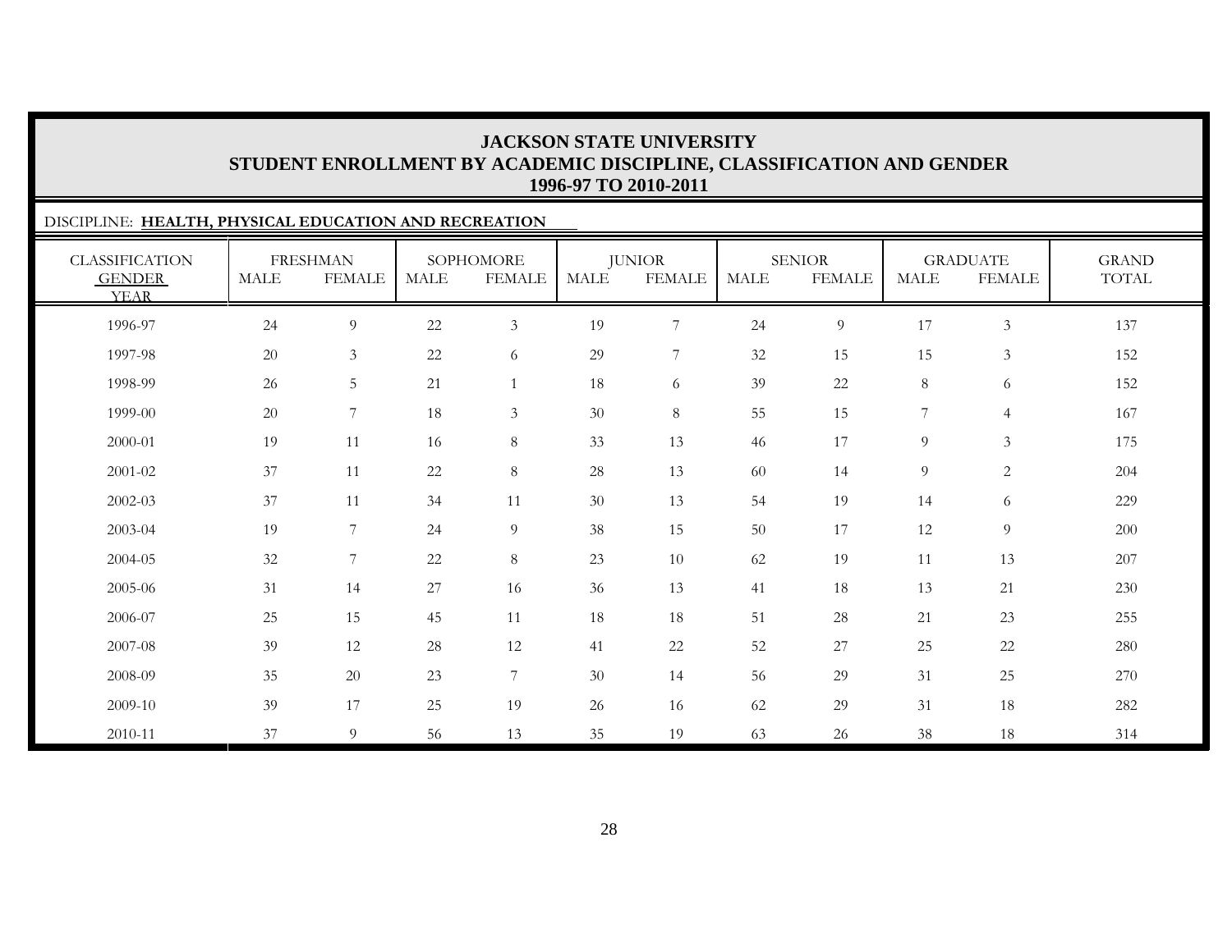# JACKSON STATE UNIVERSITY
## STUDENT ENROLLMENT BY ACADEMIC DISCIPLINE, CLASSIFICATION AND GENDER
### 1996-97 TO 2010-2011

DISCIPLINE: **HEALTH, PHYSICAL EDUCATION AND RECREATION**

| CLASSIFICATION | FRESHMAN | | SOPHOMORE | | JUNIOR | | SENIOR | | GRADUATE | | GRAND |
|---|---|---|---|---|---|---|---|---|---|---|---|
| GENDER / YEAR | MALE | FEMALE | MALE | FEMALE | MALE | FEMALE | MALE | FEMALE | MALE | FEMALE | TOTAL |
| 1996-97 | 24 | 9 | 22 | 3 | 19 | 7 | 24 | 9 | 17 | 3 | 137 |
| 1997-98 | 20 | 3 | 22 | 6 | 29 | 7 | 32 | 15 | 15 | 3 | 152 |
| 1998-99 | 26 | 5 | 21 | 1 | 18 | 6 | 39 | 22 | 8 | 6 | 152 |
| 1999-00 | 20 | 7 | 18 | 3 | 30 | 8 | 55 | 15 | 7 | 4 | 167 |
| 2000-01 | 19 | 11 | 16 | 8 | 33 | 13 | 46 | 17 | 9 | 3 | 175 |
| 2001-02 | 37 | 11 | 22 | 8 | 28 | 13 | 60 | 14 | 9 | 2 | 204 |
| 2002-03 | 37 | 11 | 34 | 11 | 30 | 13 | 54 | 19 | 14 | 6 | 229 |
| 2003-04 | 19 | 7 | 24 | 9 | 38 | 15 | 50 | 17 | 12 | 9 | 200 |
| 2004-05 | 32 | 7 | 22 | 8 | 23 | 10 | 62 | 19 | 11 | 13 | 207 |
| 2005-06 | 31 | 14 | 27 | 16 | 36 | 13 | 41 | 18 | 13 | 21 | 230 |
| 2006-07 | 25 | 15 | 45 | 11 | 18 | 18 | 51 | 28 | 21 | 23 | 255 |
| 2007-08 | 39 | 12 | 28 | 12 | 41 | 22 | 52 | 27 | 25 | 22 | 280 |
| 2008-09 | 35 | 20 | 23 | 7 | 30 | 14 | 56 | 29 | 31 | 25 | 270 |
| 2009-10 | 39 | 17 | 25 | 19 | 26 | 16 | 62 | 29 | 31 | 18 | 282 |
| 2010-11 | 37 | 9 | 56 | 13 | 35 | 19 | 63 | 26 | 38 | 18 | 314 |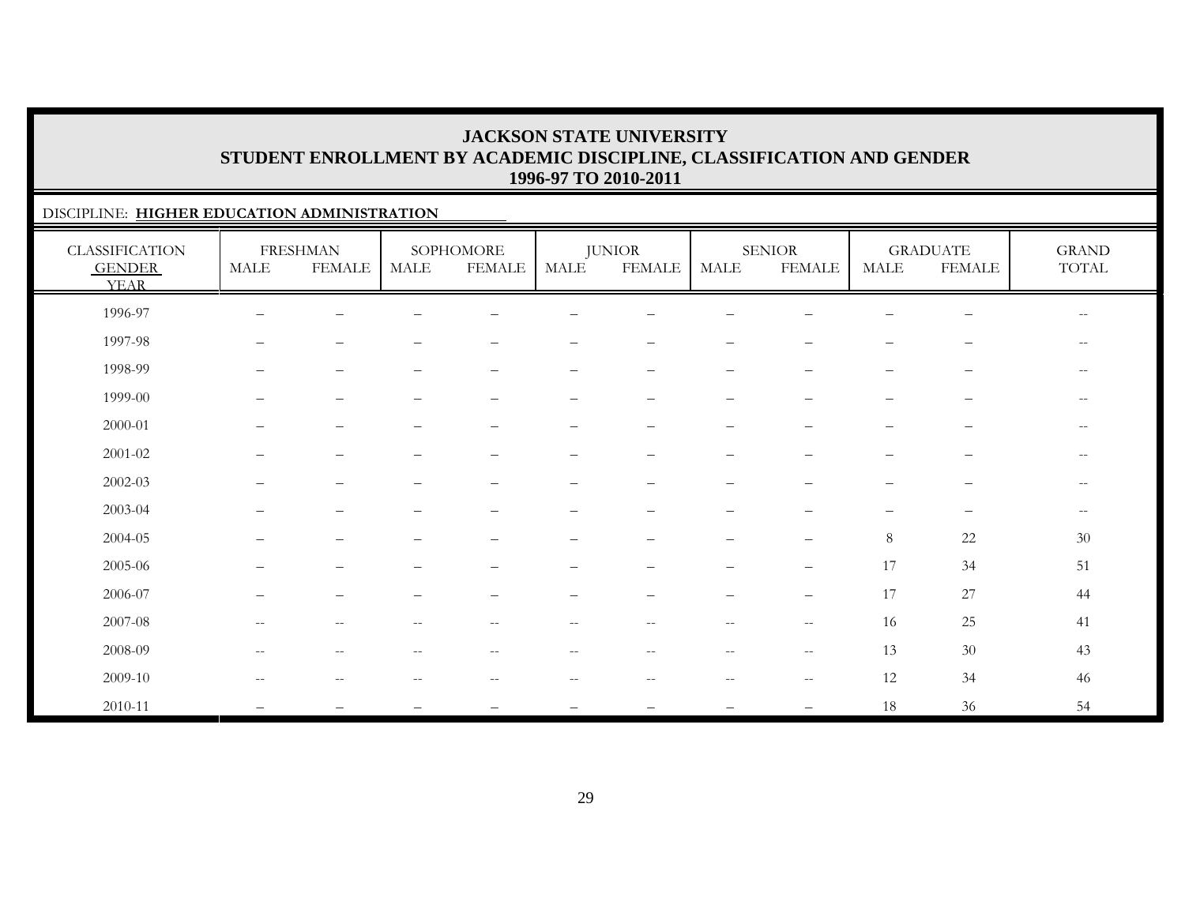# JACKSON STATE UNIVERSITY
## STUDENT ENROLLMENT BY ACADEMIC DISCIPLINE, CLASSIFICATION AND GENDER
### 1996-97 TO 2010-2011

DISCIPLINE: **HIGHER EDUCATION ADMINISTRATION**

| CLASSIFICATION | FRESHMAN | | SOPHOMORE | | JUNIOR | | SENIOR | | GRADUATE | | GRAND |
|---|---|---|---|---|---|---|---|---|---|---|---|
| GENDER / YEAR | MALE | FEMALE | MALE | FEMALE | MALE | FEMALE | MALE | FEMALE | MALE | FEMALE | TOTAL |
| 1996-97 | – | – | – | – | – | – | – | – | – | – | -- |
| 1997-98 | – | – | – | – | – | – | – | – | – | – | -- |
| 1998-99 | – | – | – | – | – | – | – | – | – | – | -- |
| 1999-00 | – | – | – | – | – | – | – | – | – | – | -- |
| 2000-01 | – | – | – | – | – | – | – | – | – | – | -- |
| 2001-02 | – | – | – | – | – | – | – | – | – | – | -- |
| 2002-03 | – | – | – | – | – | – | – | – | – | – | -- |
| 2003-04 | – | – | – | – | – | – | – | – | – | – | -- |
| 2004-05 | – | – | – | – | – | – | – | – | 8 | 22 | 30 |
| 2005-06 | – | – | – | – | – | – | – | – | 17 | 34 | 51 |
| 2006-07 | – | – | – | – | – | – | – | – | 17 | 27 | 44 |
| 2007-08 | -- | -- | -- | -- | -- | -- | -- | -- | 16 | 25 | 41 |
| 2008-09 | -- | -- | -- | -- | -- | -- | -- | -- | 13 | 30 | 43 |
| 2009-10 | -- | -- | -- | -- | -- | -- | -- | -- | 12 | 34 | 46 |
| 2010-11 | – | – | – | – | – | – | – | – | 18 | 36 | 54 |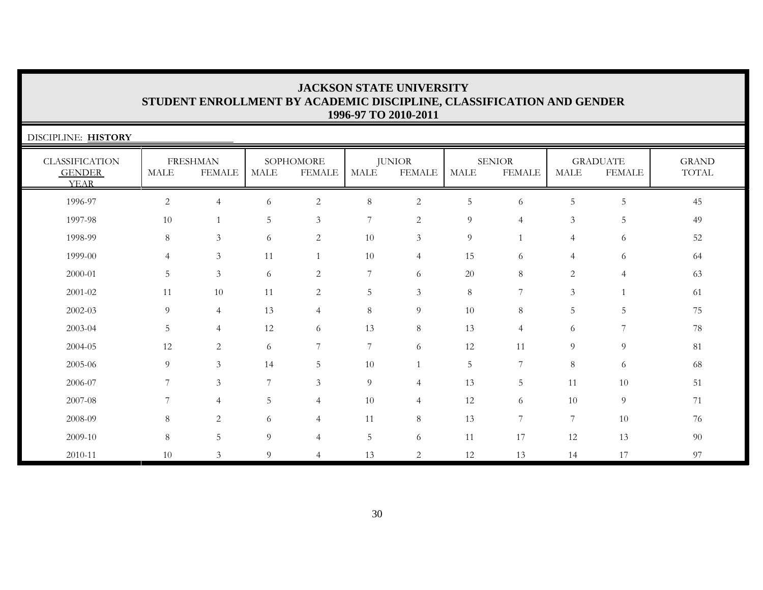# JACKSON STATE UNIVERSITY
## STUDENT ENROLLMENT BY ACADEMIC DISCIPLINE, CLASSIFICATION AND GENDER
### 1996-97 TO 2010-2011

DISCIPLINE: **HISTORY**

| CLASSIFICATION | FRESHMAN | | SOPHOMORE | | JUNIOR | | SENIOR | | GRADUATE | | GRAND |
|---|---|---|---|---|---|---|---|---|---|---|---|
| GENDER YEAR | MALE | FEMALE | MALE | FEMALE | MALE | FEMALE | MALE | FEMALE | MALE | FEMALE | TOTAL |
| 1996-97 | 2 | 4 | 6 | 2 | 8 | 2 | 5 | 6 | 5 | 5 | 45 |
| 1997-98 | 10 | 1 | 5 | 3 | 7 | 2 | 9 | 4 | 3 | 5 | 49 |
| 1998-99 | 8 | 3 | 6 | 2 | 10 | 3 | 9 | 1 | 4 | 6 | 52 |
| 1999-00 | 4 | 3 | 11 | 1 | 10 | 4 | 15 | 6 | 4 | 6 | 64 |
| 2000-01 | 5 | 3 | 6 | 2 | 7 | 6 | 20 | 8 | 2 | 4 | 63 |
| 2001-02 | 11 | 10 | 11 | 2 | 5 | 3 | 8 | 7 | 3 | 1 | 61 |
| 2002-03 | 9 | 4 | 13 | 4 | 8 | 9 | 10 | 8 | 5 | 5 | 75 |
| 2003-04 | 5 | 4 | 12 | 6 | 13 | 8 | 13 | 4 | 6 | 7 | 78 |
| 2004-05 | 12 | 2 | 6 | 7 | 7 | 6 | 12 | 11 | 9 | 9 | 81 |
| 2005-06 | 9 | 3 | 14 | 5 | 10 | 1 | 5 | 7 | 8 | 6 | 68 |
| 2006-07 | 7 | 3 | 7 | 3 | 9 | 4 | 13 | 5 | 11 | 10 | 51 |
| 2007-08 | 7 | 4 | 5 | 4 | 10 | 4 | 12 | 6 | 10 | 9 | 71 |
| 2008-09 | 8 | 2 | 6 | 4 | 11 | 8 | 13 | 7 | 7 | 10 | 76 |
| 2009-10 | 8 | 5 | 9 | 4 | 5 | 6 | 11 | 17 | 12 | 13 | 90 |
| 2010-11 | 10 | 3 | 9 | 4 | 13 | 2 | 12 | 13 | 14 | 17 | 97 |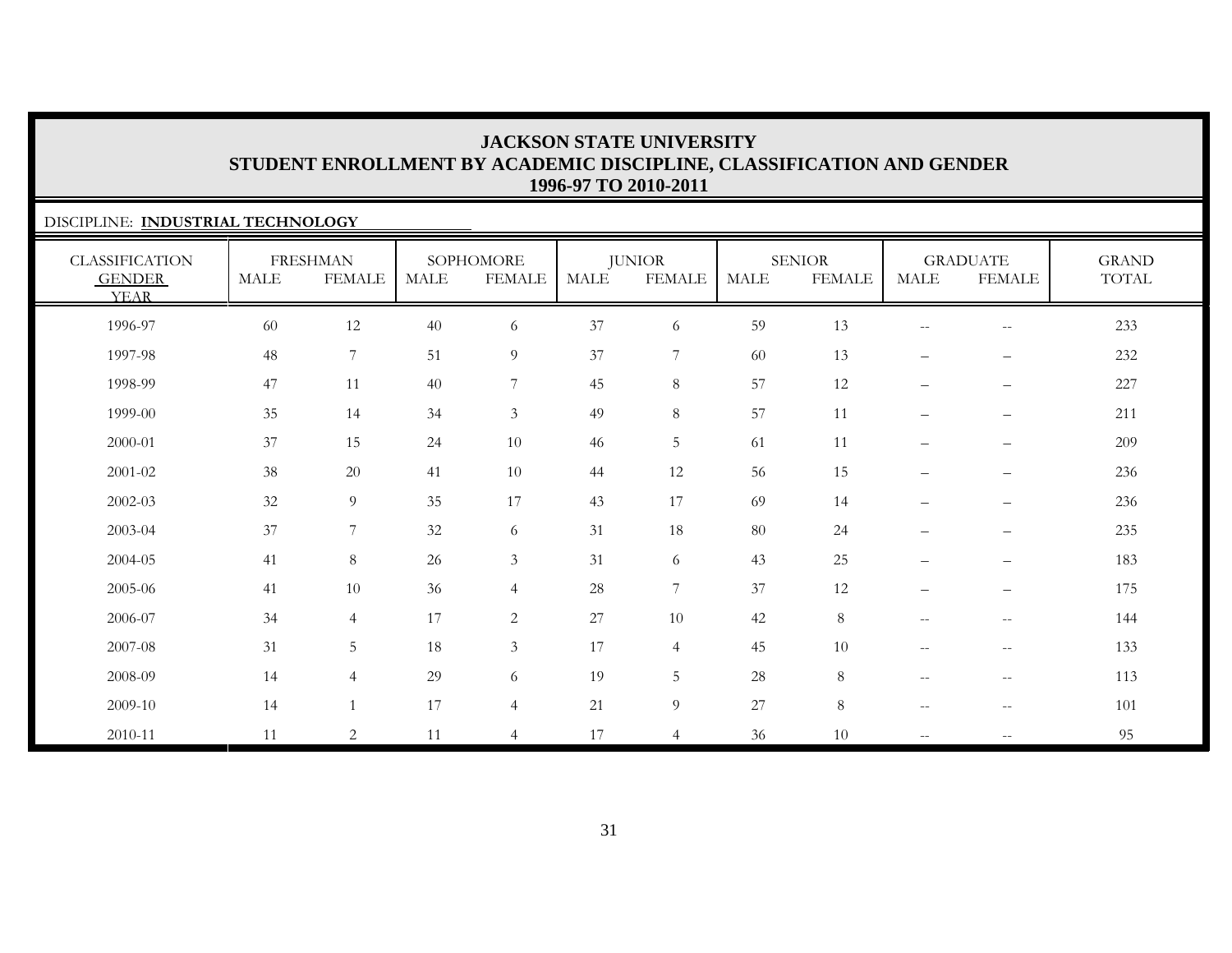# JACKSON STATE UNIVERSITY
## STUDENT ENROLLMENT BY ACADEMIC DISCIPLINE, CLASSIFICATION AND GENDER
### 1996-97 TO 2010-2011

DISCIPLINE: **INDUSTRIAL TECHNOLOGY**

| CLASSIFICATION | FRESHMAN | | SOPHOMORE | | JUNIOR | | SENIOR | | GRADUATE | | GRAND |
|---|---|---|---|---|---|---|---|---|---|---|---|
| GENDER / YEAR | MALE | FEMALE | MALE | FEMALE | MALE | FEMALE | MALE | FEMALE | MALE | FEMALE | TOTAL |
| 1996-97 | 60 | 12 | 40 | 6 | 37 | 6 | 59 | 13 | -- | -- | 233 |
| 1997-98 | 48 | 7 | 51 | 9 | 37 | 7 | 60 | 13 | – | – | 232 |
| 1998-99 | 47 | 11 | 40 | 7 | 45 | 8 | 57 | 12 | – | – | 227 |
| 1999-00 | 35 | 14 | 34 | 3 | 49 | 8 | 57 | 11 | – | – | 211 |
| 2000-01 | 37 | 15 | 24 | 10 | 46 | 5 | 61 | 11 | – | – | 209 |
| 2001-02 | 38 | 20 | 41 | 10 | 44 | 12 | 56 | 15 | – | – | 236 |
| 2002-03 | 32 | 9 | 35 | 17 | 43 | 17 | 69 | 14 | – | – | 236 |
| 2003-04 | 37 | 7 | 32 | 6 | 31 | 18 | 80 | 24 | – | – | 235 |
| 2004-05 | 41 | 8 | 26 | 3 | 31 | 6 | 43 | 25 | – | – | 183 |
| 2005-06 | 41 | 10 | 36 | 4 | 28 | 7 | 37 | 12 | – | – | 175 |
| 2006-07 | 34 | 4 | 17 | 2 | 27 | 10 | 42 | 8 | -- | -- | 144 |
| 2007-08 | 31 | 5 | 18 | 3 | 17 | 4 | 45 | 10 | -- | -- | 133 |
| 2008-09 | 14 | 4 | 29 | 6 | 19 | 5 | 28 | 8 | -- | -- | 113 |
| 2009-10 | 14 | 1 | 17 | 4 | 21 | 9 | 27 | 8 | -- | -- | 101 |
| 2010-11 | 11 | 2 | 11 | 4 | 17 | 4 | 36 | 10 | -- | -- | 95 |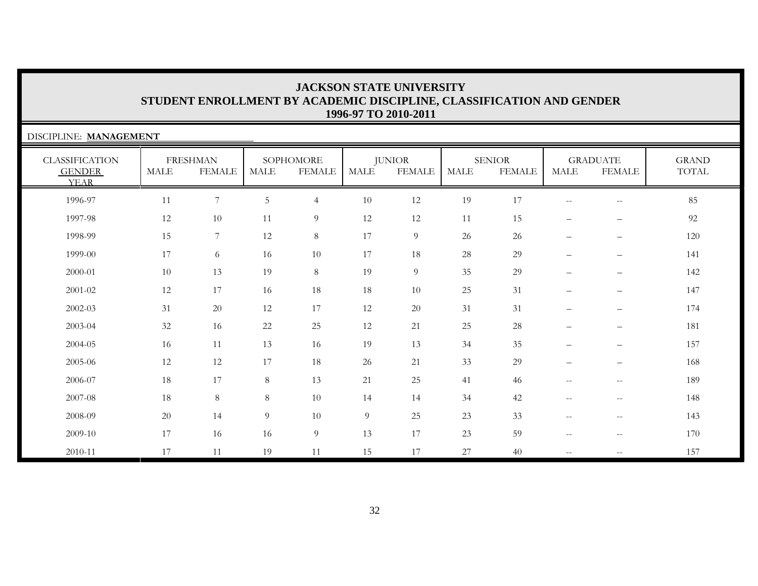# JACKSON STATE UNIVERSITY
## STUDENT ENROLLMENT BY ACADEMIC DISCIPLINE, CLASSIFICATION AND GENDER
### 1996-97 TO 2010-2011

DISCIPLINE: **MANAGEMENT**

| CLASSIFICATION GENDER YEAR | FRESHMAN | | SOPHOMORE | | JUNIOR | | SENIOR | | GRADUATE | | GRAND TOTAL |
|---|---|---|---|---|---|---|---|---|---|---|---|
| | MALE | FEMALE | MALE | FEMALE | MALE | FEMALE | MALE | FEMALE | MALE | FEMALE | |
| 1996-97 | 11 | 7 | 5 | 4 | 10 | 12 | 19 | 17 | -- | -- | 85 |
| 1997-98 | 12 | 10 | 11 | 9 | 12 | 12 | 11 | 15 | – | – | 92 |
| 1998-99 | 15 | 7 | 12 | 8 | 17 | 9 | 26 | 26 | – | – | 120 |
| 1999-00 | 17 | 6 | 16 | 10 | 17 | 18 | 28 | 29 | – | – | 141 |
| 2000-01 | 10 | 13 | 19 | 8 | 19 | 9 | 35 | 29 | – | – | 142 |
| 2001-02 | 12 | 17 | 16 | 18 | 18 | 10 | 25 | 31 | – | – | 147 |
| 2002-03 | 31 | 20 | 12 | 17 | 12 | 20 | 31 | 31 | – | – | 174 |
| 2003-04 | 32 | 16 | 22 | 25 | 12 | 21 | 25 | 28 | – | – | 181 |
| 2004-05 | 16 | 11 | 13 | 16 | 19 | 13 | 34 | 35 | – | – | 157 |
| 2005-06 | 12 | 12 | 17 | 18 | 26 | 21 | 33 | 29 | – | – | 168 |
| 2006-07 | 18 | 17 | 8 | 13 | 21 | 25 | 41 | 46 | -- | -- | 189 |
| 2007-08 | 18 | 8 | 8 | 10 | 14 | 14 | 34 | 42 | -- | -- | 148 |
| 2008-09 | 20 | 14 | 9 | 10 | 9 | 25 | 23 | 33 | -- | -- | 143 |
| 2009-10 | 17 | 16 | 16 | 9 | 13 | 17 | 23 | 59 | -- | -- | 170 |
| 2010-11 | 17 | 11 | 19 | 11 | 15 | 17 | 27 | 40 | -- | -- | 157 |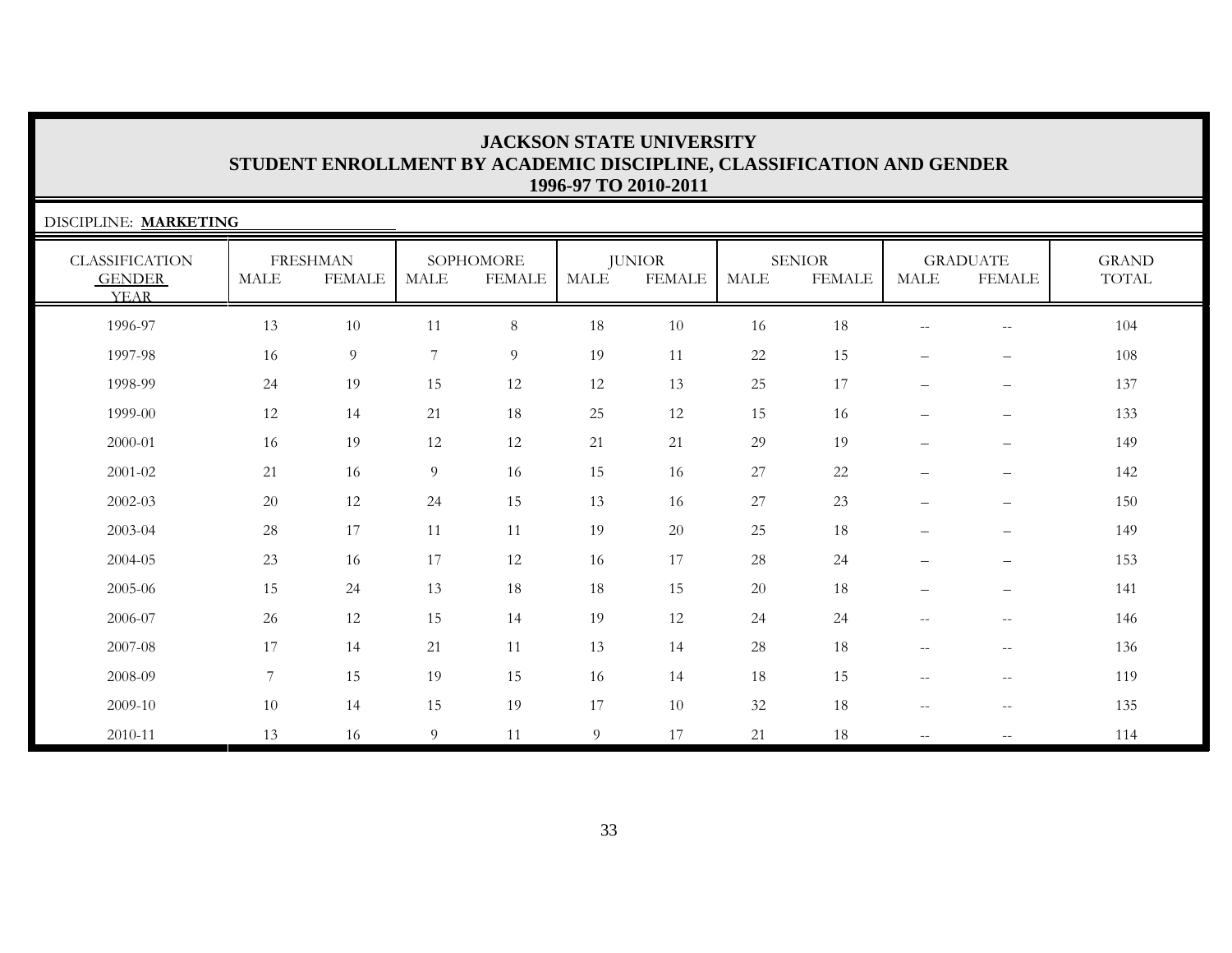# JACKSON STATE UNIVERSITY
## STUDENT ENROLLMENT BY ACADEMIC DISCIPLINE, CLASSIFICATION AND GENDER
### 1996-97 TO 2010-2011

DISCIPLINE: **MARKETING**

| CLASSIFICATION GENDER YEAR | FRESHMAN | | SOPHOMORE | | JUNIOR | | SENIOR | | GRADUATE | | GRAND TOTAL |
|---|---|---|---|---|---|---|---|---|---|---|---|
| | MALE | FEMALE | MALE | FEMALE | MALE | FEMALE | MALE | FEMALE | MALE | FEMALE | |
| 1996-97 | 13 | 10 | 11 | 8 | 18 | 10 | 16 | 18 | -- | -- | 104 |
| 1997-98 | 16 | 9 | 7 | 9 | 19 | 11 | 22 | 15 | – | – | 108 |
| 1998-99 | 24 | 19 | 15 | 12 | 12 | 13 | 25 | 17 | – | – | 137 |
| 1999-00 | 12 | 14 | 21 | 18 | 25 | 12 | 15 | 16 | – | – | 133 |
| 2000-01 | 16 | 19 | 12 | 12 | 21 | 21 | 29 | 19 | – | – | 149 |
| 2001-02 | 21 | 16 | 9 | 16 | 15 | 16 | 27 | 22 | – | – | 142 |
| 2002-03 | 20 | 12 | 24 | 15 | 13 | 16 | 27 | 23 | – | – | 150 |
| 2003-04 | 28 | 17 | 11 | 11 | 19 | 20 | 25 | 18 | – | – | 149 |
| 2004-05 | 23 | 16 | 17 | 12 | 16 | 17 | 28 | 24 | – | – | 153 |
| 2005-06 | 15 | 24 | 13 | 18 | 18 | 15 | 20 | 18 | – | – | 141 |
| 2006-07 | 26 | 12 | 15 | 14 | 19 | 12 | 24 | 24 | -- | -- | 146 |
| 2007-08 | 17 | 14 | 21 | 11 | 13 | 14 | 28 | 18 | -- | -- | 136 |
| 2008-09 | 7 | 15 | 19 | 15 | 16 | 14 | 18 | 15 | -- | -- | 119 |
| 2009-10 | 10 | 14 | 15 | 19 | 17 | 10 | 32 | 18 | -- | -- | 135 |
| 2010-11 | 13 | 16 | 9 | 11 | 9 | 17 | 21 | 18 | -- | -- | 114 |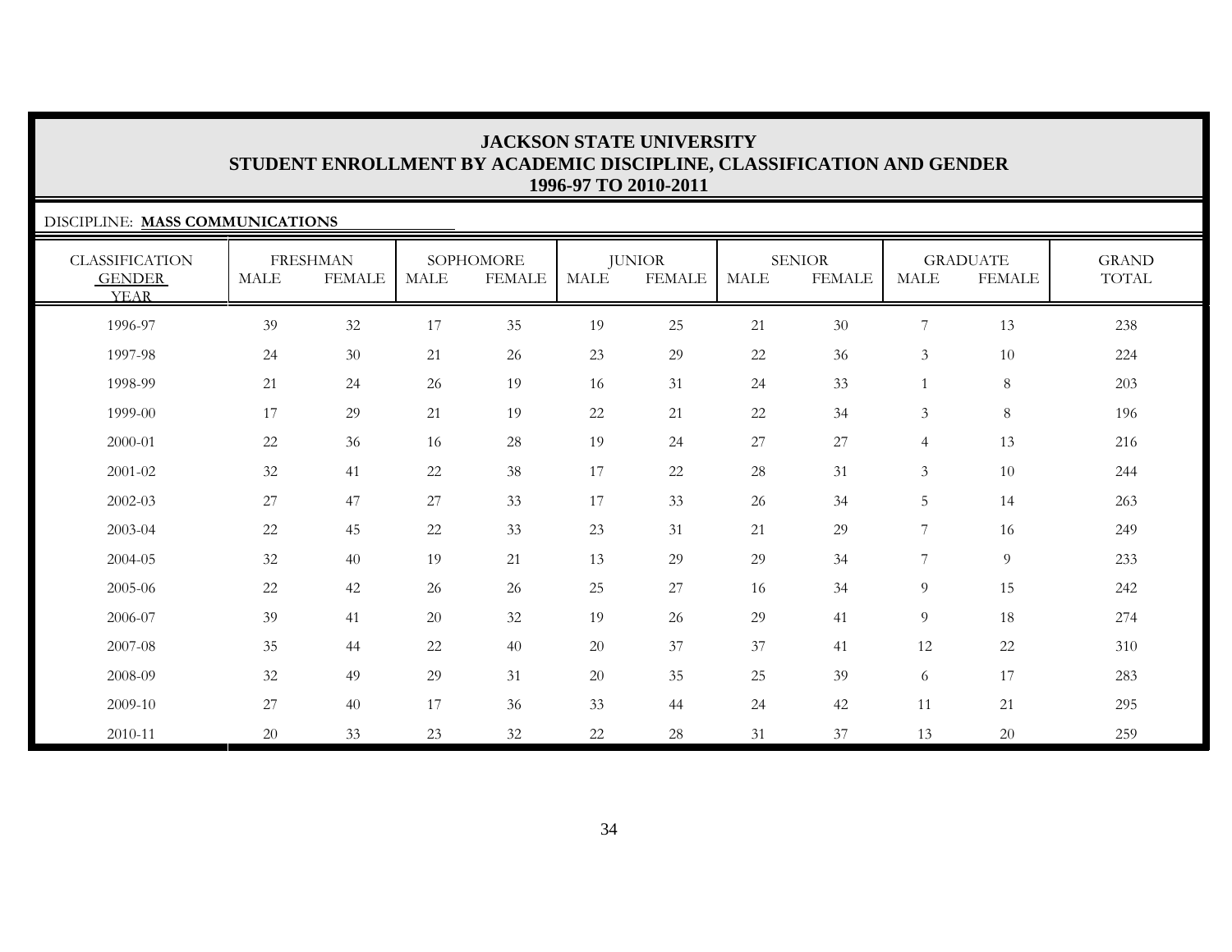# JACKSON STATE UNIVERSITY
## STUDENT ENROLLMENT BY ACADEMIC DISCIPLINE, CLASSIFICATION AND GENDER
### 1996-97 TO 2010-2011

DISCIPLINE: **MASS COMMUNICATIONS**

| CLASSIFICATION GENDER YEAR | FRESHMAN | | SOPHOMORE | | JUNIOR | | SENIOR | | GRADUATE | | GRAND TOTAL |
|---|---|---|---|---|---|---|---|---|---|---|---|
| | MALE | FEMALE | MALE | FEMALE | MALE | FEMALE | MALE | FEMALE | MALE | FEMALE | |
| 1996-97 | 39 | 32 | 17 | 35 | 19 | 25 | 21 | 30 | 7 | 13 | 238 |
| 1997-98 | 24 | 30 | 21 | 26 | 23 | 29 | 22 | 36 | 3 | 10 | 224 |
| 1998-99 | 21 | 24 | 26 | 19 | 16 | 31 | 24 | 33 | 1 | 8 | 203 |
| 1999-00 | 17 | 29 | 21 | 19 | 22 | 21 | 22 | 34 | 3 | 8 | 196 |
| 2000-01 | 22 | 36 | 16 | 28 | 19 | 24 | 27 | 27 | 4 | 13 | 216 |
| 2001-02 | 32 | 41 | 22 | 38 | 17 | 22 | 28 | 31 | 3 | 10 | 244 |
| 2002-03 | 27 | 47 | 27 | 33 | 17 | 33 | 26 | 34 | 5 | 14 | 263 |
| 2003-04 | 22 | 45 | 22 | 33 | 23 | 31 | 21 | 29 | 7 | 16 | 249 |
| 2004-05 | 32 | 40 | 19 | 21 | 13 | 29 | 29 | 34 | 7 | 9 | 233 |
| 2005-06 | 22 | 42 | 26 | 26 | 25 | 27 | 16 | 34 | 9 | 15 | 242 |
| 2006-07 | 39 | 41 | 20 | 32 | 19 | 26 | 29 | 41 | 9 | 18 | 274 |
| 2007-08 | 35 | 44 | 22 | 40 | 20 | 37 | 37 | 41 | 12 | 22 | 310 |
| 2008-09 | 32 | 49 | 29 | 31 | 20 | 35 | 25 | 39 | 6 | 17 | 283 |
| 2009-10 | 27 | 40 | 17 | 36 | 33 | 44 | 24 | 42 | 11 | 21 | 295 |
| 2010-11 | 20 | 33 | 23 | 32 | 22 | 28 | 31 | 37 | 13 | 20 | 259 |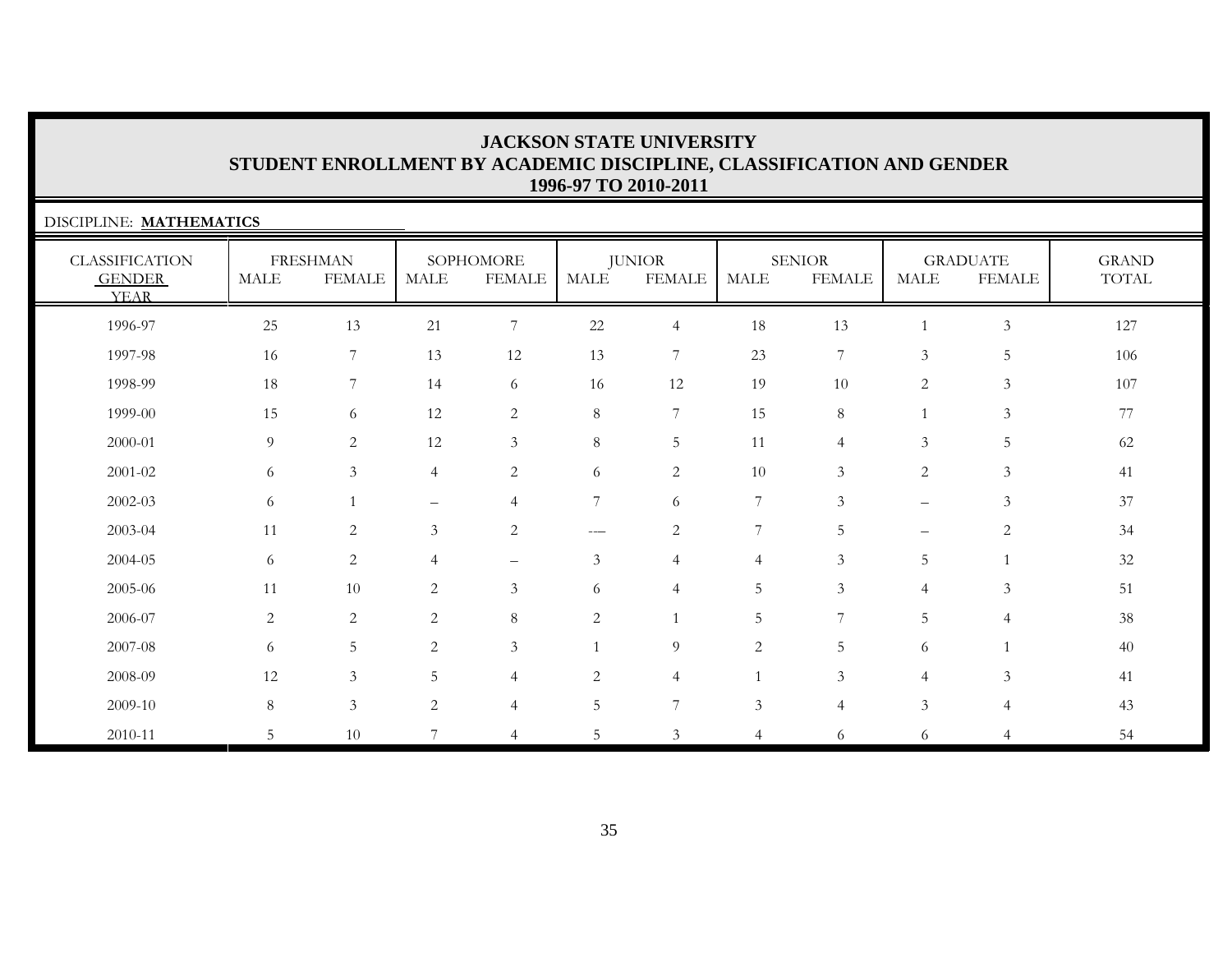# JACKSON STATE UNIVERSITY
## STUDENT ENROLLMENT BY ACADEMIC DISCIPLINE, CLASSIFICATION AND GENDER
## 1996-97 TO 2010-2011

DISCIPLINE: **MATHEMATICS**

| CLASSIFICATION | FRESHMAN | | SOPHOMORE | | JUNIOR | | SENIOR | | GRADUATE | | GRAND |
|---|---|---|---|---|---|---|---|---|---|---|---|
| GENDER / YEAR | MALE | FEMALE | MALE | FEMALE | MALE | FEMALE | MALE | FEMALE | MALE | FEMALE | TOTAL |
| 1996-97 | 25 | 13 | 21 | 7 | 22 | 4 | 18 | 13 | 1 | 3 | 127 |
| 1997-98 | 16 | 7 | 13 | 12 | 13 | 7 | 23 | 7 | 3 | 5 | 106 |
| 1998-99 | 18 | 7 | 14 | 6 | 16 | 12 | 19 | 10 | 2 | 3 | 107 |
| 1999-00 | 15 | 6 | 12 | 2 | 8 | 7 | 15 | 8 | 1 | 3 | 77 |
| 2000-01 | 9 | 2 | 12 | 3 | 8 | 5 | 11 | 4 | 3 | 5 | 62 |
| 2001-02 | 6 | 3 | 4 | 2 | 6 | 2 | 10 | 3 | 2 | 3 | 41 |
| 2002-03 | 6 | 1 | – | 4 | 7 | 6 | 7 | 3 | – | 3 | 37 |
| 2003-04 | 11 | 2 | 3 | 2 | --- | 2 | 7 | 5 | – | 2 | 34 |
| 2004-05 | 6 | 2 | 4 | – | 3 | 4 | 4 | 3 | 5 | 1 | 32 |
| 2005-06 | 11 | 10 | 2 | 3 | 6 | 4 | 5 | 3 | 4 | 3 | 51 |
| 2006-07 | 2 | 2 | 2 | 8 | 2 | 1 | 5 | 7 | 5 | 4 | 38 |
| 2007-08 | 6 | 5 | 2 | 3 | 1 | 9 | 2 | 5 | 6 | 1 | 40 |
| 2008-09 | 12 | 3 | 5 | 4 | 2 | 4 | 1 | 3 | 4 | 3 | 41 |
| 2009-10 | 8 | 3 | 2 | 4 | 5 | 7 | 3 | 4 | 3 | 4 | 43 |
| 2010-11 | 5 | 10 | 7 | 4 | 5 | 3 | 4 | 6 | 6 | 4 | 54 |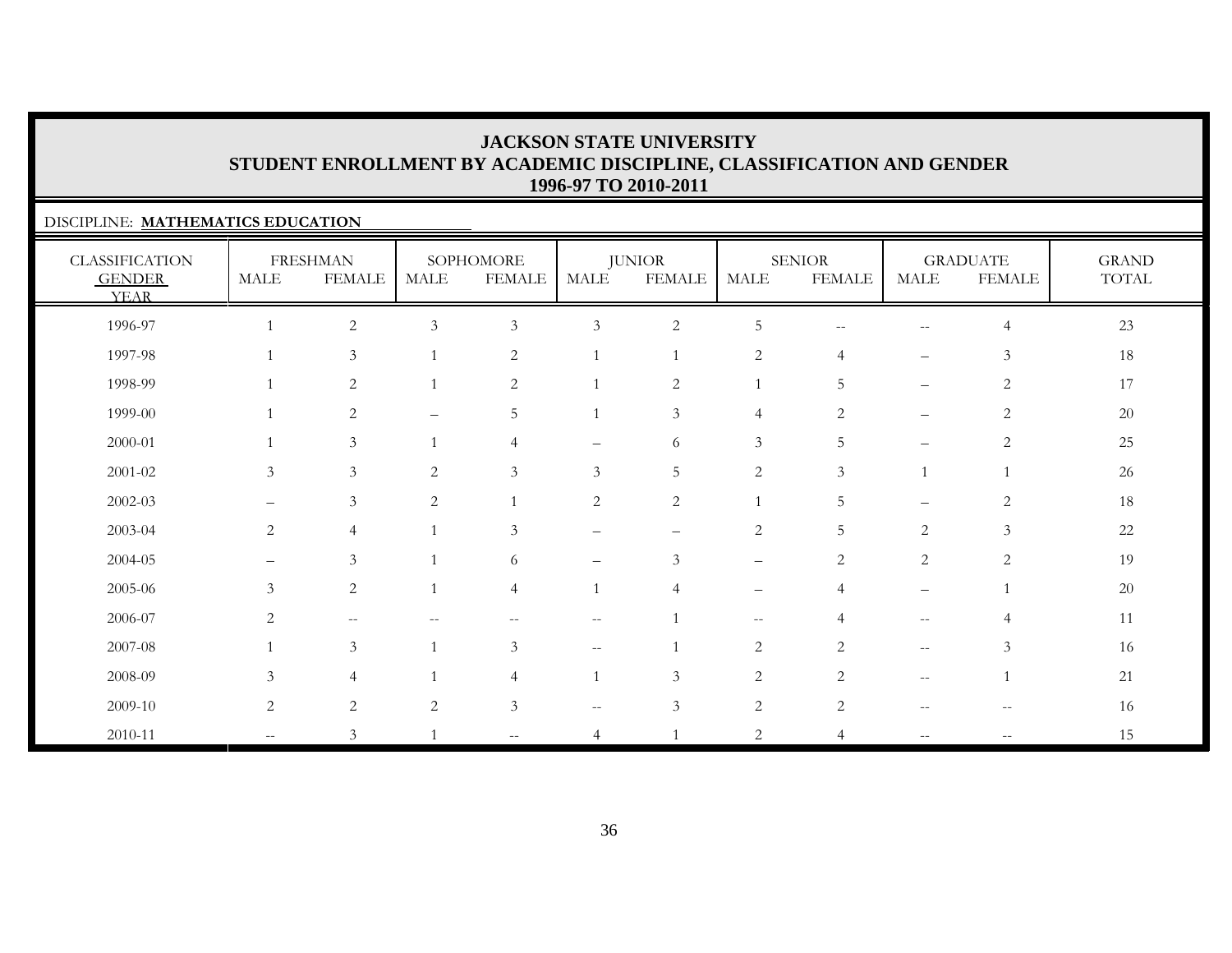# JACKSON STATE UNIVERSITY
## STUDENT ENROLLMENT BY ACADEMIC DISCIPLINE, CLASSIFICATION AND GENDER
### 1996-97 TO 2010-2011

DISCIPLINE: **MATHEMATICS EDUCATION**

| CLASSIFICATION GENDER YEAR | FRESHMAN | | SOPHOMORE | | JUNIOR | | SENIOR | | GRADUATE | | GRAND TOTAL |
|---|---|---|---|---|---|---|---|---|---|---|---|
| | MALE | FEMALE | MALE | FEMALE | MALE | FEMALE | MALE | FEMALE | MALE | FEMALE | |
| 1996-97 | 1 | 2 | 3 | 3 | 3 | 2 | 5 | -- | -- | 4 | 23 |
| 1997-98 | 1 | 3 | 1 | 2 | 1 | 1 | 2 | 4 | – | 3 | 18 |
| 1998-99 | 1 | 2 | 1 | 2 | 1 | 2 | 1 | 5 | – | 2 | 17 |
| 1999-00 | 1 | 2 | – | 5 | 1 | 3 | 4 | 2 | – | 2 | 20 |
| 2000-01 | 1 | 3 | 1 | 4 | – | 6 | 3 | 5 | – | 2 | 25 |
| 2001-02 | 3 | 3 | 2 | 3 | 3 | 5 | 2 | 3 | 1 | 1 | 26 |
| 2002-03 | – | 3 | 2 | 1 | 2 | 2 | 1 | 5 | – | 2 | 18 |
| 2003-04 | 2 | 4 | 1 | 3 | – | – | 2 | 5 | 2 | 3 | 22 |
| 2004-05 | – | 3 | 1 | 6 | – | 3 | – | 2 | 2 | 2 | 19 |
| 2005-06 | 3 | 2 | 1 | 4 | 1 | 4 | – | 4 | – | 1 | 20 |
| 2006-07 | 2 | -- | -- | -- | -- | 1 | -- | 4 | -- | 4 | 11 |
| 2007-08 | 1 | 3 | 1 | 3 | -- | 1 | 2 | 2 | -- | 3 | 16 |
| 2008-09 | 3 | 4 | 1 | 4 | 1 | 3 | 2 | 2 | -- | 1 | 21 |
| 2009-10 | 2 | 2 | 2 | 3 | -- | 3 | 2 | 2 | -- | -- | 16 |
| 2010-11 | -- | 3 | 1 | -- | 4 | 1 | 2 | 4 | -- | -- | 15 |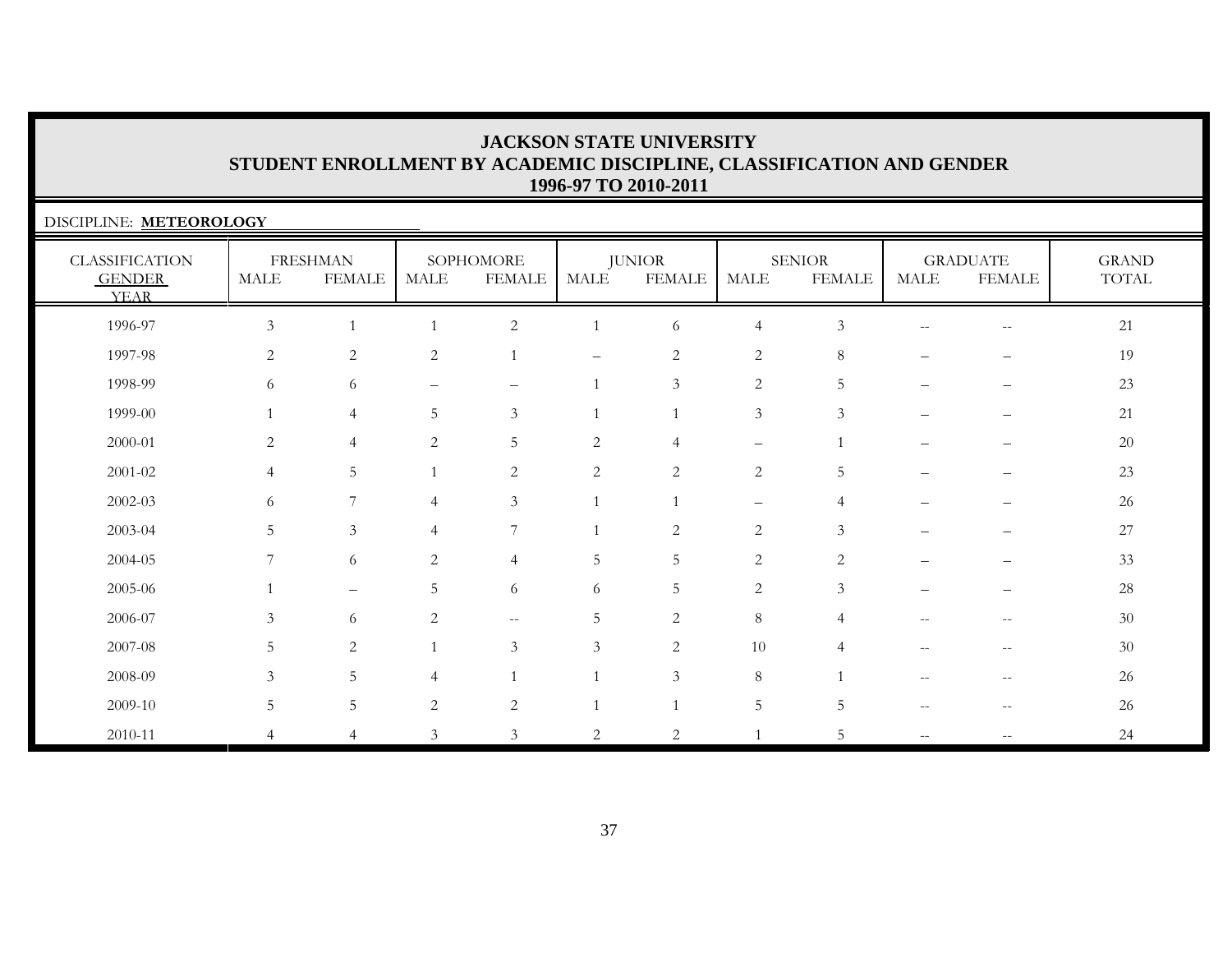# JACKSON STATE UNIVERSITY
## STUDENT ENROLLMENT BY ACADEMIC DISCIPLINE, CLASSIFICATION AND GENDER
## 1996-97 TO 2010-2011

DISCIPLINE: **METEOROLOGY**

| CLASSIFICATION GENDER YEAR | FRESHMAN | | SOPHOMORE | | JUNIOR | | SENIOR | | GRADUATE | | GRAND TOTAL |
|---|---|---|---|---|---|---|---|---|---|---|---|
| | MALE | FEMALE | MALE | FEMALE | MALE | FEMALE | MALE | FEMALE | MALE | FEMALE | |
| 1996-97 | 3 | 1 | 1 | 2 | 1 | 6 | 4 | 3 | -- | -- | 21 |
| 1997-98 | 2 | 2 | 2 | 1 | – | 2 | 2 | 8 | – | – | 19 |
| 1998-99 | 6 | 6 | – | – | 1 | 3 | 2 | 5 | – | – | 23 |
| 1999-00 | 1 | 4 | 5 | 3 | 1 | 1 | 3 | 3 | – | – | 21 |
| 2000-01 | 2 | 4 | 2 | 5 | 2 | 4 | – | 1 | – | – | 20 |
| 2001-02 | 4 | 5 | 1 | 2 | 2 | 2 | 2 | 5 | – | – | 23 |
| 2002-03 | 6 | 7 | 4 | 3 | 1 | 1 | – | 4 | – | – | 26 |
| 2003-04 | 5 | 3 | 4 | 7 | 1 | 2 | 2 | 3 | – | – | 27 |
| 2004-05 | 7 | 6 | 2 | 4 | 5 | 5 | 2 | 2 | – | – | 33 |
| 2005-06 | 1 | – | 5 | 6 | 6 | 5 | 2 | 3 | – | – | 28 |
| 2006-07 | 3 | 6 | 2 | -- | 5 | 2 | 8 | 4 | -- | -- | 30 |
| 2007-08 | 5 | 2 | 1 | 3 | 3 | 2 | 10 | 4 | -- | -- | 30 |
| 2008-09 | 3 | 5 | 4 | 1 | 1 | 3 | 8 | 1 | -- | -- | 26 |
| 2009-10 | 5 | 5 | 2 | 2 | 1 | 1 | 5 | 5 | -- | -- | 26 |
| 2010-11 | 4 | 4 | 3 | 3 | 2 | 2 | 1 | 5 | -- | -- | 24 |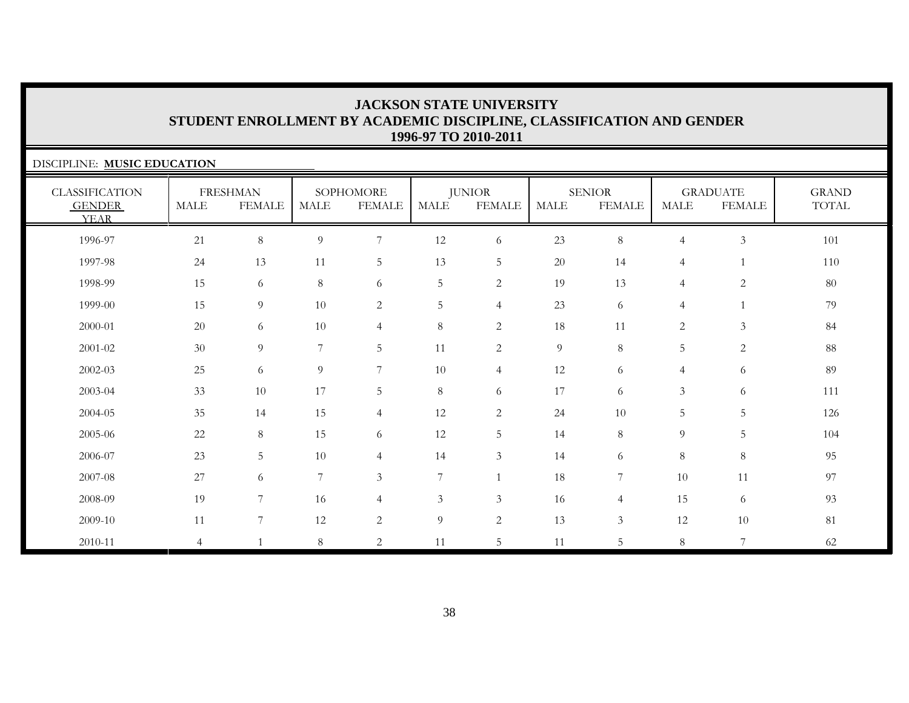# JACKSON STATE UNIVERSITY
## STUDENT ENROLLMENT BY ACADEMIC DISCIPLINE, CLASSIFICATION AND GENDER
## 1996-97 TO 2010-2011

DISCIPLINE: **MUSIC EDUCATION**

| CLASSIFICATION GENDER YEAR | FRESHMAN | | SOPHOMORE | | JUNIOR | | SENIOR | | GRADUATE | | GRAND TOTAL |
|---|---|---|---|---|---|---|---|---|---|---|---|
| | MALE | FEMALE | MALE | FEMALE | MALE | FEMALE | MALE | FEMALE | MALE | FEMALE | |
| 1996-97 | 21 | 8 | 9 | 7 | 12 | 6 | 23 | 8 | 4 | 3 | 101 |
| 1997-98 | 24 | 13 | 11 | 5 | 13 | 5 | 20 | 14 | 4 | 1 | 110 |
| 1998-99 | 15 | 6 | 8 | 6 | 5 | 2 | 19 | 13 | 4 | 2 | 80 |
| 1999-00 | 15 | 9 | 10 | 2 | 5 | 4 | 23 | 6 | 4 | 1 | 79 |
| 2000-01 | 20 | 6 | 10 | 4 | 8 | 2 | 18 | 11 | 2 | 3 | 84 |
| 2001-02 | 30 | 9 | 7 | 5 | 11 | 2 | 9 | 8 | 5 | 2 | 88 |
| 2002-03 | 25 | 6 | 9 | 7 | 10 | 4 | 12 | 6 | 4 | 6 | 89 |
| 2003-04 | 33 | 10 | 17 | 5 | 8 | 6 | 17 | 6 | 3 | 6 | 111 |
| 2004-05 | 35 | 14 | 15 | 4 | 12 | 2 | 24 | 10 | 5 | 5 | 126 |
| 2005-06 | 22 | 8 | 15 | 6 | 12 | 5 | 14 | 8 | 9 | 5 | 104 |
| 2006-07 | 23 | 5 | 10 | 4 | 14 | 3 | 14 | 6 | 8 | 8 | 95 |
| 2007-08 | 27 | 6 | 7 | 3 | 7 | 1 | 18 | 7 | 10 | 11 | 97 |
| 2008-09 | 19 | 7 | 16 | 4 | 3 | 3 | 16 | 4 | 15 | 6 | 93 |
| 2009-10 | 11 | 7 | 12 | 2 | 9 | 2 | 13 | 3 | 12 | 10 | 81 |
| 2010-11 | 4 | 1 | 8 | 2 | 11 | 5 | 11 | 5 | 8 | 7 | 62 |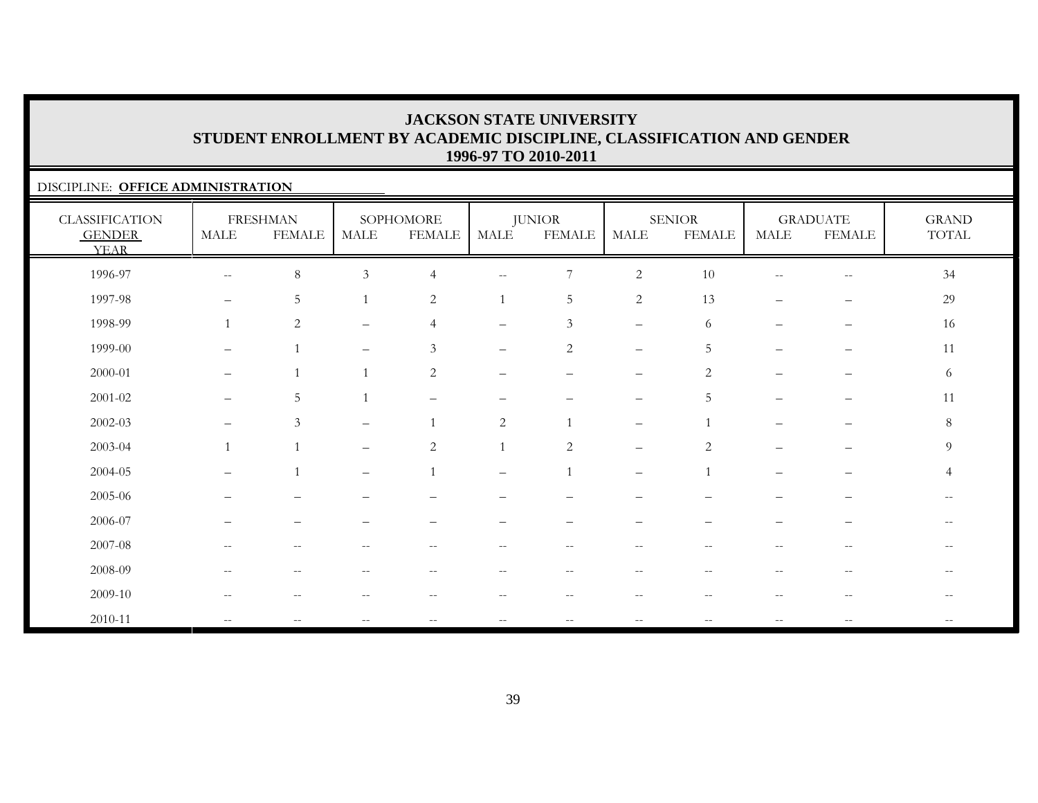# JACKSON STATE UNIVERSITY
## STUDENT ENROLLMENT BY ACADEMIC DISCIPLINE, CLASSIFICATION AND GENDER
### 1996-97 TO 2010-2011

DISCIPLINE: **OFFICE ADMINISTRATION**

| CLASSIFICATION GENDER YEAR | FRESHMAN | | SOPHOMORE | | JUNIOR | | SENIOR | | GRADUATE | | GRAND TOTAL |
|---|---|---|---|---|---|---|---|---|---|---|---|
| | MALE | FEMALE | MALE | FEMALE | MALE | FEMALE | MALE | FEMALE | MALE | FEMALE | |
| 1996-97 | -- | 8 | 3 | 4 | -- | 7 | 2 | 10 | -- | -- | 34 |
| 1997-98 | – | 5 | 1 | 2 | 1 | 5 | 2 | 13 | – | – | 29 |
| 1998-99 | 1 | 2 | – | 4 | – | 3 | – | 6 | – | – | 16 |
| 1999-00 | – | 1 | – | 3 | – | 2 | – | 5 | – | – | 11 |
| 2000-01 | – | 1 | 1 | 2 | – | – | – | 2 | – | – | 6 |
| 2001-02 | – | 5 | 1 | – | – | – | – | 5 | – | – | 11 |
| 2002-03 | – | 3 | – | 1 | 2 | 1 | – | 1 | – | – | 8 |
| 2003-04 | 1 | 1 | – | 2 | 1 | 2 | – | 2 | – | – | 9 |
| 2004-05 | – | 1 | – | 1 | – | 1 | – | 1 | – | – | 4 |
| 2005-06 | – | – | – | – | – | – | – | – | – | – | -- |
| 2006-07 | – | – | – | – | – | – | – | – | – | – | -- |
| 2007-08 | -- | -- | -- | -- | -- | -- | -- | -- | -- | -- | -- |
| 2008-09 | -- | -- | -- | -- | -- | -- | -- | -- | -- | -- | -- |
| 2009-10 | -- | -- | -- | -- | -- | -- | -- | -- | -- | -- | -- |
| 2010-11 | -- | -- | -- | -- | -- | -- | -- | -- | -- | -- | -- |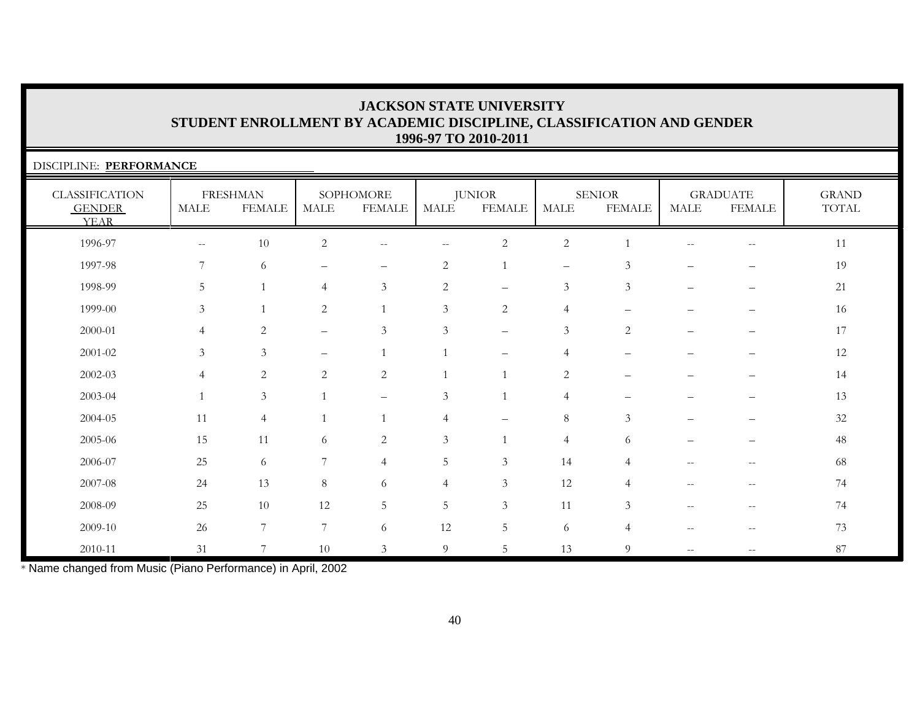# JACKSON STATE UNIVERSITY
## STUDENT ENROLLMENT BY ACADEMIC DISCIPLINE, CLASSIFICATION AND GENDER
### 1996-97 TO 2010-2011

DISCIPLINE: **PERFORMANCE**

| CLASSIFICATION GENDER YEAR | FRESHMAN | | SOPHOMORE | | JUNIOR | | SENIOR | | GRADUATE | | GRAND TOTAL |
|---|---|---|---|---|---|---|---|---|---|---|---|
| | MALE | FEMALE | MALE | FEMALE | MALE | FEMALE | MALE | FEMALE | MALE | FEMALE | |
| 1996-97 | -- | 10 | 2 | -- | -- | 2 | 2 | 1 | -- | -- | 11 |
| 1997-98 | 7 | 6 | – | – | 2 | 1 | – | 3 | – | – | 19 |
| 1998-99 | 5 | 1 | 4 | 3 | 2 | – | 3 | 3 | – | – | 21 |
| 1999-00 | 3 | 1 | 2 | 1 | 3 | 2 | 4 | – | – | – | 16 |
| 2000-01 | 4 | 2 | – | 3 | 3 | – | 3 | 2 | – | – | 17 |
| 2001-02 | 3 | 3 | – | 1 | 1 | – | 4 | – | – | – | 12 |
| 2002-03 | 4 | 2 | 2 | 2 | 1 | 1 | 2 | – | – | – | 14 |
| 2003-04 | 1 | 3 | 1 | – | 3 | 1 | 4 | – | – | – | 13 |
| 2004-05 | 11 | 4 | 1 | 1 | 4 | – | 8 | 3 | – | – | 32 |
| 2005-06 | 15 | 11 | 6 | 2 | 3 | 1 | 4 | 6 | – | – | 48 |
| 2006-07 | 25 | 6 | 7 | 4 | 5 | 3 | 14 | 4 | -- | -- | 68 |
| 2007-08 | 24 | 13 | 8 | 6 | 4 | 3 | 12 | 4 | -- | -- | 74 |
| 2008-09 | 25 | 10 | 12 | 5 | 5 | 3 | 11 | 3 | -- | -- | 74 |
| 2009-10 | 26 | 7 | 7 | 6 | 12 | 5 | 6 | 4 | -- | -- | 73 |
| 2010-11 | 31 | 7 | 10 | 3 | 9 | 5 | 13 | 9 | -- | -- | 87 |

* Name changed from Music (Piano Performance) in April, 2002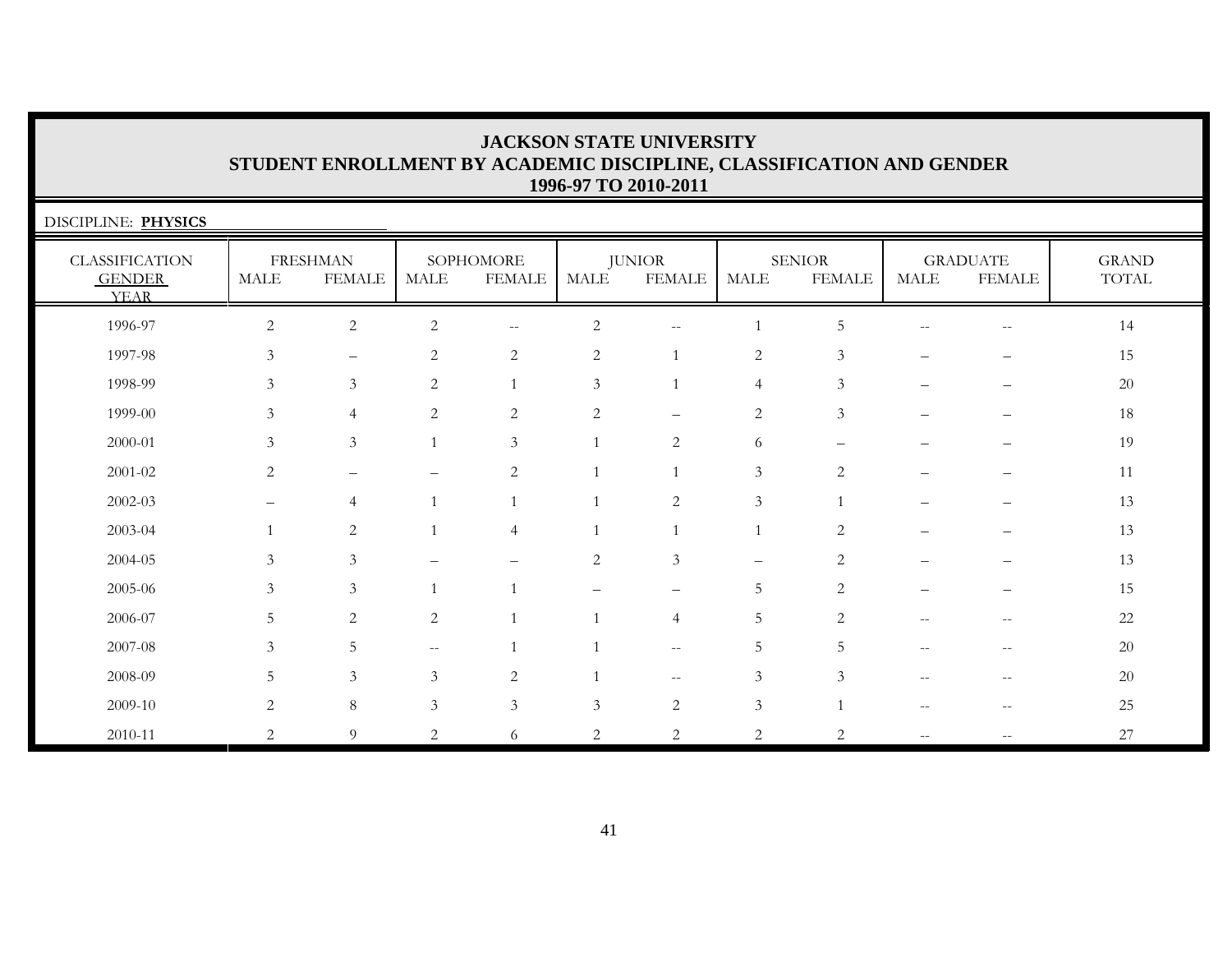# JACKSON STATE UNIVERSITY
## STUDENT ENROLLMENT BY ACADEMIC DISCIPLINE, CLASSIFICATION AND GENDER
### 1996-97 TO 2010-2011

DISCIPLINE: **PHYSICS**

| CLASSIFICATION GENDER YEAR | FRESHMAN | | SOPHOMORE | | JUNIOR | | SENIOR | | GRADUATE | | GRAND TOTAL |
|---|---|---|---|---|---|---|---|---|---|---|---|
| | MALE | FEMALE | MALE | FEMALE | MALE | FEMALE | MALE | FEMALE | MALE | FEMALE | |
| 1996-97 | 2 | 2 | 2 | -- | 2 | -- | 1 | 5 | -- | -- | 14 |
| 1997-98 | 3 | – | 2 | 2 | 2 | 1 | 2 | 3 | – | – | 15 |
| 1998-99 | 3 | 3 | 2 | 1 | 3 | 1 | 4 | 3 | – | – | 20 |
| 1999-00 | 3 | 4 | 2 | 2 | 2 | – | 2 | 3 | – | – | 18 |
| 2000-01 | 3 | 3 | 1 | 3 | 1 | 2 | 6 | – | – | – | 19 |
| 2001-02 | 2 | – | – | 2 | 1 | 1 | 3 | 2 | – | – | 11 |
| 2002-03 | – | 4 | 1 | 1 | 1 | 2 | 3 | 1 | – | – | 13 |
| 2003-04 | 1 | 2 | 1 | 4 | 1 | 1 | 1 | 2 | – | – | 13 |
| 2004-05 | 3 | 3 | – | – | 2 | 3 | – | 2 | – | – | 13 |
| 2005-06 | 3 | 3 | 1 | 1 | – | – | 5 | 2 | – | – | 15 |
| 2006-07 | 5 | 2 | 2 | 1 | 1 | 4 | 5 | 2 | -- | -- | 22 |
| 2007-08 | 3 | 5 | -- | 1 | 1 | -- | 5 | 5 | -- | -- | 20 |
| 2008-09 | 5 | 3 | 3 | 2 | 1 | -- | 3 | 3 | -- | -- | 20 |
| 2009-10 | 2 | 8 | 3 | 3 | 3 | 2 | 3 | 1 | -- | -- | 25 |
| 2010-11 | 2 | 9 | 2 | 6 | 2 | 2 | 2 | 2 | -- | -- | 27 |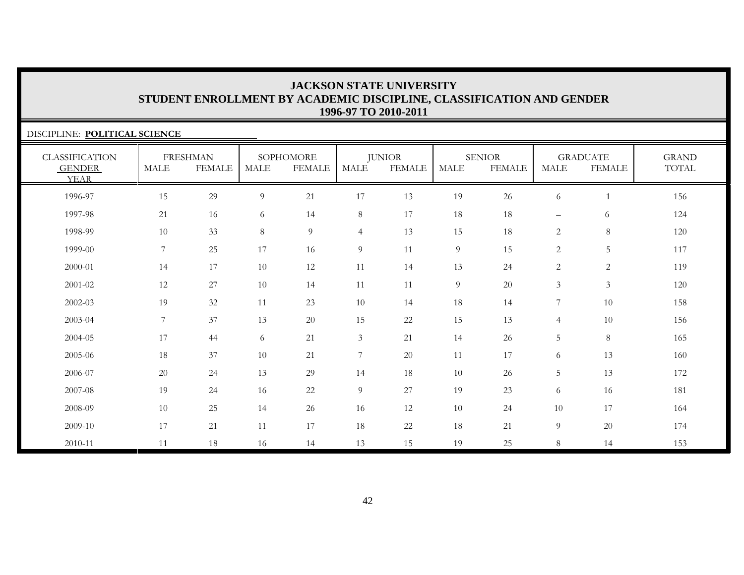# JACKSON STATE UNIVERSITY
## STUDENT ENROLLMENT BY ACADEMIC DISCIPLINE, CLASSIFICATION AND GENDER
### 1996-97 TO 2010-2011

DISCIPLINE: **POLITICAL SCIENCE**

| CLASSIFICATION GENDER YEAR | FRESHMAN | | SOPHOMORE | | JUNIOR | | SENIOR | | GRADUATE | | GRAND TOTAL |
|---|---|---|---|---|---|---|---|---|---|---|---|
| | MALE | FEMALE | MALE | FEMALE | MALE | FEMALE | MALE | FEMALE | MALE | FEMALE | |
| 1996-97 | 15 | 29 | 9 | 21 | 17 | 13 | 19 | 26 | 6 | 1 | 156 |
| 1997-98 | 21 | 16 | 6 | 14 | 8 | 17 | 18 | 18 | – | 6 | 124 |
| 1998-99 | 10 | 33 | 8 | 9 | 4 | 13 | 15 | 18 | 2 | 8 | 120 |
| 1999-00 | 7 | 25 | 17 | 16 | 9 | 11 | 9 | 15 | 2 | 5 | 117 |
| 2000-01 | 14 | 17 | 10 | 12 | 11 | 14 | 13 | 24 | 2 | 2 | 119 |
| 2001-02 | 12 | 27 | 10 | 14 | 11 | 11 | 9 | 20 | 3 | 3 | 120 |
| 2002-03 | 19 | 32 | 11 | 23 | 10 | 14 | 18 | 14 | 7 | 10 | 158 |
| 2003-04 | 7 | 37 | 13 | 20 | 15 | 22 | 15 | 13 | 4 | 10 | 156 |
| 2004-05 | 17 | 44 | 6 | 21 | 3 | 21 | 14 | 26 | 5 | 8 | 165 |
| 2005-06 | 18 | 37 | 10 | 21 | 7 | 20 | 11 | 17 | 6 | 13 | 160 |
| 2006-07 | 20 | 24 | 13 | 29 | 14 | 18 | 10 | 26 | 5 | 13 | 172 |
| 2007-08 | 19 | 24 | 16 | 22 | 9 | 27 | 19 | 23 | 6 | 16 | 181 |
| 2008-09 | 10 | 25 | 14 | 26 | 16 | 12 | 10 | 24 | 10 | 17 | 164 |
| 2009-10 | 17 | 21 | 11 | 17 | 18 | 22 | 18 | 21 | 9 | 20 | 174 |
| 2010-11 | 11 | 18 | 16 | 14 | 13 | 15 | 19 | 25 | 8 | 14 | 153 |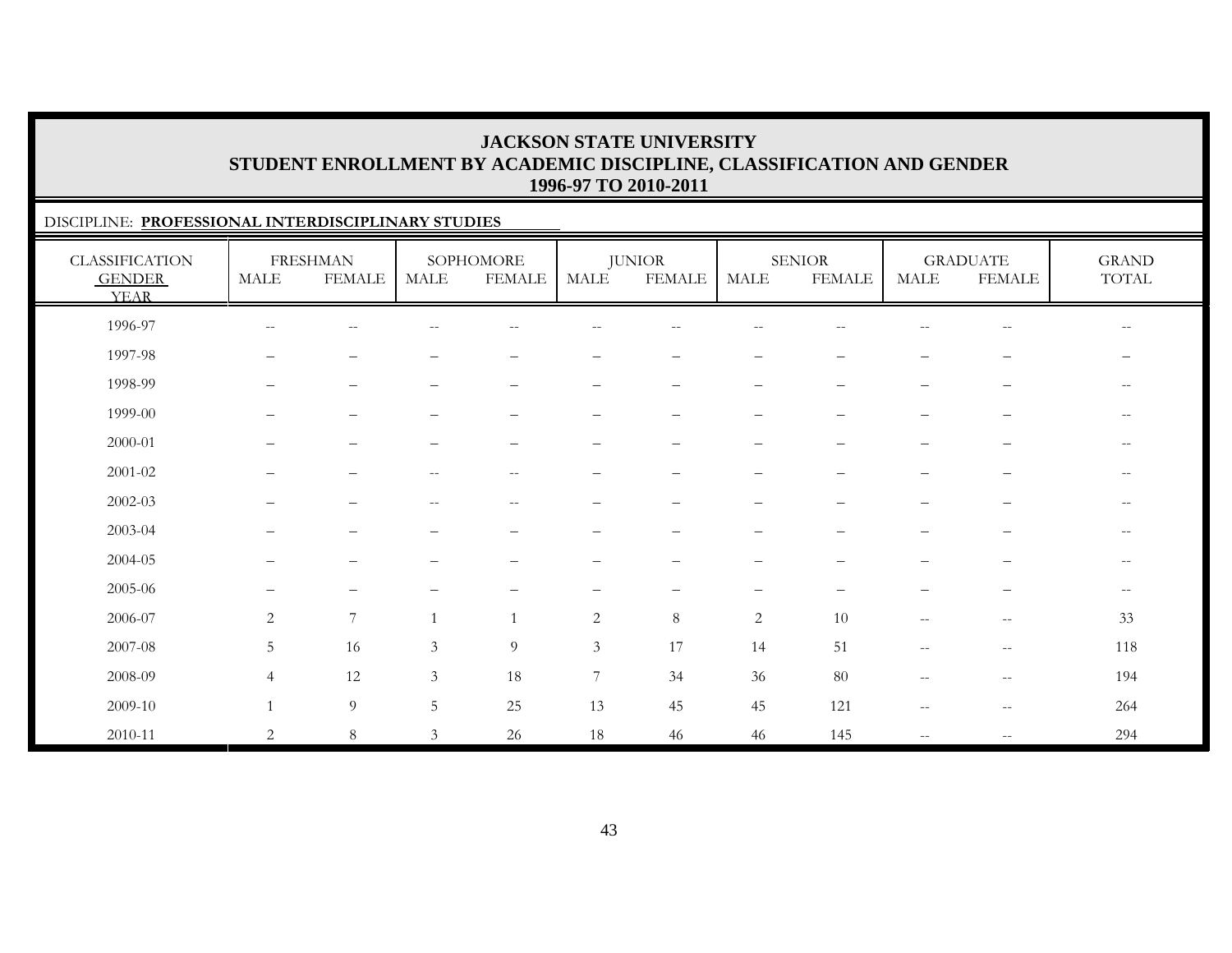# JACKSON STATE UNIVERSITY
## STUDENT ENROLLMENT BY ACADEMIC DISCIPLINE, CLASSIFICATION AND GENDER
### 1996-97 TO 2010-2011

DISCIPLINE: **PROFESSIONAL INTERDISCIPLINARY STUDIES**

| CLASSIFICATION GENDER YEAR | FRESHMAN | | SOPHOMORE | | JUNIOR | | SENIOR | | GRADUATE | | GRAND TOTAL |
|---|---|---|---|---|---|---|---|---|---|---|---|
| | MALE | FEMALE | MALE | FEMALE | MALE | FEMALE | MALE | FEMALE | MALE | FEMALE | |
| 1996-97 | -- | -- | -- | -- | -- | -- | -- | -- | -- | -- | -- |
| 1997-98 | – | – | – | – | – | – | – | – | – | – | – |
| 1998-99 | – | – | – | – | – | – | – | – | – | – | -- |
| 1999-00 | – | – | – | – | – | – | – | – | – | – | -- |
| 2000-01 | – | – | – | – | – | – | – | – | – | – | -- |
| 2001-02 | – | – | -- | -- | – | – | – | – | – | – | -- |
| 2002-03 | – | – | -- | -- | – | – | – | – | – | – | -- |
| 2003-04 | – | – | – | – | – | – | – | – | – | – | -- |
| 2004-05 | – | – | – | – | – | – | – | – | – | – | -- |
| 2005-06 | – | – | – | – | – | – | – | – | – | – | -- |
| 2006-07 | 2 | 7 | 1 | 1 | 2 | 8 | 2 | 10 | -- | -- | 33 |
| 2007-08 | 5 | 16 | 3 | 9 | 3 | 17 | 14 | 51 | -- | -- | 118 |
| 2008-09 | 4 | 12 | 3 | 18 | 7 | 34 | 36 | 80 | -- | -- | 194 |
| 2009-10 | 1 | 9 | 5 | 25 | 13 | 45 | 45 | 121 | -- | -- | 264 |
| 2010-11 | 2 | 8 | 3 | 26 | 18 | 46 | 46 | 145 | -- | -- | 294 |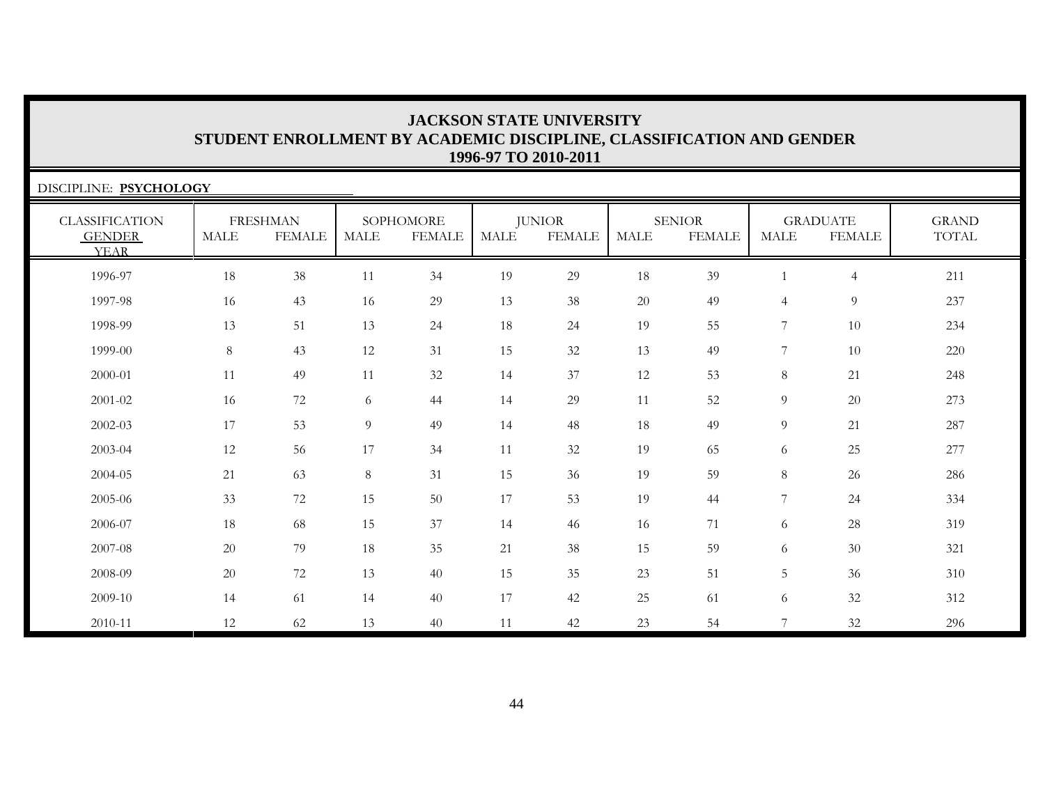# JACKSON STATE UNIVERSITY
## STUDENT ENROLLMENT BY ACADEMIC DISCIPLINE, CLASSIFICATION AND GENDER
### 1996-97 TO 2010-2011

DISCIPLINE: **PSYCHOLOGY**

| CLASSIFICATION | FRESHMAN | | SOPHOMORE | | JUNIOR | | SENIOR | | GRADUATE | | GRAND |
|---|---|---|---|---|---|---|---|---|---|---|---|
| GENDER / YEAR | MALE | FEMALE | MALE | FEMALE | MALE | FEMALE | MALE | FEMALE | MALE | FEMALE | TOTAL |
| 1996-97 | 18 | 38 | 11 | 34 | 19 | 29 | 18 | 39 | 1 | 4 | 211 |
| 1997-98 | 16 | 43 | 16 | 29 | 13 | 38 | 20 | 49 | 4 | 9 | 237 |
| 1998-99 | 13 | 51 | 13 | 24 | 18 | 24 | 19 | 55 | 7 | 10 | 234 |
| 1999-00 | 8 | 43 | 12 | 31 | 15 | 32 | 13 | 49 | 7 | 10 | 220 |
| 2000-01 | 11 | 49 | 11 | 32 | 14 | 37 | 12 | 53 | 8 | 21 | 248 |
| 2001-02 | 16 | 72 | 6 | 44 | 14 | 29 | 11 | 52 | 9 | 20 | 273 |
| 2002-03 | 17 | 53 | 9 | 49 | 14 | 48 | 18 | 49 | 9 | 21 | 287 |
| 2003-04 | 12 | 56 | 17 | 34 | 11 | 32 | 19 | 65 | 6 | 25 | 277 |
| 2004-05 | 21 | 63 | 8 | 31 | 15 | 36 | 19 | 59 | 8 | 26 | 286 |
| 2005-06 | 33 | 72 | 15 | 50 | 17 | 53 | 19 | 44 | 7 | 24 | 334 |
| 2006-07 | 18 | 68 | 15 | 37 | 14 | 46 | 16 | 71 | 6 | 28 | 319 |
| 2007-08 | 20 | 79 | 18 | 35 | 21 | 38 | 15 | 59 | 6 | 30 | 321 |
| 2008-09 | 20 | 72 | 13 | 40 | 15 | 35 | 23 | 51 | 5 | 36 | 310 |
| 2009-10 | 14 | 61 | 14 | 40 | 17 | 42 | 25 | 61 | 6 | 32 | 312 |
| 2010-11 | 12 | 62 | 13 | 40 | 11 | 42 | 23 | 54 | 7 | 32 | 296 |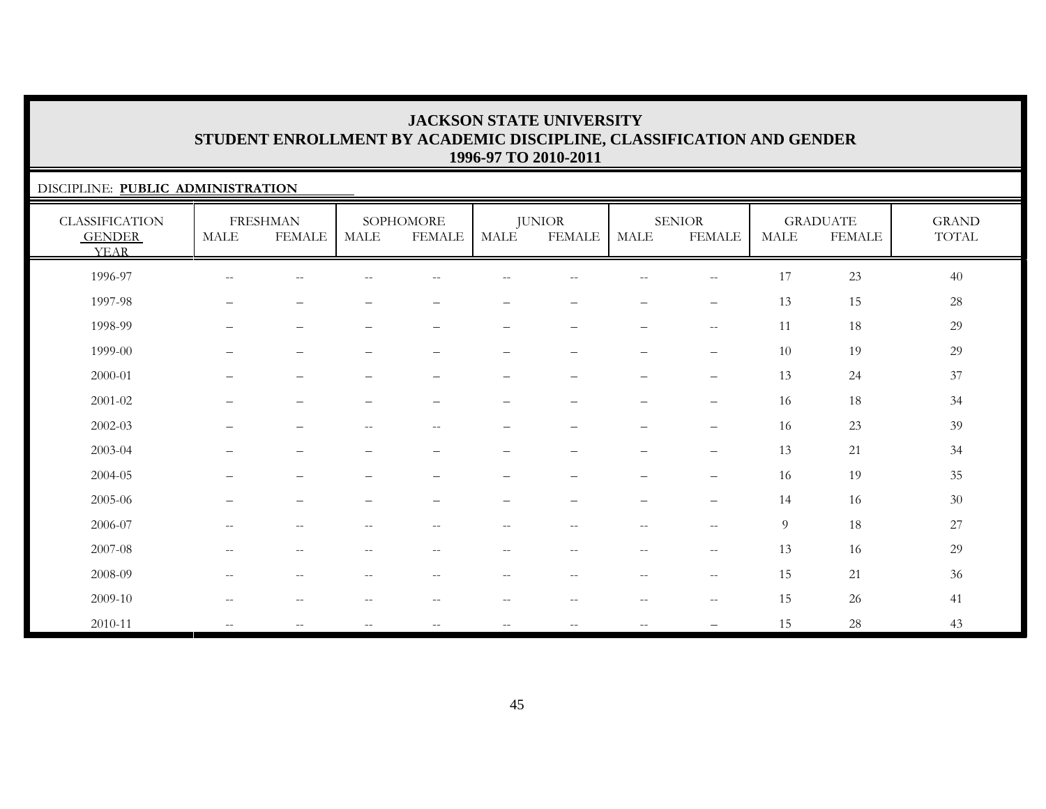# JACKSON STATE UNIVERSITY
## STUDENT ENROLLMENT BY ACADEMIC DISCIPLINE, CLASSIFICATION AND GENDER
### 1996-97 TO 2010-2011

DISCIPLINE: **PUBLIC ADMINISTRATION**

| CLASSIFICATION GENDER YEAR | FRESHMAN | | SOPHOMORE | | JUNIOR | | SENIOR | | GRADUATE | | GRAND TOTAL |
|---|---|---|---|---|---|---|---|---|---|---|---|
| | MALE | FEMALE | MALE | FEMALE | MALE | FEMALE | MALE | FEMALE | MALE | FEMALE | |
| 1996-97 | -- | -- | -- | -- | -- | -- | -- | -- | 17 | 23 | 40 |
| 1997-98 | – | – | – | – | – | – | – | – | 13 | 15 | 28 |
| 1998-99 | – | – | – | – | – | – | – | -- | 11 | 18 | 29 |
| 1999-00 | – | – | – | – | – | – | – | – | 10 | 19 | 29 |
| 2000-01 | – | – | – | – | – | – | – | – | 13 | 24 | 37 |
| 2001-02 | – | – | – | – | – | – | – | – | 16 | 18 | 34 |
| 2002-03 | – | – | -- | -- | – | – | – | – | 16 | 23 | 39 |
| 2003-04 | – | – | – | – | – | – | – | – | 13 | 21 | 34 |
| 2004-05 | – | – | – | – | – | – | – | – | 16 | 19 | 35 |
| 2005-06 | – | – | – | – | – | – | – | – | 14 | 16 | 30 |
| 2006-07 | -- | -- | -- | -- | -- | -- | -- | -- | 9 | 18 | 27 |
| 2007-08 | -- | -- | -- | -- | -- | -- | -- | -- | 13 | 16 | 29 |
| 2008-09 | -- | -- | -- | -- | -- | -- | -- | -- | 15 | 21 | 36 |
| 2009-10 | -- | -- | -- | -- | -- | -- | -- | -- | 15 | 26 | 41 |
| 2010-11 | -- | -- | -- | -- | -- | -- | -- | – | 15 | 28 | 43 |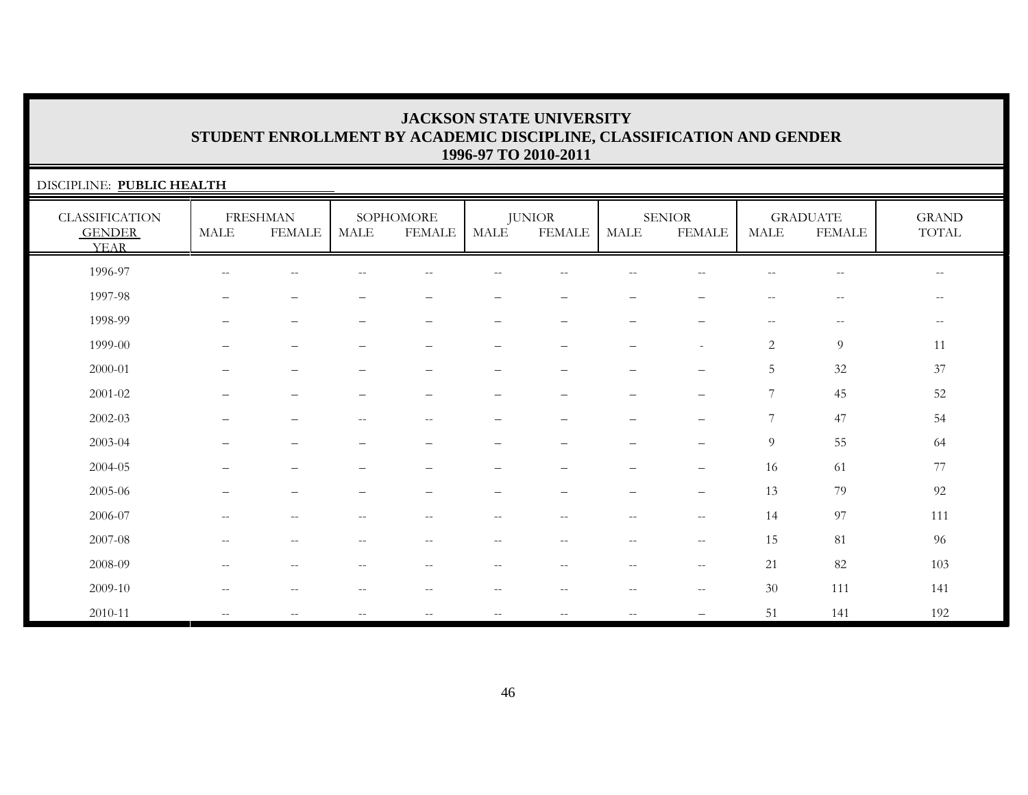# JACKSON STATE UNIVERSITY
## STUDENT ENROLLMENT BY ACADEMIC DISCIPLINE, CLASSIFICATION AND GENDER
### 1996-97 TO 2010-2011

DISCIPLINE: **PUBLIC HEALTH**

| CLASSIFICATION | FRESHMAN | | SOPHOMORE | | JUNIOR | | SENIOR | | GRADUATE | | GRAND |
|---|---|---|---|---|---|---|---|---|---|---|---|
| GENDER / YEAR | MALE | FEMALE | MALE | FEMALE | MALE | FEMALE | MALE | FEMALE | MALE | FEMALE | TOTAL |
| 1996-97 | -- | -- | -- | -- | -- | -- | -- | -- | -- | -- | -- |
| 1997-98 | – | – | – | – | – | – | – | – | -- | -- | -- |
| 1998-99 | – | – | – | – | – | – | – | – | -- | -- | -- |
| 1999-00 | – | – | – | – | – | – | – | - | 2 | 9 | 11 |
| 2000-01 | – | – | – | – | – | – | – | – | 5 | 32 | 37 |
| 2001-02 | – | – | – | – | – | – | – | – | 7 | 45 | 52 |
| 2002-03 | – | – | -- | -- | – | – | – | – | 7 | 47 | 54 |
| 2003-04 | – | – | – | – | – | – | – | – | 9 | 55 | 64 |
| 2004-05 | – | – | – | – | – | – | – | – | 16 | 61 | 77 |
| 2005-06 | – | – | – | – | – | – | – | – | 13 | 79 | 92 |
| 2006-07 | -- | -- | -- | -- | -- | -- | -- | -- | 14 | 97 | 111 |
| 2007-08 | -- | -- | -- | -- | -- | -- | -- | -- | 15 | 81 | 96 |
| 2008-09 | -- | -- | -- | -- | -- | -- | -- | -- | 21 | 82 | 103 |
| 2009-10 | -- | -- | -- | -- | -- | -- | -- | -- | 30 | 111 | 141 |
| 2010-11 | -- | -- | -- | -- | -- | -- | -- | – | 51 | 141 | 192 |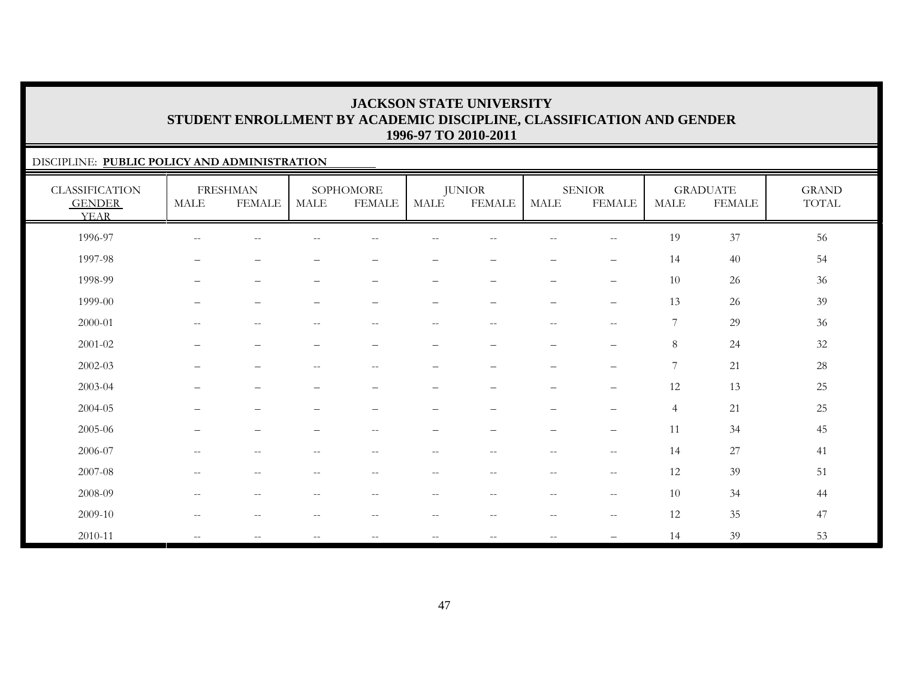# JACKSON STATE UNIVERSITY
## STUDENT ENROLLMENT BY ACADEMIC DISCIPLINE, CLASSIFICATION AND GENDER
### 1996-97 TO 2010-2011

DISCIPLINE: **PUBLIC POLICY AND ADMINISTRATION**

| CLASSIFICATION | FRESHMAN | | SOPHOMORE | | JUNIOR | | SENIOR | | GRADUATE | | GRAND |
|---|---|---|---|---|---|---|---|---|---|---|---|
| GENDER / YEAR | MALE | FEMALE | MALE | FEMALE | MALE | FEMALE | MALE | FEMALE | MALE | FEMALE | TOTAL |
| 1996-97 | -- | -- | -- | -- | -- | -- | -- | -- | 19 | 37 | 56 |
| 1997-98 | – | – | – | – | – | – | – | – | 14 | 40 | 54 |
| 1998-99 | – | – | – | – | – | – | – | – | 10 | 26 | 36 |
| 1999-00 | – | – | – | – | – | – | – | – | 13 | 26 | 39 |
| 2000-01 | -- | -- | -- | -- | -- | -- | -- | -- | 7 | 29 | 36 |
| 2001-02 | – | – | – | – | – | – | – | – | 8 | 24 | 32 |
| 2002-03 | – | – | -- | -- | – | – | – | – | 7 | 21 | 28 |
| 2003-04 | – | – | – | – | – | – | – | – | 12 | 13 | 25 |
| 2004-05 | – | – | – | – | – | – | – | – | 4 | 21 | 25 |
| 2005-06 | – | – | – | -- | – | – | – | – | 11 | 34 | 45 |
| 2006-07 | -- | -- | -- | -- | -- | -- | -- | -- | 14 | 27 | 41 |
| 2007-08 | -- | -- | -- | -- | -- | -- | -- | -- | 12 | 39 | 51 |
| 2008-09 | -- | -- | -- | -- | -- | -- | -- | -- | 10 | 34 | 44 |
| 2009-10 | -- | -- | -- | -- | -- | -- | -- | -- | 12 | 35 | 47 |
| 2010-11 | -- | -- | -- | -- | -- | -- | -- | – | 14 | 39 | 53 |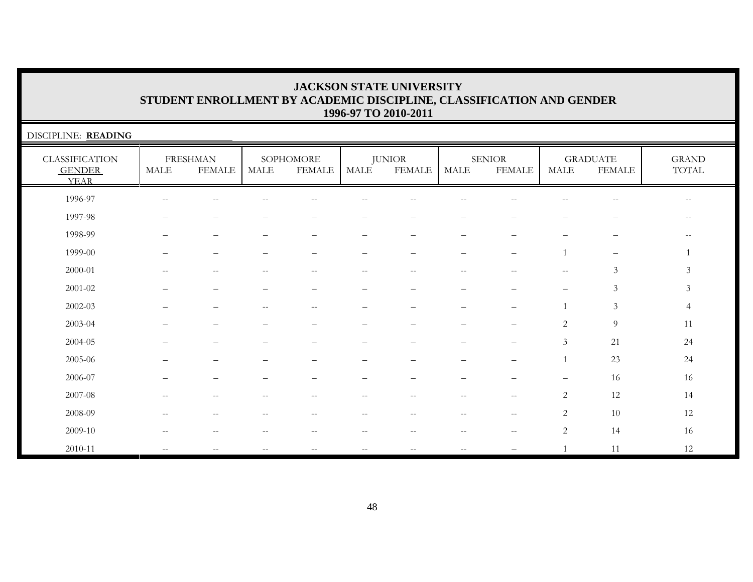# JACKSON STATE UNIVERSITY
## STUDENT ENROLLMENT BY ACADEMIC DISCIPLINE, CLASSIFICATION AND GENDER
## 1996-97 TO 2010-2011

DISCIPLINE: **READING**

| CLASSIFICATION GENDER YEAR | FRESHMAN | | SOPHOMORE | | JUNIOR | | SENIOR | | GRADUATE | | GRAND TOTAL |
|---|---|---|---|---|---|---|---|---|---|---|---|
| | MALE | FEMALE | MALE | FEMALE | MALE | FEMALE | MALE | FEMALE | MALE | FEMALE | |
| 1996-97 | -- | -- | -- | -- | -- | -- | -- | -- | -- | -- | -- |
| 1997-98 | – | – | – | – | – | – | – | – | – | – | -- |
| 1998-99 | – | – | – | – | – | – | – | – | – | – | -- |
| 1999-00 | – | – | – | – | – | – | – | – | 1 | – | 1 |
| 2000-01 | -- | -- | -- | -- | -- | -- | -- | -- | -- | 3 | 3 |
| 2001-02 | – | – | – | – | – | – | – | – | – | 3 | 3 |
| 2002-03 | – | – | -- | -- | – | – | – | – | 1 | 3 | 4 |
| 2003-04 | – | – | – | – | – | – | – | – | 2 | 9 | 11 |
| 2004-05 | – | – | – | – | – | – | – | – | 3 | 21 | 24 |
| 2005-06 | – | – | – | – | – | – | – | – | 1 | 23 | 24 |
| 2006-07 | – | – | – | – | – | – | – | – | – | 16 | 16 |
| 2007-08 | -- | -- | -- | -- | -- | -- | -- | -- | 2 | 12 | 14 |
| 2008-09 | -- | -- | -- | -- | -- | -- | -- | -- | 2 | 10 | 12 |
| 2009-10 | -- | -- | -- | -- | -- | -- | -- | -- | 2 | 14 | 16 |
| 2010-11 | -- | -- | -- | -- | -- | -- | -- | – | 1 | 11 | 12 |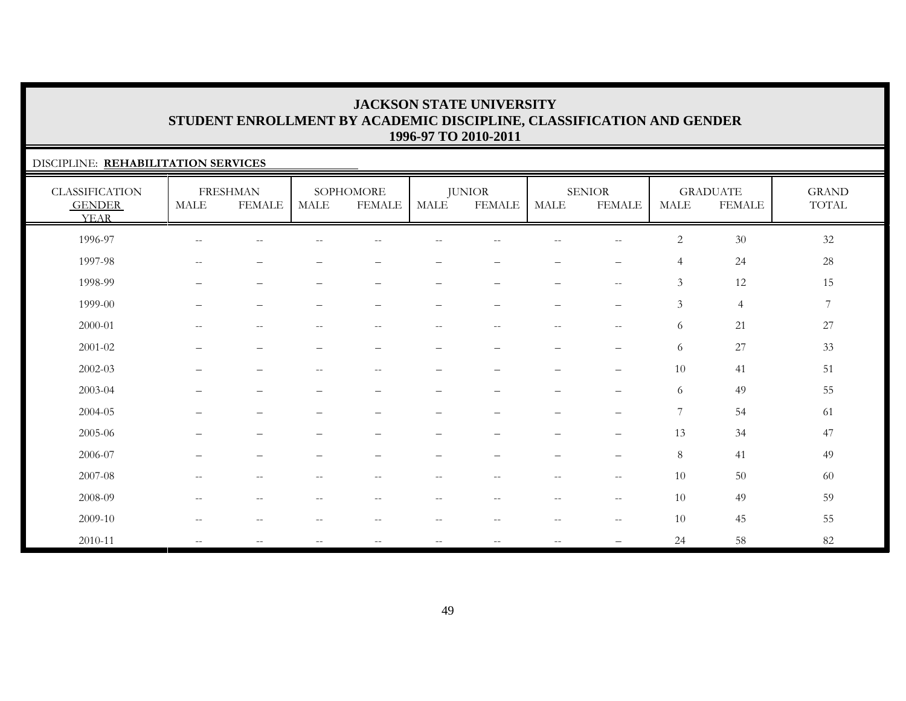# JACKSON STATE UNIVERSITY
## STUDENT ENROLLMENT BY ACADEMIC DISCIPLINE, CLASSIFICATION AND GENDER
### 1996-97 TO 2010-2011

DISCIPLINE: **REHABILITATION SERVICES**

| CLASSIFICATION | FRESHMAN | | SOPHOMORE | | JUNIOR | | SENIOR | | GRADUATE | | GRAND |
|---|---|---|---|---|---|---|---|---|---|---|---|
| GENDER / YEAR | MALE | FEMALE | MALE | FEMALE | MALE | FEMALE | MALE | FEMALE | MALE | FEMALE | TOTAL |
| 1996-97 | -- | -- | -- | -- | -- | -- | -- | -- | 2 | 30 | 32 |
| 1997-98 | -- | – | – | – | – | – | – | – | 4 | 24 | 28 |
| 1998-99 | – | – | – | – | – | – | – | -- | 3 | 12 | 15 |
| 1999-00 | – | – | – | – | – | – | – | – | 3 | 4 | 7 |
| 2000-01 | -- | -- | -- | -- | -- | -- | -- | -- | 6 | 21 | 27 |
| 2001-02 | – | – | – | – | – | – | – | – | 6 | 27 | 33 |
| 2002-03 | – | – | -- | -- | – | – | – | – | 10 | 41 | 51 |
| 2003-04 | – | – | – | – | – | – | – | – | 6 | 49 | 55 |
| 2004-05 | – | – | – | – | – | – | – | – | 7 | 54 | 61 |
| 2005-06 | – | – | – | – | – | – | – | – | 13 | 34 | 47 |
| 2006-07 | – | – | – | – | – | – | – | – | 8 | 41 | 49 |
| 2007-08 | -- | -- | -- | -- | -- | -- | -- | -- | 10 | 50 | 60 |
| 2008-09 | -- | -- | -- | -- | -- | -- | -- | -- | 10 | 49 | 59 |
| 2009-10 | -- | -- | -- | -- | -- | -- | -- | -- | 10 | 45 | 55 |
| 2010-11 | -- | -- | -- | -- | -- | -- | -- | – | 24 | 58 | 82 |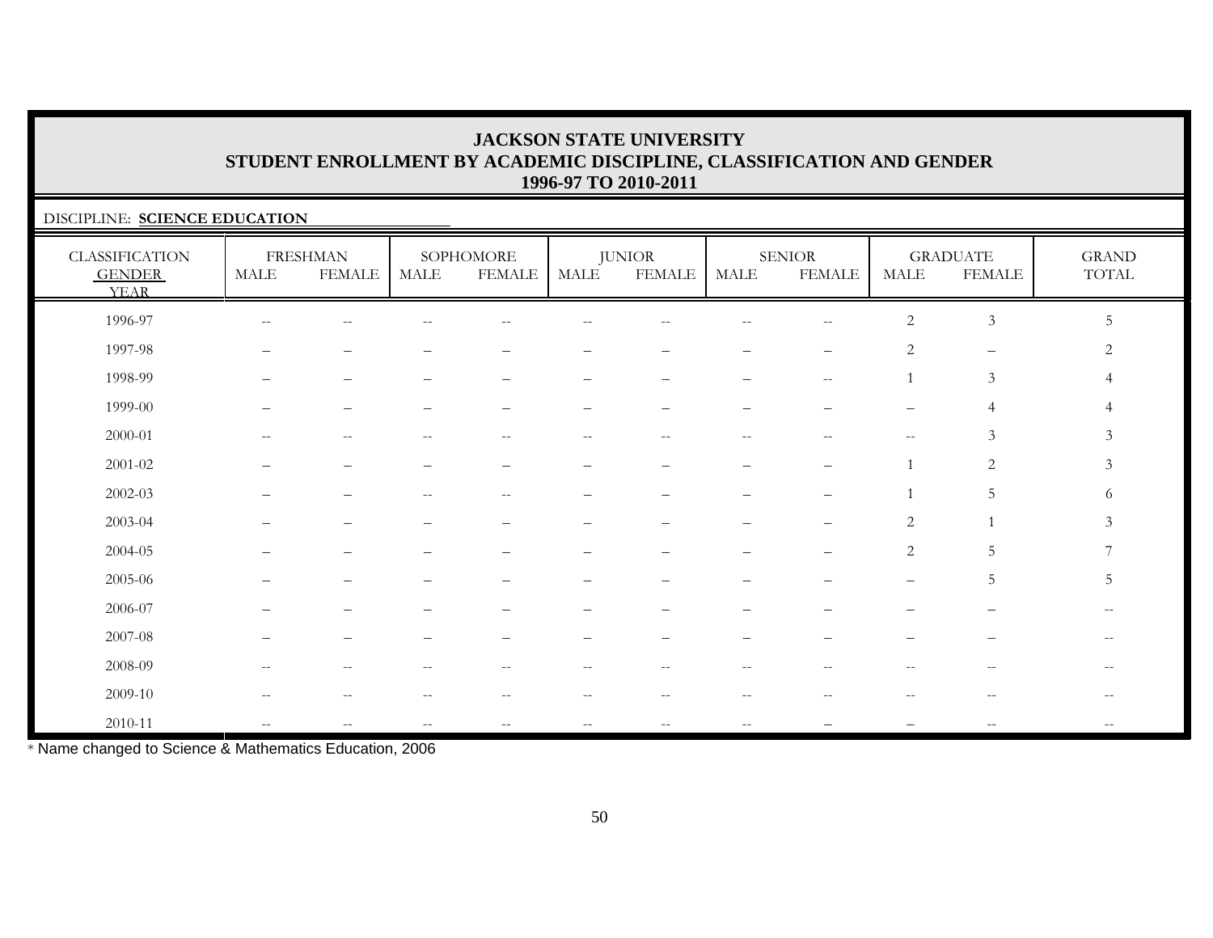# JACKSON STATE UNIVERSITY
## STUDENT ENROLLMENT BY ACADEMIC DISCIPLINE, CLASSIFICATION AND GENDER
## 1996-97 TO 2010-2011

DISCIPLINE: **SCIENCE EDUCATION**

| CLASSIFICATION GENDER YEAR | FRESHMAN | | SOPHOMORE | | JUNIOR | | SENIOR | | GRADUATE | | GRAND TOTAL |
|---|---|---|---|---|---|---|---|---|---|---|---|
| | MALE | FEMALE | MALE | FEMALE | MALE | FEMALE | MALE | FEMALE | MALE | FEMALE | |
| 1996-97 | -- | -- | -- | -- | -- | -- | -- | -- | 2 | 3 | 5 |
| 1997-98 | – | – | – | – | – | – | – | – | 2 | – | 2 |
| 1998-99 | – | – | – | – | – | – | – | -- | 1 | 3 | 4 |
| 1999-00 | – | – | – | – | – | – | – | – | – | 4 | 4 |
| 2000-01 | -- | -- | -- | -- | -- | -- | -- | -- | -- | 3 | 3 |
| 2001-02 | – | – | – | – | – | – | – | – | 1 | 2 | 3 |
| 2002-03 | – | – | -- | -- | – | – | – | – | 1 | 5 | 6 |
| 2003-04 | – | – | – | – | – | – | – | – | 2 | 1 | 3 |
| 2004-05 | – | – | – | – | – | – | – | – | 2 | 5 | 7 |
| 2005-06 | – | – | – | – | – | – | – | – | – | 5 | 5 |
| 2006-07 | – | – | – | – | – | – | – | – | – | – | -- |
| 2007-08 | – | – | – | – | – | – | – | – | – | – | -- |
| 2008-09 | -- | -- | -- | -- | -- | -- | -- | -- | -- | -- | -- |
| 2009-10 | -- | -- | -- | -- | -- | -- | -- | -- | -- | -- | -- |
| 2010-11 | -- | -- | -- | -- | -- | -- | -- | – | – | -- | -- |

* Name changed to Science & Mathematics Education, 2006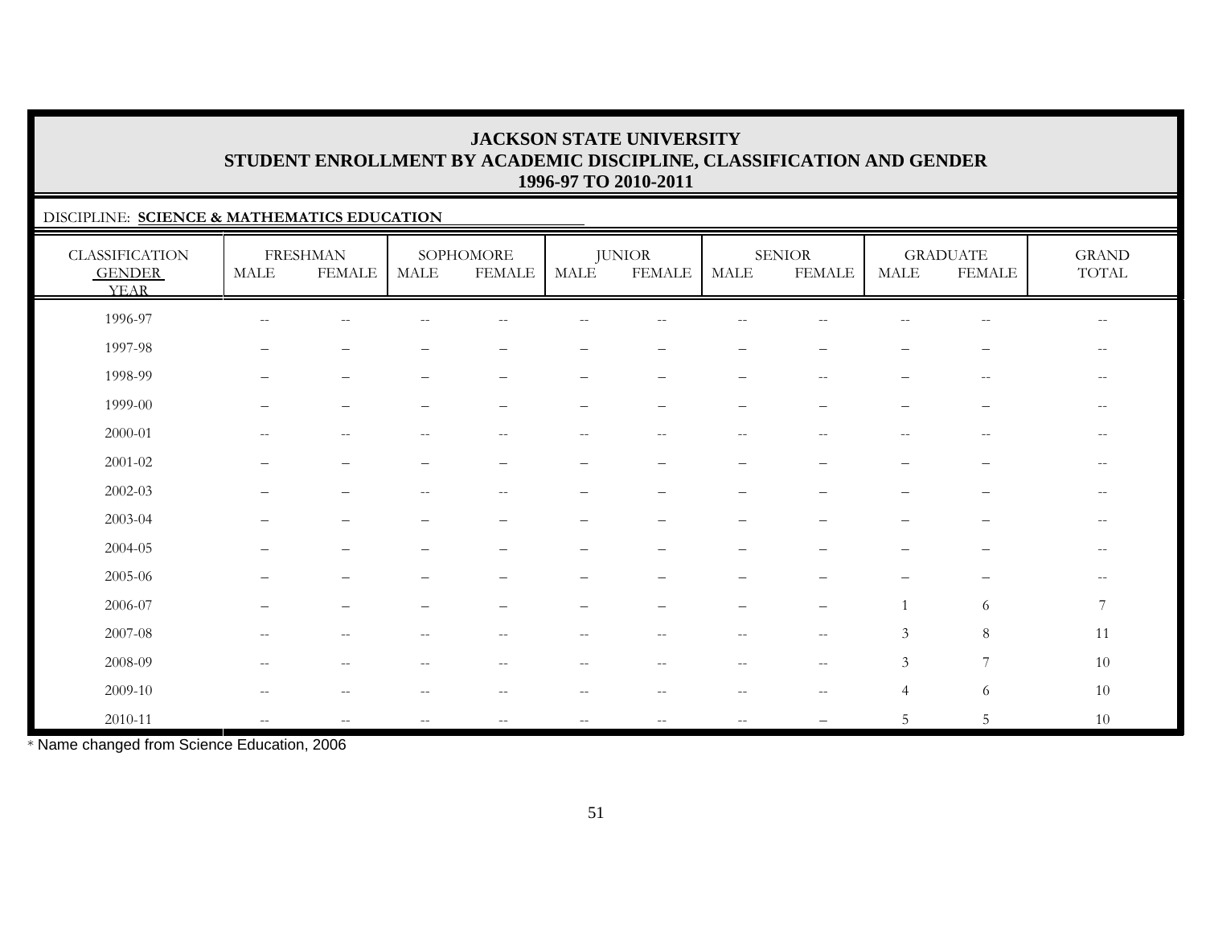# JACKSON STATE UNIVERSITY
## STUDENT ENROLLMENT BY ACADEMIC DISCIPLINE, CLASSIFICATION AND GENDER
### 1996-97 TO 2010-2011

DISCIPLINE: **SCIENCE & MATHEMATICS EDUCATION**

| CLASSIFICATION GENDER YEAR | FRESHMAN | | SOPHOMORE | | JUNIOR | | SENIOR | | GRADUATE | | GRAND TOTAL |
|---|---|---|---|---|---|---|---|---|---|---|---|
| | MALE | FEMALE | MALE | FEMALE | MALE | FEMALE | MALE | FEMALE | MALE | FEMALE | |
| 1996-97 | -- | -- | -- | -- | -- | -- | -- | -- | -- | -- | -- |
| 1997-98 | – | – | – | – | – | – | – | – | – | – | -- |
| 1998-99 | – | – | – | – | – | – | – | -- | – | -- | -- |
| 1999-00 | – | – | – | – | – | – | – | – | – | – | -- |
| 2000-01 | -- | -- | -- | -- | -- | -- | -- | -- | -- | -- | -- |
| 2001-02 | – | – | – | – | – | – | – | – | – | – | -- |
| 2002-03 | – | – | -- | -- | – | – | – | – | – | – | -- |
| 2003-04 | – | – | – | – | – | – | – | – | – | – | -- |
| 2004-05 | – | – | – | – | – | – | – | – | – | – | -- |
| 2005-06 | – | – | – | – | – | – | – | – | – | – | -- |
| 2006-07 | – | – | – | – | – | – | – | – | 1 | 6 | 7 |
| 2007-08 | -- | -- | -- | -- | -- | -- | -- | -- | 3 | 8 | 11 |
| 2008-09 | -- | -- | -- | -- | -- | -- | -- | -- | 3 | 7 | 10 |
| 2009-10 | -- | -- | -- | -- | -- | -- | -- | -- | 4 | 6 | 10 |
| 2010-11 | -- | -- | -- | -- | -- | -- | -- | – | 5 | 5 | 10 |

* Name changed from Science Education, 2006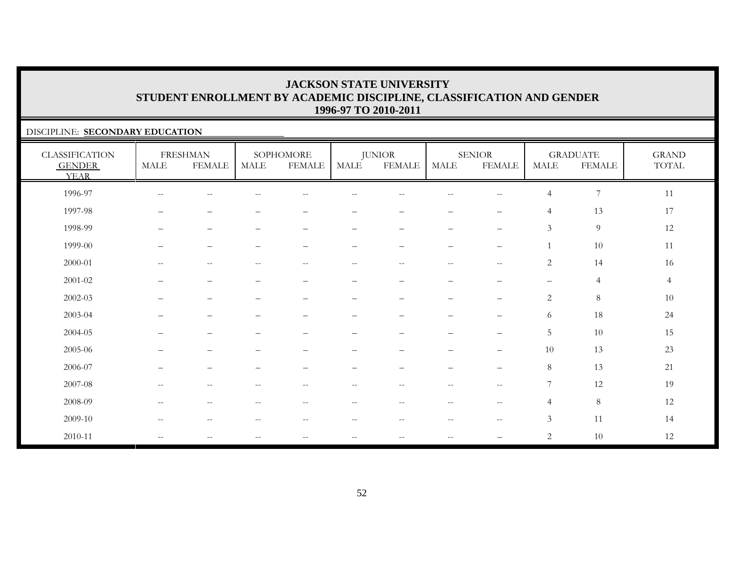# JACKSON STATE UNIVERSITY
## STUDENT ENROLLMENT BY ACADEMIC DISCIPLINE, CLASSIFICATION AND GENDER
### 1996-97 TO 2010-2011

DISCIPLINE: **SECONDARY EDUCATION**

| CLASSIFICATION | FRESHMAN | | SOPHOMORE | | JUNIOR | | SENIOR | | GRADUATE | | GRAND |
|---|---|---|---|---|---|---|---|---|---|---|---|
| GENDER / YEAR | MALE | FEMALE | MALE | FEMALE | MALE | FEMALE | MALE | FEMALE | MALE | FEMALE | TOTAL |
| 1996-97 | -- | -- | -- | -- | -- | -- | -- | -- | 4 | 7 | 11 |
| 1997-98 | – | – | – | – | – | – | – | – | 4 | 13 | 17 |
| 1998-99 | – | – | – | – | – | – | – | – | 3 | 9 | 12 |
| 1999-00 | – | – | – | – | – | – | – | – | 1 | 10 | 11 |
| 2000-01 | -- | -- | -- | -- | -- | -- | -- | -- | 2 | 14 | 16 |
| 2001-02 | – | – | – | – | – | – | – | – | – | 4 | 4 |
| 2002-03 | – | – | – | – | – | – | – | – | 2 | 8 | 10 |
| 2003-04 | – | – | – | – | – | – | – | – | 6 | 18 | 24 |
| 2004-05 | – | – | – | – | – | – | – | – | 5 | 10 | 15 |
| 2005-06 | – | – | – | – | – | – | – | – | 10 | 13 | 23 |
| 2006-07 | – | – | – | – | – | – | – | – | 8 | 13 | 21 |
| 2007-08 | -- | -- | -- | -- | -- | -- | -- | -- | 7 | 12 | 19 |
| 2008-09 | -- | -- | -- | -- | -- | -- | -- | -- | 4 | 8 | 12 |
| 2009-10 | -- | -- | -- | -- | -- | -- | -- | -- | 3 | 11 | 14 |
| 2010-11 | -- | -- | -- | -- | -- | -- | -- | – | 2 | 10 | 12 |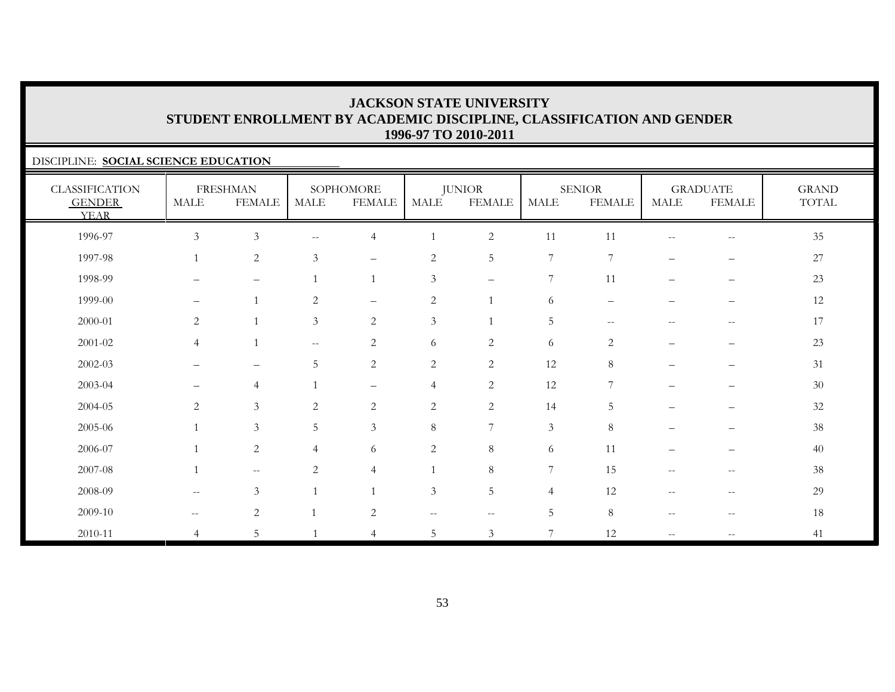# JACKSON STATE UNIVERSITY
## STUDENT ENROLLMENT BY ACADEMIC DISCIPLINE, CLASSIFICATION AND GENDER
## 1996-97 TO 2010-2011

DISCIPLINE: **SOCIAL SCIENCE EDUCATION**

| CLASSIFICATION GENDER YEAR | FRESHMAN | | SOPHOMORE | | JUNIOR | | SENIOR | | GRADUATE | | GRAND TOTAL |
|---|---|---|---|---|---|---|---|---|---|---|---|
| | MALE | FEMALE | MALE | FEMALE | MALE | FEMALE | MALE | FEMALE | MALE | FEMALE | |
| 1996-97 | 3 | 3 | -- | 4 | 1 | 2 | 11 | 11 | -- | -- | 35 |
| 1997-98 | 1 | 2 | 3 | – | 2 | 5 | 7 | 7 | – | – | 27 |
| 1998-99 | – | – | 1 | 1 | 3 | – | 7 | 11 | – | – | 23 |
| 1999-00 | – | 1 | 2 | – | 2 | 1 | 6 | – | – | – | 12 |
| 2000-01 | 2 | 1 | 3 | 2 | 3 | 1 | 5 | -- | -- | -- | 17 |
| 2001-02 | 4 | 1 | -- | 2 | 6 | 2 | 6 | 2 | – | – | 23 |
| 2002-03 | – | – | 5 | 2 | 2 | 2 | 12 | 8 | – | – | 31 |
| 2003-04 | – | 4 | 1 | – | 4 | 2 | 12 | 7 | – | – | 30 |
| 2004-05 | 2 | 3 | 2 | 2 | 2 | 2 | 14 | 5 | – | – | 32 |
| 2005-06 | 1 | 3 | 5 | 3 | 8 | 7 | 3 | 8 | – | – | 38 |
| 2006-07 | 1 | 2 | 4 | 6 | 2 | 8 | 6 | 11 | – | – | 40 |
| 2007-08 | 1 | -- | 2 | 4 | 1 | 8 | 7 | 15 | -- | -- | 38 |
| 2008-09 | -- | 3 | 1 | 1 | 3 | 5 | 4 | 12 | -- | -- | 29 |
| 2009-10 | -- | 2 | 1 | 2 | -- | -- | 5 | 8 | -- | -- | 18 |
| 2010-11 | 4 | 5 | 1 | 4 | 5 | 3 | 7 | 12 | -- | -- | 41 |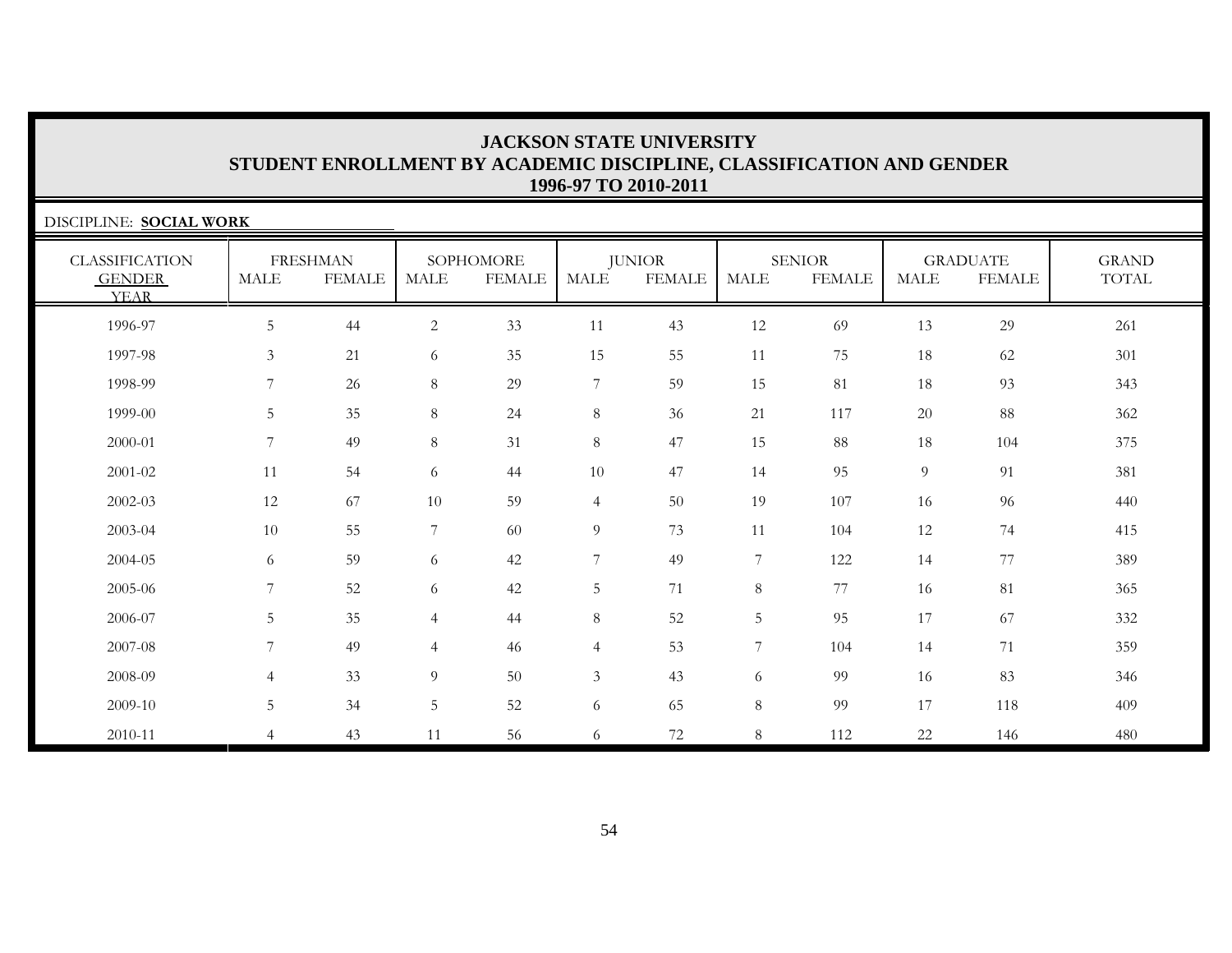# JACKSON STATE UNIVERSITY
## STUDENT ENROLLMENT BY ACADEMIC DISCIPLINE, CLASSIFICATION AND GENDER
### 1996-97 TO 2010-2011

DISCIPLINE: **SOCIAL WORK**

| CLASSIFICATION | FRESHMAN | | SOPHOMORE | | JUNIOR | | SENIOR | | GRADUATE | | GRAND |
|---|---|---|---|---|---|---|---|---|---|---|---|
| GENDER / YEAR | MALE | FEMALE | MALE | FEMALE | MALE | FEMALE | MALE | FEMALE | MALE | FEMALE | TOTAL |
| 1996-97 | 5 | 44 | 2 | 33 | 11 | 43 | 12 | 69 | 13 | 29 | 261 |
| 1997-98 | 3 | 21 | 6 | 35 | 15 | 55 | 11 | 75 | 18 | 62 | 301 |
| 1998-99 | 7 | 26 | 8 | 29 | 7 | 59 | 15 | 81 | 18 | 93 | 343 |
| 1999-00 | 5 | 35 | 8 | 24 | 8 | 36 | 21 | 117 | 20 | 88 | 362 |
| 2000-01 | 7 | 49 | 8 | 31 | 8 | 47 | 15 | 88 | 18 | 104 | 375 |
| 2001-02 | 11 | 54 | 6 | 44 | 10 | 47 | 14 | 95 | 9 | 91 | 381 |
| 2002-03 | 12 | 67 | 10 | 59 | 4 | 50 | 19 | 107 | 16 | 96 | 440 |
| 2003-04 | 10 | 55 | 7 | 60 | 9 | 73 | 11 | 104 | 12 | 74 | 415 |
| 2004-05 | 6 | 59 | 6 | 42 | 7 | 49 | 7 | 122 | 14 | 77 | 389 |
| 2005-06 | 7 | 52 | 6 | 42 | 5 | 71 | 8 | 77 | 16 | 81 | 365 |
| 2006-07 | 5 | 35 | 4 | 44 | 8 | 52 | 5 | 95 | 17 | 67 | 332 |
| 2007-08 | 7 | 49 | 4 | 46 | 4 | 53 | 7 | 104 | 14 | 71 | 359 |
| 2008-09 | 4 | 33 | 9 | 50 | 3 | 43 | 6 | 99 | 16 | 83 | 346 |
| 2009-10 | 5 | 34 | 5 | 52 | 6 | 65 | 8 | 99 | 17 | 118 | 409 |
| 2010-11 | 4 | 43 | 11 | 56 | 6 | 72 | 8 | 112 | 22 | 146 | 480 |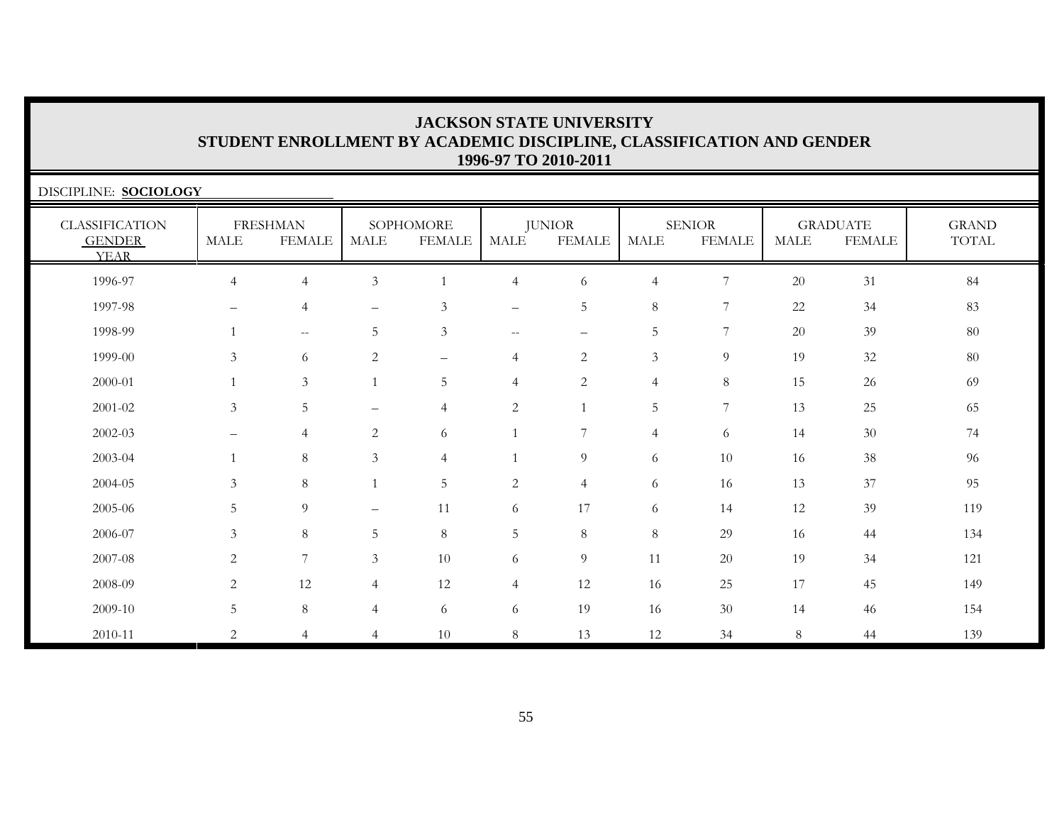# JACKSON STATE UNIVERSITY
## STUDENT ENROLLMENT BY ACADEMIC DISCIPLINE, CLASSIFICATION AND GENDER
## 1996-97 TO 2010-2011

DISCIPLINE: **SOCIOLOGY**

| CLASSIFICATION | FRESHMAN | | SOPHOMORE | | JUNIOR | | SENIOR | | GRADUATE | | GRAND |
|---|---|---|---|---|---|---|---|---|---|---|---|
| GENDER / YEAR | MALE | FEMALE | MALE | FEMALE | MALE | FEMALE | MALE | FEMALE | MALE | FEMALE | TOTAL |
| 1996-97 | 4 | 4 | 3 | 1 | 4 | 6 | 4 | 7 | 20 | 31 | 84 |
| 1997-98 | – | 4 | – | 3 | – | 5 | 8 | 7 | 22 | 34 | 83 |
| 1998-99 | 1 | -- | 5 | 3 | -- | – | 5 | 7 | 20 | 39 | 80 |
| 1999-00 | 3 | 6 | 2 | – | 4 | 2 | 3 | 9 | 19 | 32 | 80 |
| 2000-01 | 1 | 3 | 1 | 5 | 4 | 2 | 4 | 8 | 15 | 26 | 69 |
| 2001-02 | 3 | 5 | – | 4 | 2 | 1 | 5 | 7 | 13 | 25 | 65 |
| 2002-03 | – | 4 | 2 | 6 | 1 | 7 | 4 | 6 | 14 | 30 | 74 |
| 2003-04 | 1 | 8 | 3 | 4 | 1 | 9 | 6 | 10 | 16 | 38 | 96 |
| 2004-05 | 3 | 8 | 1 | 5 | 2 | 4 | 6 | 16 | 13 | 37 | 95 |
| 2005-06 | 5 | 9 | – | 11 | 6 | 17 | 6 | 14 | 12 | 39 | 119 |
| 2006-07 | 3 | 8 | 5 | 8 | 5 | 8 | 8 | 29 | 16 | 44 | 134 |
| 2007-08 | 2 | 7 | 3 | 10 | 6 | 9 | 11 | 20 | 19 | 34 | 121 |
| 2008-09 | 2 | 12 | 4 | 12 | 4 | 12 | 16 | 25 | 17 | 45 | 149 |
| 2009-10 | 5 | 8 | 4 | 6 | 6 | 19 | 16 | 30 | 14 | 46 | 154 |
| 2010-11 | 2 | 4 | 4 | 10 | 8 | 13 | 12 | 34 | 8 | 44 | 139 |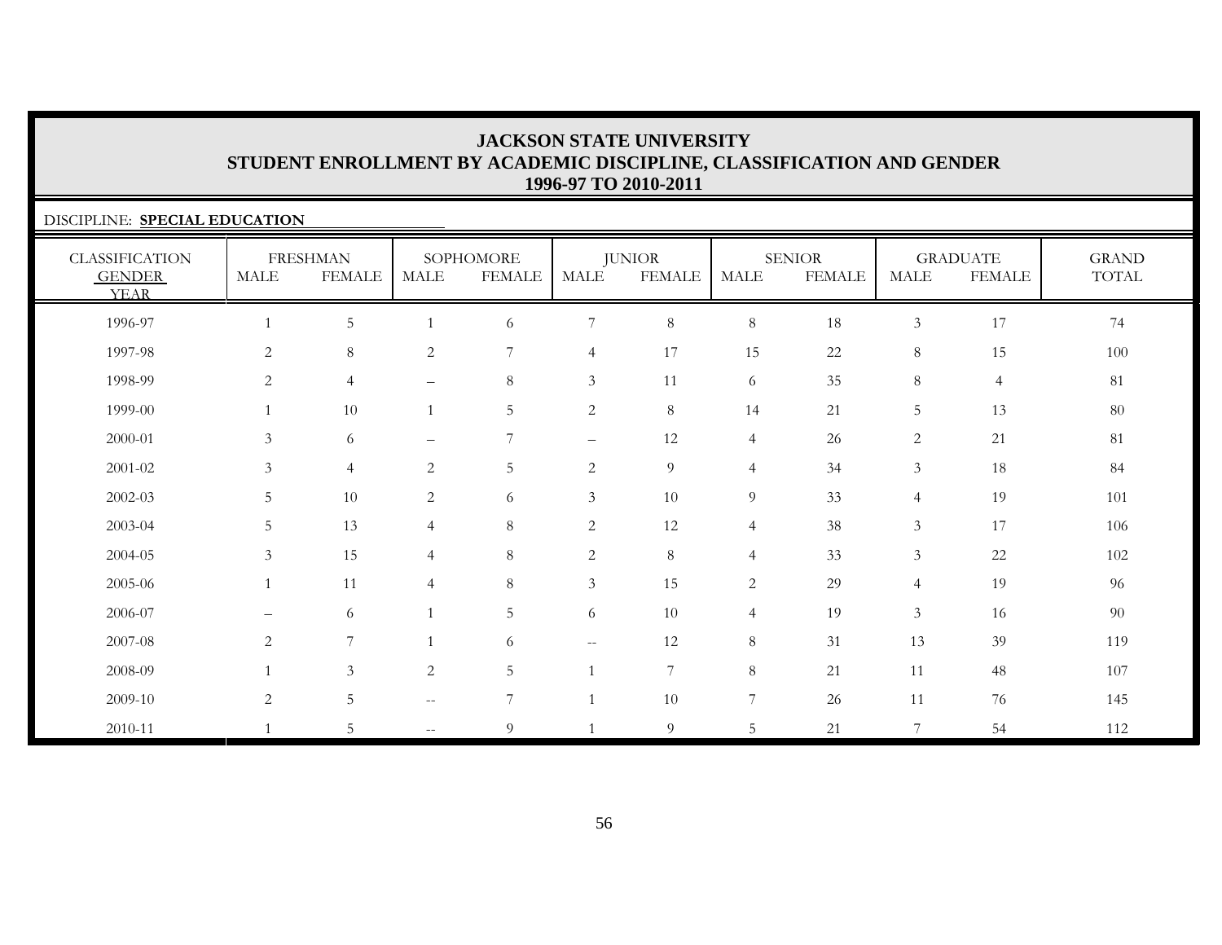# JACKSON STATE UNIVERSITY
## STUDENT ENROLLMENT BY ACADEMIC DISCIPLINE, CLASSIFICATION AND GENDER
## 1996-97 TO 2010-2011

DISCIPLINE: **SPECIAL EDUCATION**

| CLASSIFICATION GENDER YEAR | FRESHMAN | | SOPHOMORE | | JUNIOR | | SENIOR | | GRADUATE | | GRAND TOTAL |
|---|---|---|---|---|---|---|---|---|---|---|---|
| | MALE | FEMALE | MALE | FEMALE | MALE | FEMALE | MALE | FEMALE | MALE | FEMALE | |
| 1996-97 | 1 | 5 | 1 | 6 | 7 | 8 | 8 | 18 | 3 | 17 | 74 |
| 1997-98 | 2 | 8 | 2 | 7 | 4 | 17 | 15 | 22 | 8 | 15 | 100 |
| 1998-99 | 2 | 4 | – | 8 | 3 | 11 | 6 | 35 | 8 | 4 | 81 |
| 1999-00 | 1 | 10 | 1 | 5 | 2 | 8 | 14 | 21 | 5 | 13 | 80 |
| 2000-01 | 3 | 6 | – | 7 | – | 12 | 4 | 26 | 2 | 21 | 81 |
| 2001-02 | 3 | 4 | 2 | 5 | 2 | 9 | 4 | 34 | 3 | 18 | 84 |
| 2002-03 | 5 | 10 | 2 | 6 | 3 | 10 | 9 | 33 | 4 | 19 | 101 |
| 2003-04 | 5 | 13 | 4 | 8 | 2 | 12 | 4 | 38 | 3 | 17 | 106 |
| 2004-05 | 3 | 15 | 4 | 8 | 2 | 8 | 4 | 33 | 3 | 22 | 102 |
| 2005-06 | 1 | 11 | 4 | 8 | 3 | 15 | 2 | 29 | 4 | 19 | 96 |
| 2006-07 | – | 6 | 1 | 5 | 6 | 10 | 4 | 19 | 3 | 16 | 90 |
| 2007-08 | 2 | 7 | 1 | 6 | -- | 12 | 8 | 31 | 13 | 39 | 119 |
| 2008-09 | 1 | 3 | 2 | 5 | 1 | 7 | 8 | 21 | 11 | 48 | 107 |
| 2009-10 | 2 | 5 | -- | 7 | 1 | 10 | 7 | 26 | 11 | 76 | 145 |
| 2010-11 | 1 | 5 | -- | 9 | 1 | 9 | 5 | 21 | 7 | 54 | 112 |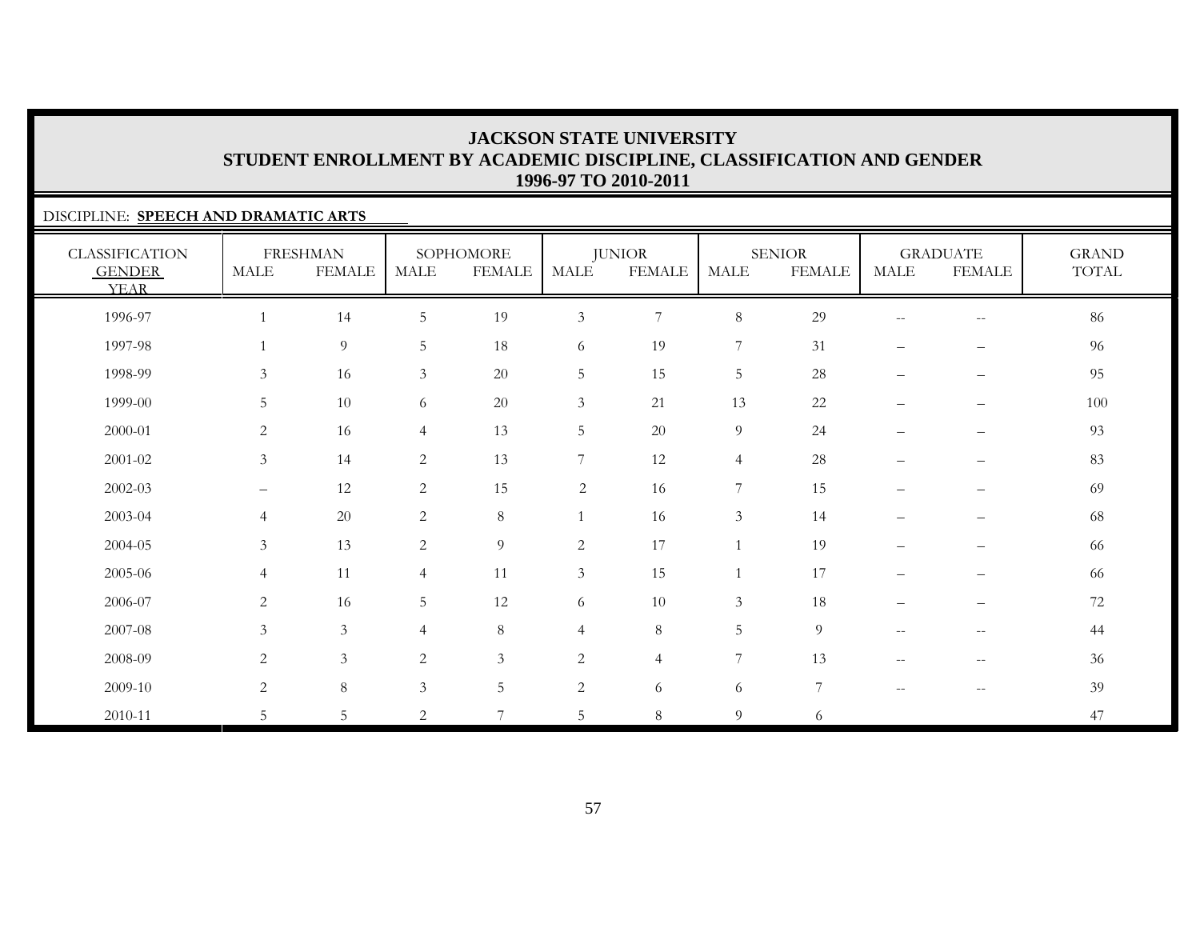# JACKSON STATE UNIVERSITY
## STUDENT ENROLLMENT BY ACADEMIC DISCIPLINE, CLASSIFICATION AND GENDER
## 1996-97 TO 2010-2011

DISCIPLINE: **SPEECH AND DRAMATIC ARTS**

| CLASSIFICATION | FRESHMAN | | SOPHOMORE | | JUNIOR | | SENIOR | | GRADUATE | | GRAND |
|---|---|---|---|---|---|---|---|---|---|---|---|
| GENDER<br>YEAR | MALE | FEMALE | MALE | FEMALE | MALE | FEMALE | MALE | FEMALE | MALE | FEMALE | TOTAL |
| 1996-97 | 1 | 14 | 5 | 19 | 3 | 7 | 8 | 29 | -- | -- | 86 |
| 1997-98 | 1 | 9 | 5 | 18 | 6 | 19 | 7 | 31 | – | – | 96 |
| 1998-99 | 3 | 16 | 3 | 20 | 5 | 15 | 5 | 28 | – | – | 95 |
| 1999-00 | 5 | 10 | 6 | 20 | 3 | 21 | 13 | 22 | – | – | 100 |
| 2000-01 | 2 | 16 | 4 | 13 | 5 | 20 | 9 | 24 | – | – | 93 |
| 2001-02 | 3 | 14 | 2 | 13 | 7 | 12 | 4 | 28 | – | – | 83 |
| 2002-03 | – | 12 | 2 | 15 | 2 | 16 | 7 | 15 | – | – | 69 |
| 2003-04 | 4 | 20 | 2 | 8 | 1 | 16 | 3 | 14 | – | – | 68 |
| 2004-05 | 3 | 13 | 2 | 9 | 2 | 17 | 1 | 19 | – | – | 66 |
| 2005-06 | 4 | 11 | 4 | 11 | 3 | 15 | 1 | 17 | – | – | 66 |
| 2006-07 | 2 | 16 | 5 | 12 | 6 | 10 | 3 | 18 | – | – | 72 |
| 2007-08 | 3 | 3 | 4 | 8 | 4 | 8 | 5 | 9 | -- | -- | 44 |
| 2008-09 | 2 | 3 | 2 | 3 | 2 | 4 | 7 | 13 | -- | -- | 36 |
| 2009-10 | 2 | 8 | 3 | 5 | 2 | 6 | 6 | 7 | -- | -- | 39 |
| 2010-11 | 5 | 5 | 2 | 7 | 5 | 8 | 9 | 6 | | | 47 |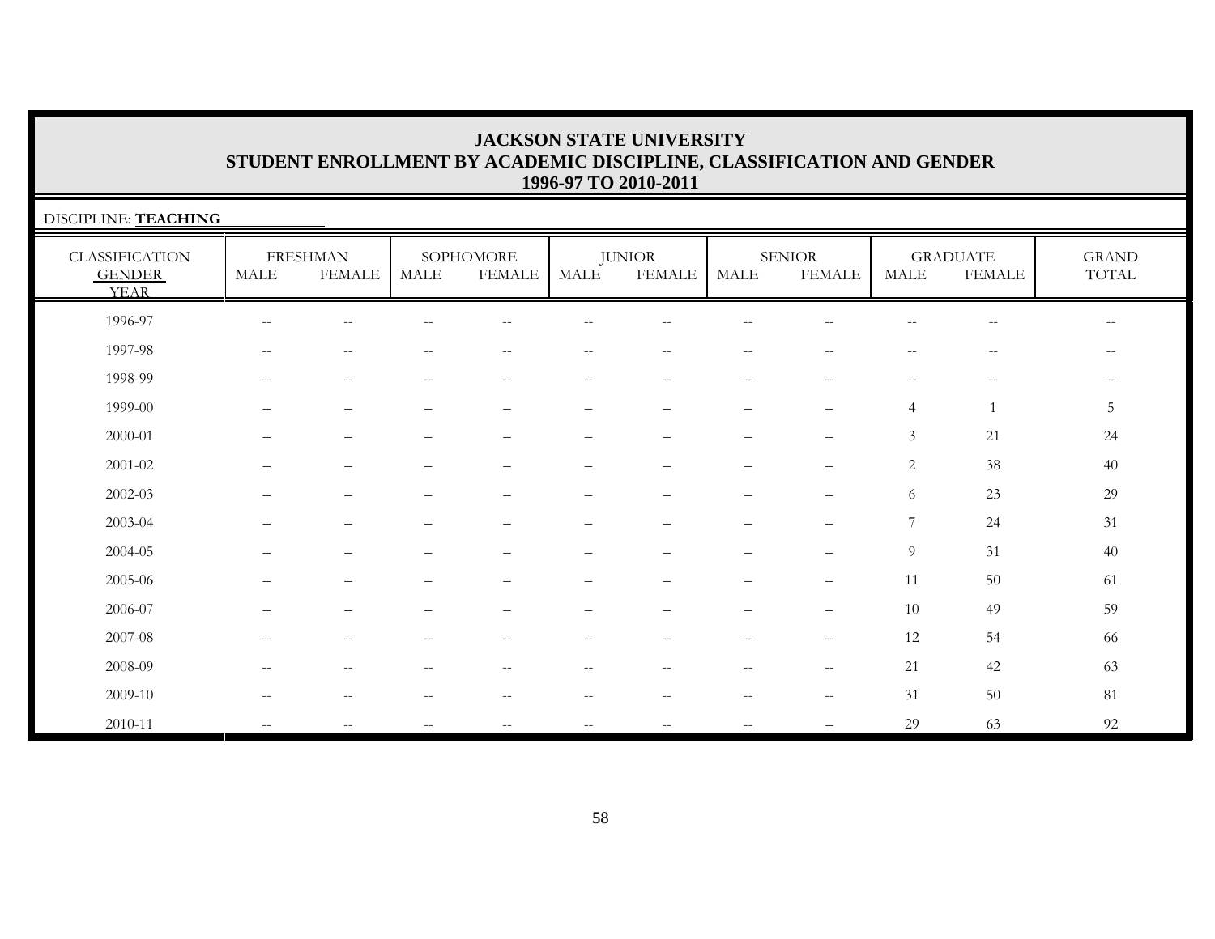# JACKSON STATE UNIVERSITY
## STUDENT ENROLLMENT BY ACADEMIC DISCIPLINE, CLASSIFICATION AND GENDER
### 1996-97 TO 2010-2011

DISCIPLINE: **TEACHING**

| CLASSIFICATION GENDER YEAR | FRESHMAN | | SOPHOMORE | | JUNIOR | | SENIOR | | GRADUATE | | GRAND TOTAL |
|---|---|---|---|---|---|---|---|---|---|---|---|
| | MALE | FEMALE | MALE | FEMALE | MALE | FEMALE | MALE | FEMALE | MALE | FEMALE | |
| 1996-97 | -- | -- | -- | -- | -- | -- | -- | -- | -- | -- | -- |
| 1997-98 | -- | -- | -- | -- | -- | -- | -- | -- | -- | -- | -- |
| 1998-99 | -- | -- | -- | -- | -- | -- | -- | -- | -- | -- | -- |
| 1999-00 | – | – | – | – | – | – | – | – | 4 | 1 | 5 |
| 2000-01 | – | – | – | – | – | – | – | – | 3 | 21 | 24 |
| 2001-02 | – | – | – | – | – | – | – | – | 2 | 38 | 40 |
| 2002-03 | – | – | – | – | – | – | – | – | 6 | 23 | 29 |
| 2003-04 | – | – | – | – | – | – | – | – | 7 | 24 | 31 |
| 2004-05 | – | – | – | – | – | – | – | – | 9 | 31 | 40 |
| 2005-06 | – | – | – | – | – | – | – | – | 11 | 50 | 61 |
| 2006-07 | – | – | – | – | – | – | – | – | 10 | 49 | 59 |
| 2007-08 | -- | -- | -- | -- | -- | -- | -- | -- | 12 | 54 | 66 |
| 2008-09 | -- | -- | -- | -- | -- | -- | -- | -- | 21 | 42 | 63 |
| 2009-10 | -- | -- | -- | -- | -- | -- | -- | -- | 31 | 50 | 81 |
| 2010-11 | -- | -- | -- | -- | -- | -- | -- | – | 29 | 63 | 92 |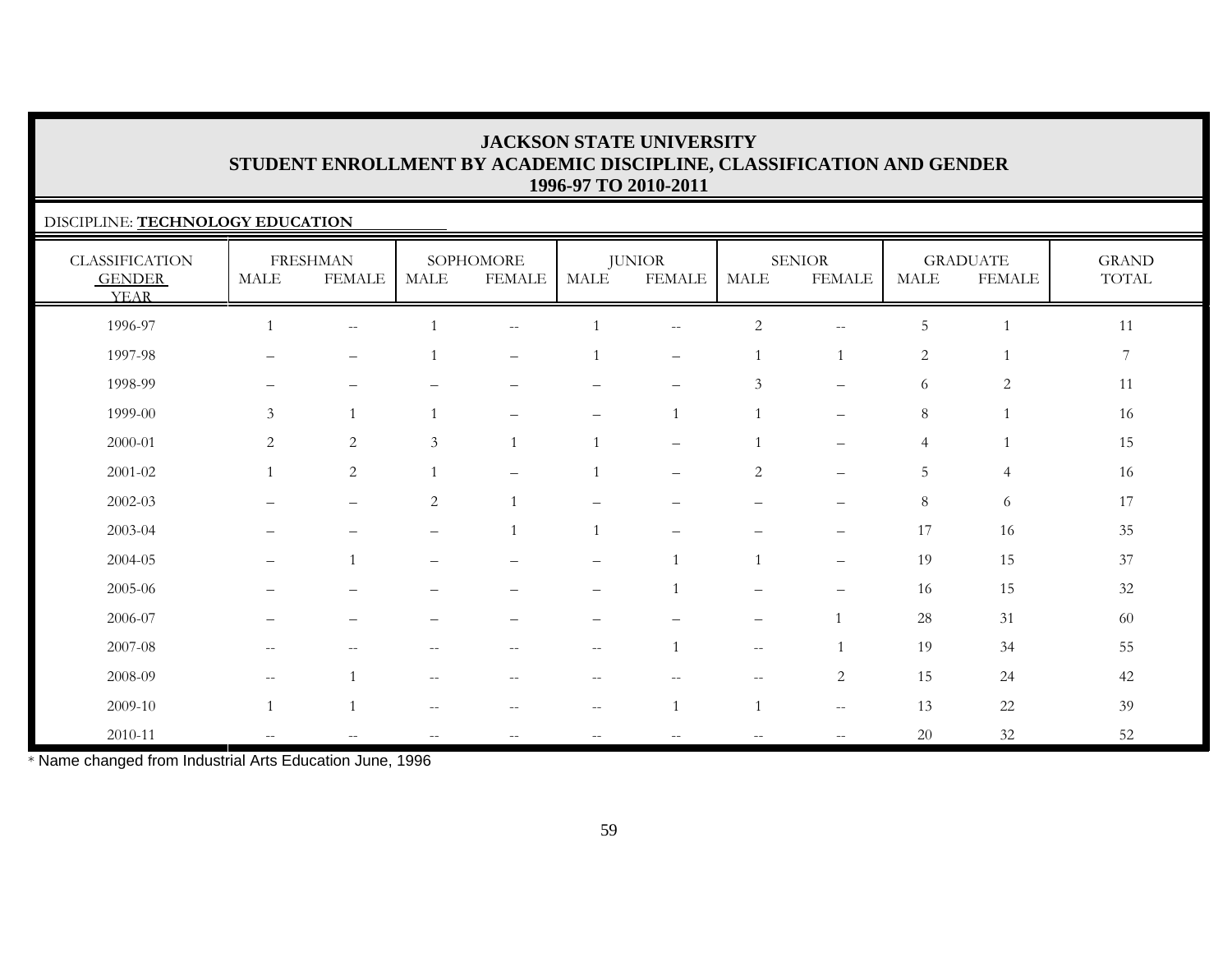# JACKSON STATE UNIVERSITY
## STUDENT ENROLLMENT BY ACADEMIC DISCIPLINE, CLASSIFICATION AND GENDER
### 1996-97 TO 2010-2011

DISCIPLINE: **TECHNOLOGY EDUCATION**

| CLASSIFICATION | FRESHMAN | | SOPHOMORE | | JUNIOR | | SENIOR | | GRADUATE | | GRAND |
|---|---|---|---|---|---|---|---|---|---|---|---|
| GENDER / YEAR | MALE | FEMALE | MALE | FEMALE | MALE | FEMALE | MALE | FEMALE | MALE | FEMALE | TOTAL |
| 1996-97 | 1 | -- | 1 | -- | 1 | -- | 2 | -- | 5 | 1 | 11 |
| 1997-98 | – | – | 1 | – | 1 | – | 1 | 1 | 2 | 1 | 7 |
| 1998-99 | – | – | – | – | – | – | 3 | – | 6 | 2 | 11 |
| 1999-00 | 3 | 1 | 1 | – | – | 1 | 1 | – | 8 | 1 | 16 |
| 2000-01 | 2 | 2 | 3 | 1 | 1 | – | 1 | – | 4 | 1 | 15 |
| 2001-02 | 1 | 2 | 1 | – | 1 | – | 2 | – | 5 | 4 | 16 |
| 2002-03 | – | – | 2 | 1 | – | – | – | – | 8 | 6 | 17 |
| 2003-04 | – | – | – | 1 | 1 | – | – | – | 17 | 16 | 35 |
| 2004-05 | – | 1 | – | – | – | 1 | 1 | – | 19 | 15 | 37 |
| 2005-06 | – | – | – | – | – | 1 | – | – | 16 | 15 | 32 |
| 2006-07 | – | – | – | – | – | – | – | 1 | 28 | 31 | 60 |
| 2007-08 | -- | -- | -- | -- | -- | 1 | -- | 1 | 19 | 34 | 55 |
| 2008-09 | -- | 1 | -- | -- | -- | -- | -- | 2 | 15 | 24 | 42 |
| 2009-10 | 1 | 1 | -- | -- | -- | 1 | 1 | -- | 13 | 22 | 39 |
| 2010-11 | -- | -- | -- | -- | -- | -- | -- | -- | 20 | 32 | 52 |

* Name changed from Industrial Arts Education June, 1996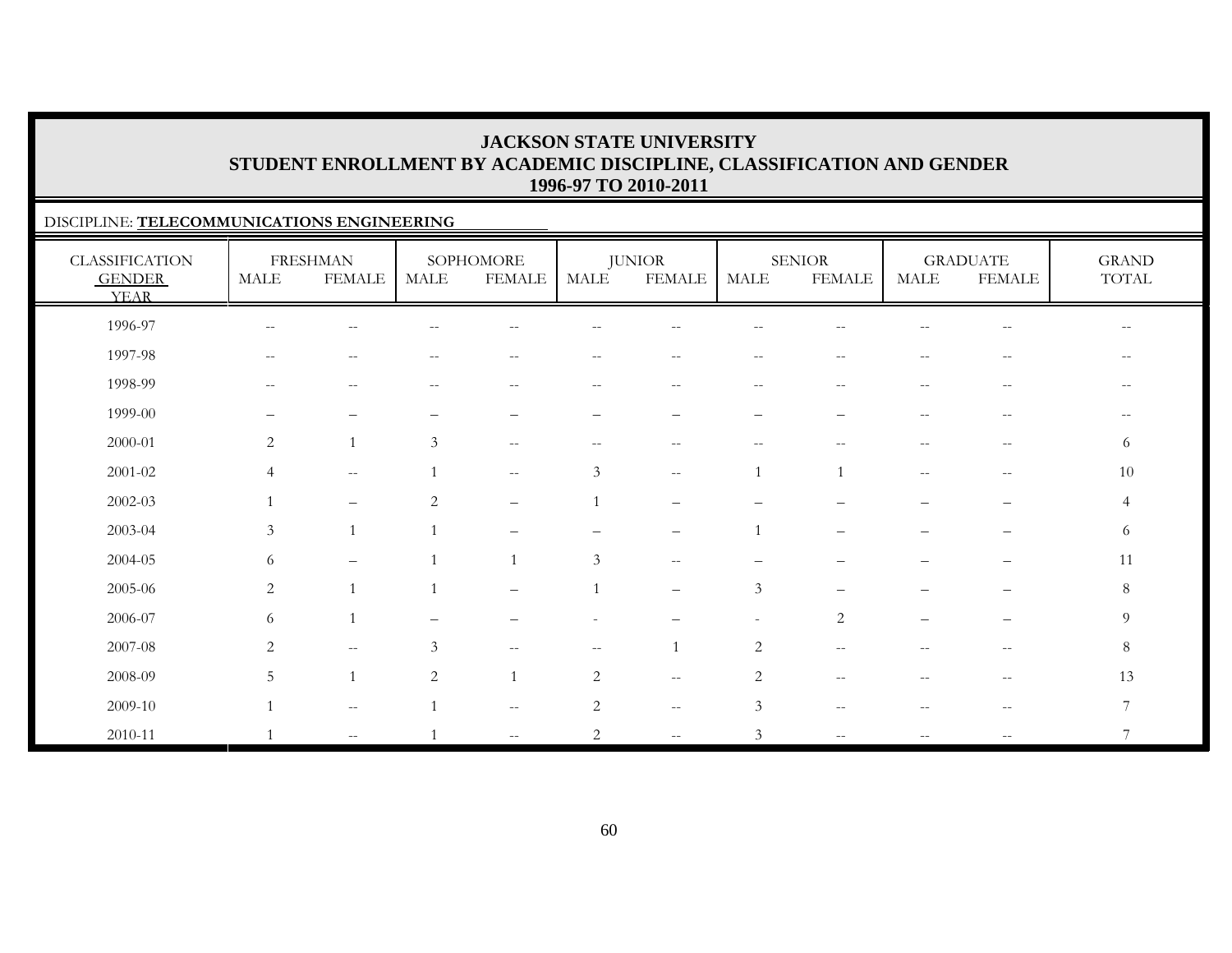# JACKSON STATE UNIVERSITY
## STUDENT ENROLLMENT BY ACADEMIC DISCIPLINE, CLASSIFICATION AND GENDER
### 1996-97 TO 2010-2011

DISCIPLINE: **TELECOMMUNICATIONS ENGINEERING**

| CLASSIFICATION | FRESHMAN | | SOPHOMORE | | JUNIOR | | SENIOR | | GRADUATE | | GRAND |
|---|---|---|---|---|---|---|---|---|---|---|---|
| GENDER / YEAR | MALE | FEMALE | MALE | FEMALE | MALE | FEMALE | MALE | FEMALE | MALE | FEMALE | TOTAL |
| 1996-97 | -- | -- | -- | -- | -- | -- | -- | -- | -- | -- | -- |
| 1997-98 | -- | -- | -- | -- | -- | -- | -- | -- | -- | -- | -- |
| 1998-99 | -- | -- | -- | -- | -- | -- | -- | -- | -- | -- | -- |
| 1999-00 | – | – | – | – | – | – | – | – | -- | -- | -- |
| 2000-01 | 2 | 1 | 3 | -- | -- | -- | -- | -- | -- | -- | 6 |
| 2001-02 | 4 | -- | 1 | -- | 3 | -- | 1 | 1 | -- | -- | 10 |
| 2002-03 | 1 | – | 2 | – | 1 | – | – | – | – | – | 4 |
| 2003-04 | 3 | 1 | 1 | – | – | – | 1 | – | – | – | 6 |
| 2004-05 | 6 | – | 1 | 1 | 3 | -- | – | – | – | – | 11 |
| 2005-06 | 2 | 1 | 1 | – | 1 | – | 3 | – | – | – | 8 |
| 2006-07 | 6 | 1 | – | – | - | – | - | 2 | – | – | 9 |
| 2007-08 | 2 | -- | 3 | -- | -- | 1 | 2 | -- | -- | -- | 8 |
| 2008-09 | 5 | 1 | 2 | 1 | 2 | -- | 2 | -- | -- | -- | 13 |
| 2009-10 | 1 | -- | 1 | -- | 2 | -- | 3 | -- | -- | -- | 7 |
| 2010-11 | 1 | -- | 1 | -- | 2 | -- | 3 | -- | -- | -- | 7 |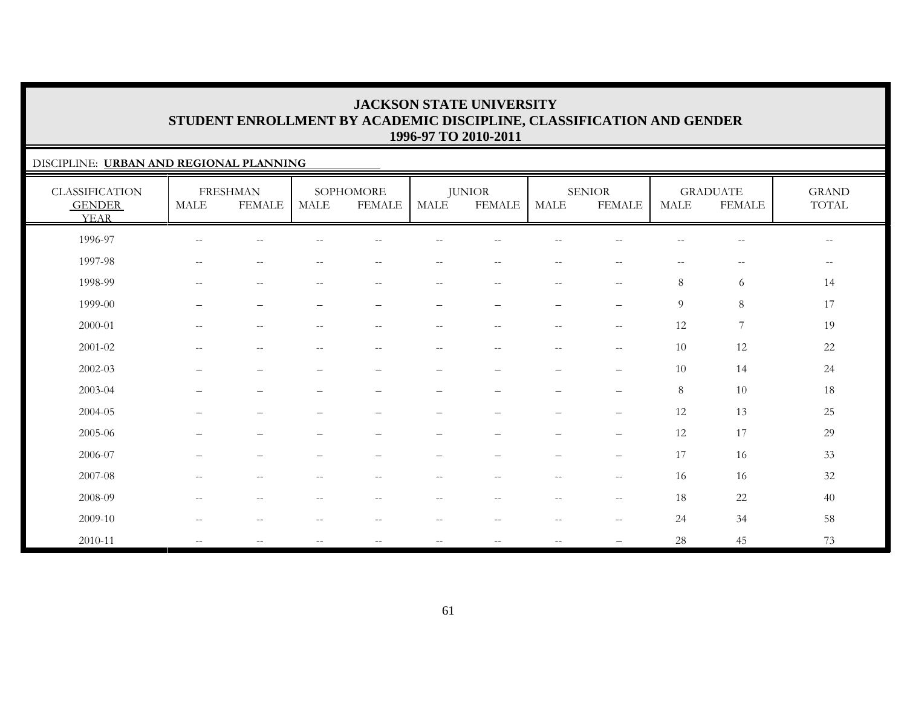# JACKSON STATE UNIVERSITY
## STUDENT ENROLLMENT BY ACADEMIC DISCIPLINE, CLASSIFICATION AND GENDER
### 1996-97 TO 2010-2011

DISCIPLINE: **URBAN AND REGIONAL PLANNING**

| CLASSIFICATION GENDER YEAR | FRESHMAN | | SOPHOMORE | | JUNIOR | | SENIOR | | GRADUATE | | GRAND TOTAL |
|---|---|---|---|---|---|---|---|---|---|---|---|
| | MALE | FEMALE | MALE | FEMALE | MALE | FEMALE | MALE | FEMALE | MALE | FEMALE | |
| 1996-97 | -- | -- | -- | -- | -- | -- | -- | -- | -- | -- | -- |
| 1997-98 | -- | -- | -- | -- | -- | -- | -- | -- | -- | -- | -- |
| 1998-99 | -- | -- | -- | -- | -- | -- | -- | -- | 8 | 6 | 14 |
| 1999-00 | – | – | – | – | – | – | – | – | 9 | 8 | 17 |
| 2000-01 | -- | -- | -- | -- | -- | -- | -- | -- | 12 | 7 | 19 |
| 2001-02 | -- | -- | -- | -- | -- | -- | -- | -- | 10 | 12 | 22 |
| 2002-03 | – | – | – | – | – | – | – | – | 10 | 14 | 24 |
| 2003-04 | – | – | – | – | – | – | – | – | 8 | 10 | 18 |
| 2004-05 | – | – | – | – | – | – | – | – | 12 | 13 | 25 |
| 2005-06 | – | – | – | – | – | – | – | – | 12 | 17 | 29 |
| 2006-07 | – | – | – | – | – | – | – | – | 17 | 16 | 33 |
| 2007-08 | -- | -- | -- | -- | -- | -- | -- | -- | 16 | 16 | 32 |
| 2008-09 | -- | -- | -- | -- | -- | -- | -- | -- | 18 | 22 | 40 |
| 2009-10 | -- | -- | -- | -- | -- | -- | -- | -- | 24 | 34 | 58 |
| 2010-11 | -- | -- | -- | -- | -- | -- | -- | – | 28 | 45 | 73 |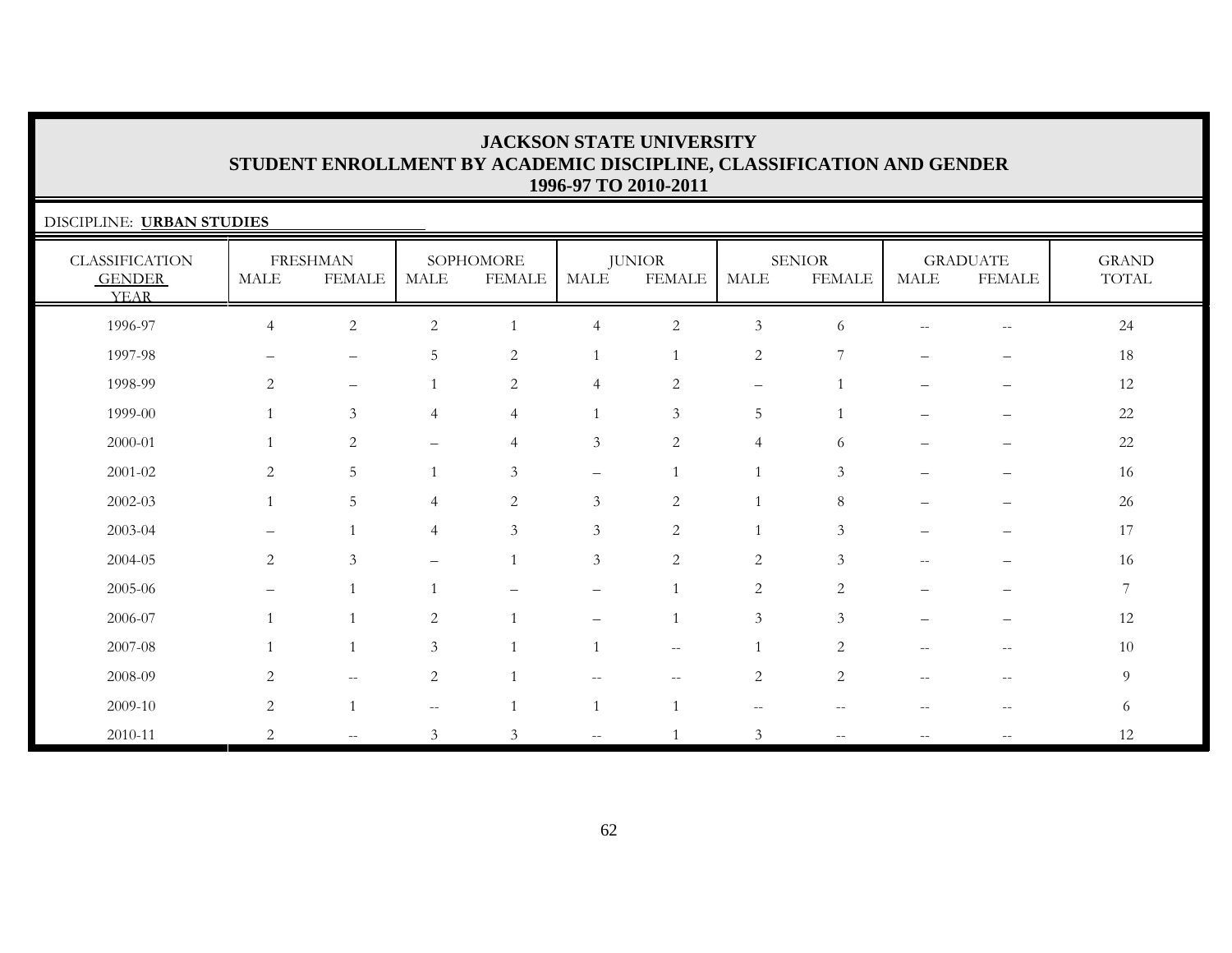# JACKSON STATE UNIVERSITY
## STUDENT ENROLLMENT BY ACADEMIC DISCIPLINE, CLASSIFICATION AND GENDER
## 1996-97 TO 2010-2011

DISCIPLINE: **URBAN STUDIES**

| CLASSIFICATION | FRESHMAN | | SOPHOMORE | | JUNIOR | | SENIOR | | GRADUATE | | GRAND |
|---|---|---|---|---|---|---|---|---|---|---|---|
| GENDER / YEAR | MALE | FEMALE | MALE | FEMALE | MALE | FEMALE | MALE | FEMALE | MALE | FEMALE | TOTAL |
| 1996-97 | 4 | 2 | 2 | 1 | 4 | 2 | 3 | 6 | -- | -- | 24 |
| 1997-98 | – | – | 5 | 2 | 1 | 1 | 2 | 7 | – | – | 18 |
| 1998-99 | 2 | – | 1 | 2 | 4 | 2 | – | 1 | – | – | 12 |
| 1999-00 | 1 | 3 | 4 | 4 | 1 | 3 | 5 | 1 | – | – | 22 |
| 2000-01 | 1 | 2 | – | 4 | 3 | 2 | 4 | 6 | – | – | 22 |
| 2001-02 | 2 | 5 | 1 | 3 | – | 1 | 1 | 3 | – | – | 16 |
| 2002-03 | 1 | 5 | 4 | 2 | 3 | 2 | 1 | 8 | – | – | 26 |
| 2003-04 | – | 1 | 4 | 3 | 3 | 2 | 1 | 3 | – | – | 17 |
| 2004-05 | 2 | 3 | – | 1 | 3 | 2 | 2 | 3 | -- | – | 16 |
| 2005-06 | – | 1 | 1 | – | – | 1 | 2 | 2 | – | – | 7 |
| 2006-07 | 1 | 1 | 2 | 1 | – | 1 | 3 | 3 | – | – | 12 |
| 2007-08 | 1 | 1 | 3 | 1 | 1 | -- | 1 | 2 | -- | -- | 10 |
| 2008-09 | 2 | -- | 2 | 1 | -- | -- | 2 | 2 | -- | -- | 9 |
| 2009-10 | 2 | 1 | -- | 1 | 1 | 1 | -- | -- | -- | -- | 6 |
| 2010-11 | 2 | -- | 3 | 3 | -- | 1 | 3 | -- | -- | -- | 12 |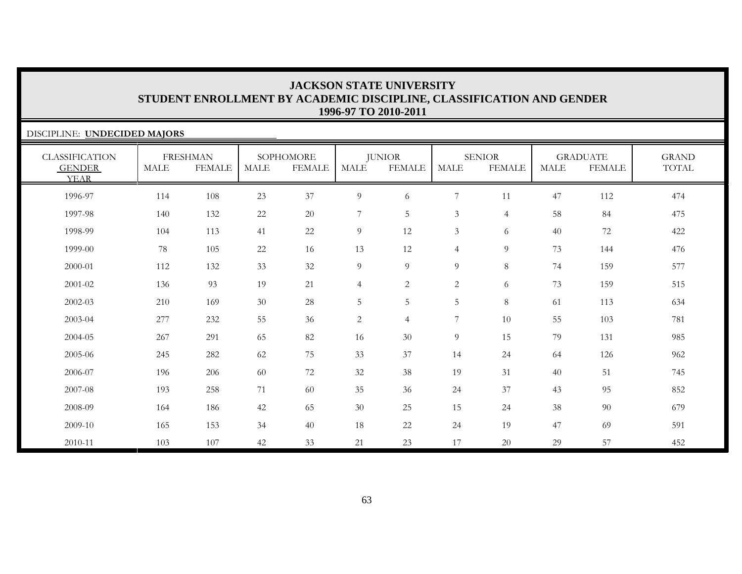# JACKSON STATE UNIVERSITY
## STUDENT ENROLLMENT BY ACADEMIC DISCIPLINE, CLASSIFICATION AND GENDER
### 1996-97 TO 2010-2011

DISCIPLINE: **UNDECIDED MAJORS**

| CLASSIFICATION | FRESHMAN | | SOPHOMORE | | JUNIOR | | SENIOR | | GRADUATE | | GRAND |
|---|---|---|---|---|---|---|---|---|---|---|---|
| GENDER / YEAR | MALE | FEMALE | MALE | FEMALE | MALE | FEMALE | MALE | FEMALE | MALE | FEMALE | TOTAL |
| 1996-97 | 114 | 108 | 23 | 37 | 9 | 6 | 7 | 11 | 47 | 112 | 474 |
| 1997-98 | 140 | 132 | 22 | 20 | 7 | 5 | 3 | 4 | 58 | 84 | 475 |
| 1998-99 | 104 | 113 | 41 | 22 | 9 | 12 | 3 | 6 | 40 | 72 | 422 |
| 1999-00 | 78 | 105 | 22 | 16 | 13 | 12 | 4 | 9 | 73 | 144 | 476 |
| 2000-01 | 112 | 132 | 33 | 32 | 9 | 9 | 9 | 8 | 74 | 159 | 577 |
| 2001-02 | 136 | 93 | 19 | 21 | 4 | 2 | 2 | 6 | 73 | 159 | 515 |
| 2002-03 | 210 | 169 | 30 | 28 | 5 | 5 | 5 | 8 | 61 | 113 | 634 |
| 2003-04 | 277 | 232 | 55 | 36 | 2 | 4 | 7 | 10 | 55 | 103 | 781 |
| 2004-05 | 267 | 291 | 65 | 82 | 16 | 30 | 9 | 15 | 79 | 131 | 985 |
| 2005-06 | 245 | 282 | 62 | 75 | 33 | 37 | 14 | 24 | 64 | 126 | 962 |
| 2006-07 | 196 | 206 | 60 | 72 | 32 | 38 | 19 | 31 | 40 | 51 | 745 |
| 2007-08 | 193 | 258 | 71 | 60 | 35 | 36 | 24 | 37 | 43 | 95 | 852 |
| 2008-09 | 164 | 186 | 42 | 65 | 30 | 25 | 15 | 24 | 38 | 90 | 679 |
| 2009-10 | 165 | 153 | 34 | 40 | 18 | 22 | 24 | 19 | 47 | 69 | 591 |
| 2010-11 | 103 | 107 | 42 | 33 | 21 | 23 | 17 | 20 | 29 | 57 | 452 |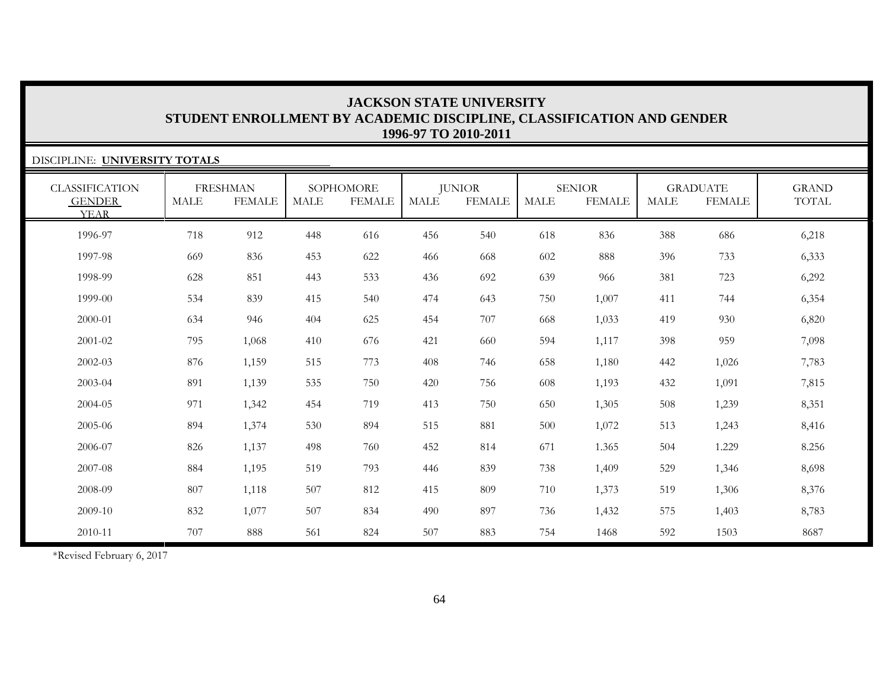# JACKSON STATE UNIVERSITY
## STUDENT ENROLLMENT BY ACADEMIC DISCIPLINE, CLASSIFICATION AND GENDER
### 1996-97 TO 2010-2011

DISCIPLINE: **UNIVERSITY TOTALS**

| CLASSIFICATION | FRESHMAN | | SOPHOMORE | | JUNIOR | | SENIOR | | GRADUATE | | GRAND |
|---|---|---|---|---|---|---|---|---|---|---|---|
| GENDER<br>YEAR | MALE | FEMALE | MALE | FEMALE | MALE | FEMALE | MALE | FEMALE | MALE | FEMALE | TOTAL |
| 1996-97 | 718 | 912 | 448 | 616 | 456 | 540 | 618 | 836 | 388 | 686 | 6,218 |
| 1997-98 | 669 | 836 | 453 | 622 | 466 | 668 | 602 | 888 | 396 | 733 | 6,333 |
| 1998-99 | 628 | 851 | 443 | 533 | 436 | 692 | 639 | 966 | 381 | 723 | 6,292 |
| 1999-00 | 534 | 839 | 415 | 540 | 474 | 643 | 750 | 1,007 | 411 | 744 | 6,354 |
| 2000-01 | 634 | 946 | 404 | 625 | 454 | 707 | 668 | 1,033 | 419 | 930 | 6,820 |
| 2001-02 | 795 | 1,068 | 410 | 676 | 421 | 660 | 594 | 1,117 | 398 | 959 | 7,098 |
| 2002-03 | 876 | 1,159 | 515 | 773 | 408 | 746 | 658 | 1,180 | 442 | 1,026 | 7,783 |
| 2003-04 | 891 | 1,139 | 535 | 750 | 420 | 756 | 608 | 1,193 | 432 | 1,091 | 7,815 |
| 2004-05 | 971 | 1,342 | 454 | 719 | 413 | 750 | 650 | 1,305 | 508 | 1,239 | 8,351 |
| 2005-06 | 894 | 1,374 | 530 | 894 | 515 | 881 | 500 | 1,072 | 513 | 1,243 | 8,416 |
| 2006-07 | 826 | 1,137 | 498 | 760 | 452 | 814 | 671 | 1.365 | 504 | 1.229 | 8.256 |
| 2007-08 | 884 | 1,195 | 519 | 793 | 446 | 839 | 738 | 1,409 | 529 | 1,346 | 8,698 |
| 2008-09 | 807 | 1,118 | 507 | 812 | 415 | 809 | 710 | 1,373 | 519 | 1,306 | 8,376 |
| 2009-10 | 832 | 1,077 | 507 | 834 | 490 | 897 | 736 | 1,432 | 575 | 1,403 | 8,783 |
| 2010-11 | 707 | 888 | 561 | 824 | 507 | 883 | 754 | 1468 | 592 | 1503 | 8687 |

*Revised February 6, 2017